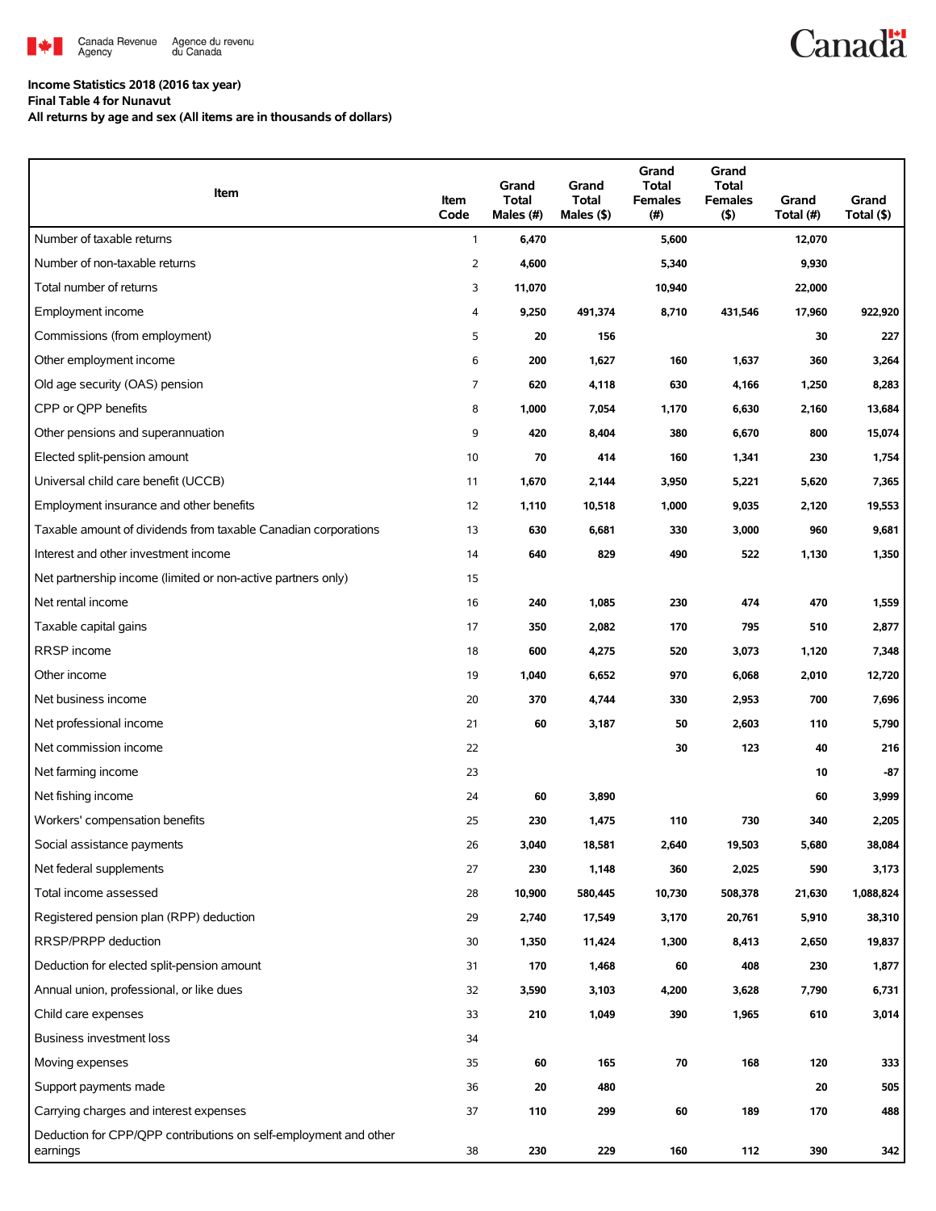Canada Revenue Agency / Agence du revenu du Canada

**Income Statistics 2018 (2016 tax year)**
**Final Table 4 for Nunavut**
**All returns by age and sex (All items are in thousands of dollars)**

| Item | Item Code | Grand Total Males (#) | Grand Total Males ($) | Grand Total Females (#) | Grand Total Females ($) | Grand Total (#) | Grand Total ($) |
|---|---|---|---|---|---|---|---|
| Number of taxable returns | 1 | 6,470 | | 5,600 | | 12,070 | |
| Number of non-taxable returns | 2 | 4,600 | | 5,340 | | 9,930 | |
| Total number of returns | 3 | 11,070 | | 10,940 | | 22,000 | |
| Employment income | 4 | 9,250 | 491,374 | 8,710 | 431,546 | 17,960 | 922,920 |
| Commissions (from employment) | 5 | 20 | 156 | | | 30 | 227 |
| Other employment income | 6 | 200 | 1,627 | 160 | 1,637 | 360 | 3,264 |
| Old age security (OAS) pension | 7 | 620 | 4,118 | 630 | 4,166 | 1,250 | 8,283 |
| CPP or QPP benefits | 8 | 1,000 | 7,054 | 1,170 | 6,630 | 2,160 | 13,684 |
| Other pensions and superannuation | 9 | 420 | 8,404 | 380 | 6,670 | 800 | 15,074 |
| Elected split-pension amount | 10 | 70 | 414 | 160 | 1,341 | 230 | 1,754 |
| Universal child care benefit (UCCB) | 11 | 1,670 | 2,144 | 3,950 | 5,221 | 5,620 | 7,365 |
| Employment insurance and other benefits | 12 | 1,110 | 10,518 | 1,000 | 9,035 | 2,120 | 19,553 |
| Taxable amount of dividends from taxable Canadian corporations | 13 | 630 | 6,681 | 330 | 3,000 | 960 | 9,681 |
| Interest and other investment income | 14 | 640 | 829 | 490 | 522 | 1,130 | 1,350 |
| Net partnership income (limited or non-active partners only) | 15 | | | | | | |
| Net rental income | 16 | 240 | 1,085 | 230 | 474 | 470 | 1,559 |
| Taxable capital gains | 17 | 350 | 2,082 | 170 | 795 | 510 | 2,877 |
| RRSP income | 18 | 600 | 4,275 | 520 | 3,073 | 1,120 | 7,348 |
| Other income | 19 | 1,040 | 6,652 | 970 | 6,068 | 2,010 | 12,720 |
| Net business income | 20 | 370 | 4,744 | 330 | 2,953 | 700 | 7,696 |
| Net professional income | 21 | 60 | 3,187 | 50 | 2,603 | 110 | 5,790 |
| Net commission income | 22 | | | 30 | 123 | 40 | 216 |
| Net farming income | 23 | | | | | 10 | -87 |
| Net fishing income | 24 | 60 | 3,890 | | | 60 | 3,999 |
| Workers' compensation benefits | 25 | 230 | 1,475 | 110 | 730 | 340 | 2,205 |
| Social assistance payments | 26 | 3,040 | 18,581 | 2,640 | 19,503 | 5,680 | 38,084 |
| Net federal supplements | 27 | 230 | 1,148 | 360 | 2,025 | 590 | 3,173 |
| Total income assessed | 28 | 10,900 | 580,445 | 10,730 | 508,378 | 21,630 | 1,088,824 |
| Registered pension plan (RPP) deduction | 29 | 2,740 | 17,549 | 3,170 | 20,761 | 5,910 | 38,310 |
| RRSP/PRPP deduction | 30 | 1,350 | 11,424 | 1,300 | 8,413 | 2,650 | 19,837 |
| Deduction for elected split-pension amount | 31 | 170 | 1,468 | 60 | 408 | 230 | 1,877 |
| Annual union, professional, or like dues | 32 | 3,590 | 3,103 | 4,200 | 3,628 | 7,790 | 6,731 |
| Child care expenses | 33 | 210 | 1,049 | 390 | 1,965 | 610 | 3,014 |
| Business investment loss | 34 | | | | | | |
| Moving expenses | 35 | 60 | 165 | 70 | 168 | 120 | 333 |
| Support payments made | 36 | 20 | 480 | | | 20 | 505 |
| Carrying charges and interest expenses | 37 | 110 | 299 | 60 | 189 | 170 | 488 |
| Deduction for CPP/QPP contributions on self-employment and other earnings | 38 | 230 | 229 | 160 | 112 | 390 | 342 |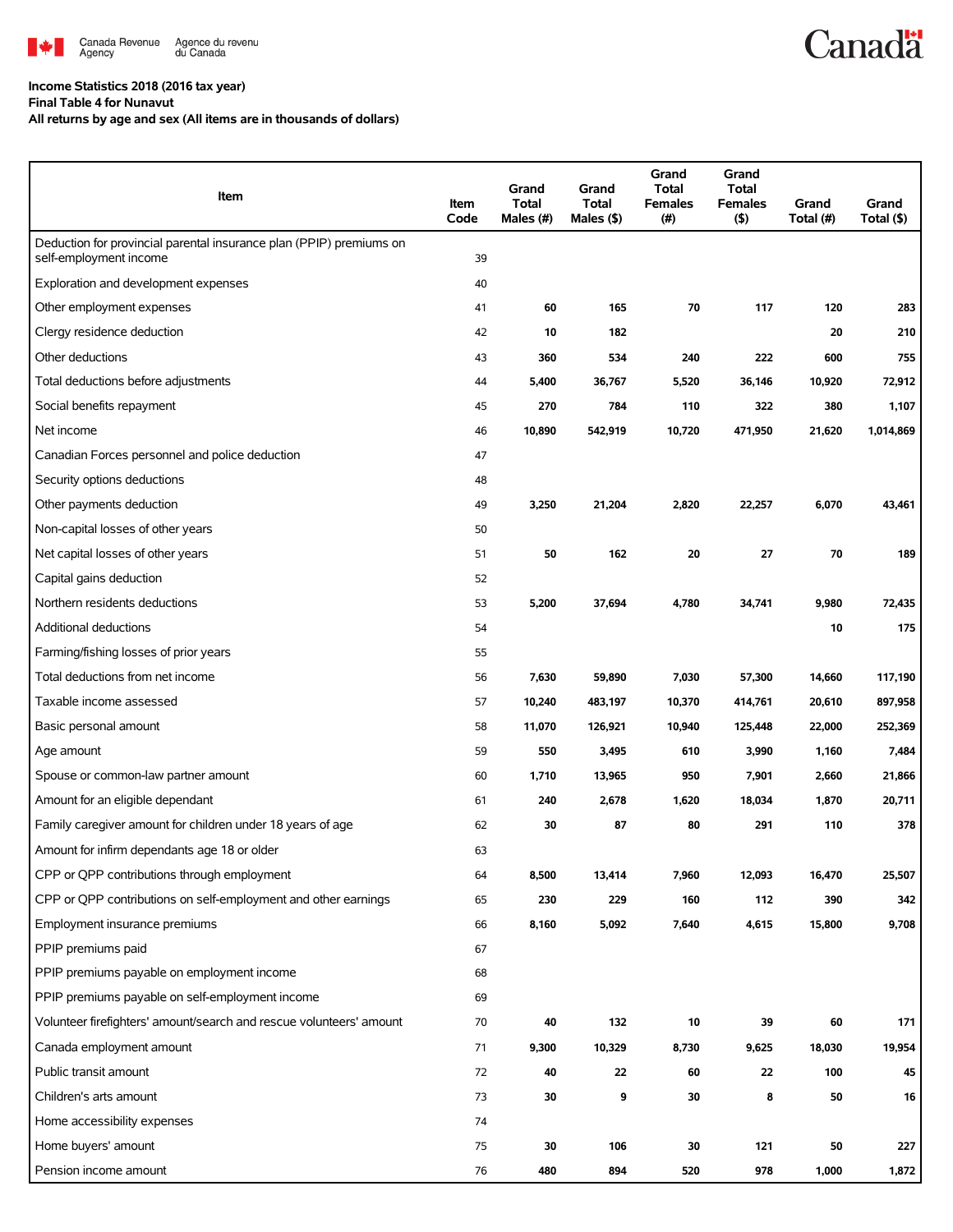Income Statistics 2018 (2016 tax year)

Final Table 4 for Nunavut

All returns by age and sex (All items are in thousands of dollars)

| Item | Item Code | Grand Total Males (#) | Grand Total Males ($) | Grand Total Females (#) | Grand Total Females ($) | Grand Total (#) | Grand Total ($) |
|---|---|---|---|---|---|---|---|
| Deduction for provincial parental insurance plan (PPIP) premiums on self-employment income | 39 | | | | | | |
| Exploration and development expenses | 40 | | | | | | |
| Other employment expenses | 41 | 60 | 165 | 70 | 117 | 120 | 283 |
| Clergy residence deduction | 42 | 10 | 182 | | | 20 | 210 |
| Other deductions | 43 | 360 | 534 | 240 | 222 | 600 | 755 |
| Total deductions before adjustments | 44 | 5,400 | 36,767 | 5,520 | 36,146 | 10,920 | 72,912 |
| Social benefits repayment | 45 | 270 | 784 | 110 | 322 | 380 | 1,107 |
| Net income | 46 | 10,890 | 542,919 | 10,720 | 471,950 | 21,620 | 1,014,869 |
| Canadian Forces personnel and police deduction | 47 | | | | | | |
| Security options deductions | 48 | | | | | | |
| Other payments deduction | 49 | 3,250 | 21,204 | 2,820 | 22,257 | 6,070 | 43,461 |
| Non-capital losses of other years | 50 | | | | | | |
| Net capital losses of other years | 51 | 50 | 162 | 20 | 27 | 70 | 189 |
| Capital gains deduction | 52 | | | | | | |
| Northern residents deductions | 53 | 5,200 | 37,694 | 4,780 | 34,741 | 9,980 | 72,435 |
| Additional deductions | 54 | | | | | 10 | 175 |
| Farming/fishing losses of prior years | 55 | | | | | | |
| Total deductions from net income | 56 | 7,630 | 59,890 | 7,030 | 57,300 | 14,660 | 117,190 |
| Taxable income assessed | 57 | 10,240 | 483,197 | 10,370 | 414,761 | 20,610 | 897,958 |
| Basic personal amount | 58 | 11,070 | 126,921 | 10,940 | 125,448 | 22,000 | 252,369 |
| Age amount | 59 | 550 | 3,495 | 610 | 3,990 | 1,160 | 7,484 |
| Spouse or common-law partner amount | 60 | 1,710 | 13,965 | 950 | 7,901 | 2,660 | 21,866 |
| Amount for an eligible dependant | 61 | 240 | 2,678 | 1,620 | 18,034 | 1,870 | 20,711 |
| Family caregiver amount for children under 18 years of age | 62 | 30 | 87 | 80 | 291 | 110 | 378 |
| Amount for infirm dependants age 18 or older | 63 | | | | | | |
| CPP or QPP contributions through employment | 64 | 8,500 | 13,414 | 7,960 | 12,093 | 16,470 | 25,507 |
| CPP or QPP contributions on self-employment and other earnings | 65 | 230 | 229 | 160 | 112 | 390 | 342 |
| Employment insurance premiums | 66 | 8,160 | 5,092 | 7,640 | 4,615 | 15,800 | 9,708 |
| PPIP premiums paid | 67 | | | | | | |
| PPIP premiums payable on employment income | 68 | | | | | | |
| PPIP premiums payable on self-employment income | 69 | | | | | | |
| Volunteer firefighters' amount/search and rescue volunteers' amount | 70 | 40 | 132 | 10 | 39 | 60 | 171 |
| Canada employment amount | 71 | 9,300 | 10,329 | 8,730 | 9,625 | 18,030 | 19,954 |
| Public transit amount | 72 | 40 | 22 | 60 | 22 | 100 | 45 |
| Children's arts amount | 73 | 30 | 9 | 30 | 8 | 50 | 16 |
| Home accessibility expenses | 74 | | | | | | |
| Home buyers' amount | 75 | 30 | 106 | 30 | 121 | 50 | 227 |
| Pension income amount | 76 | 480 | 894 | 520 | 978 | 1,000 | 1,872 |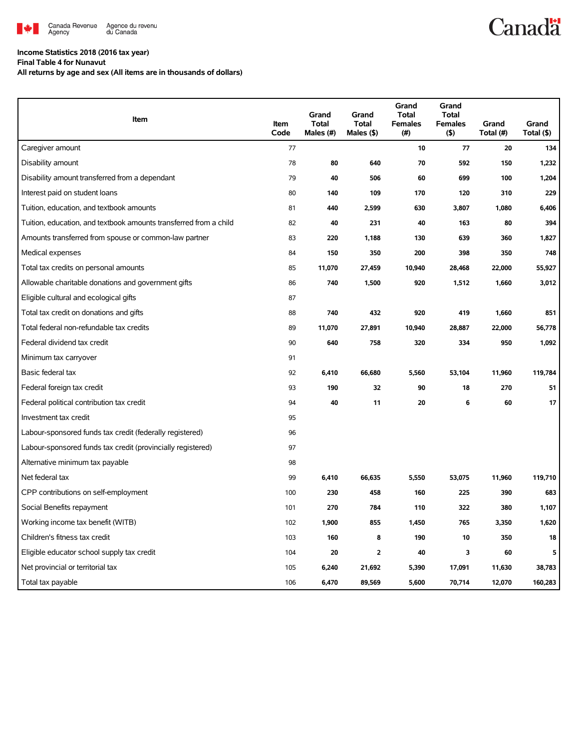Income Statistics 2018 (2016 tax year)

Final Table 4 for Nunavut

All returns by age and sex (All items are in thousands of dollars)

| Item | Item Code | Grand Total Males (#) | Grand Total Males ($) | Grand Total Females (#) | Grand Total Females ($) | Grand Total (#) | Grand Total ($) |
|---|---|---|---|---|---|---|---|
| Caregiver amount | 77 | | | 10 | 77 | 20 | 134 |
| Disability amount | 78 | 80 | 640 | 70 | 592 | 150 | 1,232 |
| Disability amount transferred from a dependant | 79 | 40 | 506 | 60 | 699 | 100 | 1,204 |
| Interest paid on student loans | 80 | 140 | 109 | 170 | 120 | 310 | 229 |
| Tuition, education, and textbook amounts | 81 | 440 | 2,599 | 630 | 3,807 | 1,080 | 6,406 |
| Tuition, education, and textbook amounts transferred from a child | 82 | 40 | 231 | 40 | 163 | 80 | 394 |
| Amounts transferred from spouse or common-law partner | 83 | 220 | 1,188 | 130 | 639 | 360 | 1,827 |
| Medical expenses | 84 | 150 | 350 | 200 | 398 | 350 | 748 |
| Total tax credits on personal amounts | 85 | 11,070 | 27,459 | 10,940 | 28,468 | 22,000 | 55,927 |
| Allowable charitable donations and government gifts | 86 | 740 | 1,500 | 920 | 1,512 | 1,660 | 3,012 |
| Eligible cultural and ecological gifts | 87 | | | | | | |
| Total tax credit on donations and gifts | 88 | 740 | 432 | 920 | 419 | 1,660 | 851 |
| Total federal non-refundable tax credits | 89 | 11,070 | 27,891 | 10,940 | 28,887 | 22,000 | 56,778 |
| Federal dividend tax credit | 90 | 640 | 758 | 320 | 334 | 950 | 1,092 |
| Minimum tax carryover | 91 | | | | | | |
| Basic federal tax | 92 | 6,410 | 66,680 | 5,560 | 53,104 | 11,960 | 119,784 |
| Federal foreign tax credit | 93 | 190 | 32 | 90 | 18 | 270 | 51 |
| Federal political contribution tax credit | 94 | 40 | 11 | 20 | 6 | 60 | 17 |
| Investment tax credit | 95 | | | | | | |
| Labour-sponsored funds tax credit (federally registered) | 96 | | | | | | |
| Labour-sponsored funds tax credit (provincially registered) | 97 | | | | | | |
| Alternative minimum tax payable | 98 | | | | | | |
| Net federal tax | 99 | 6,410 | 66,635 | 5,550 | 53,075 | 11,960 | 119,710 |
| CPP contributions on self-employment | 100 | 230 | 458 | 160 | 225 | 390 | 683 |
| Social Benefits repayment | 101 | 270 | 784 | 110 | 322 | 380 | 1,107 |
| Working income tax benefit (WITB) | 102 | 1,900 | 855 | 1,450 | 765 | 3,350 | 1,620 |
| Children's fitness tax credit | 103 | 160 | 8 | 190 | 10 | 350 | 18 |
| Eligible educator school supply tax credit | 104 | 20 | 2 | 40 | 3 | 60 | 5 |
| Net provincial or territorial tax | 105 | 6,240 | 21,692 | 5,390 | 17,091 | 11,630 | 38,783 |
| Total tax payable | 106 | 6,470 | 89,569 | 5,600 | 70,714 | 12,070 | 160,283 |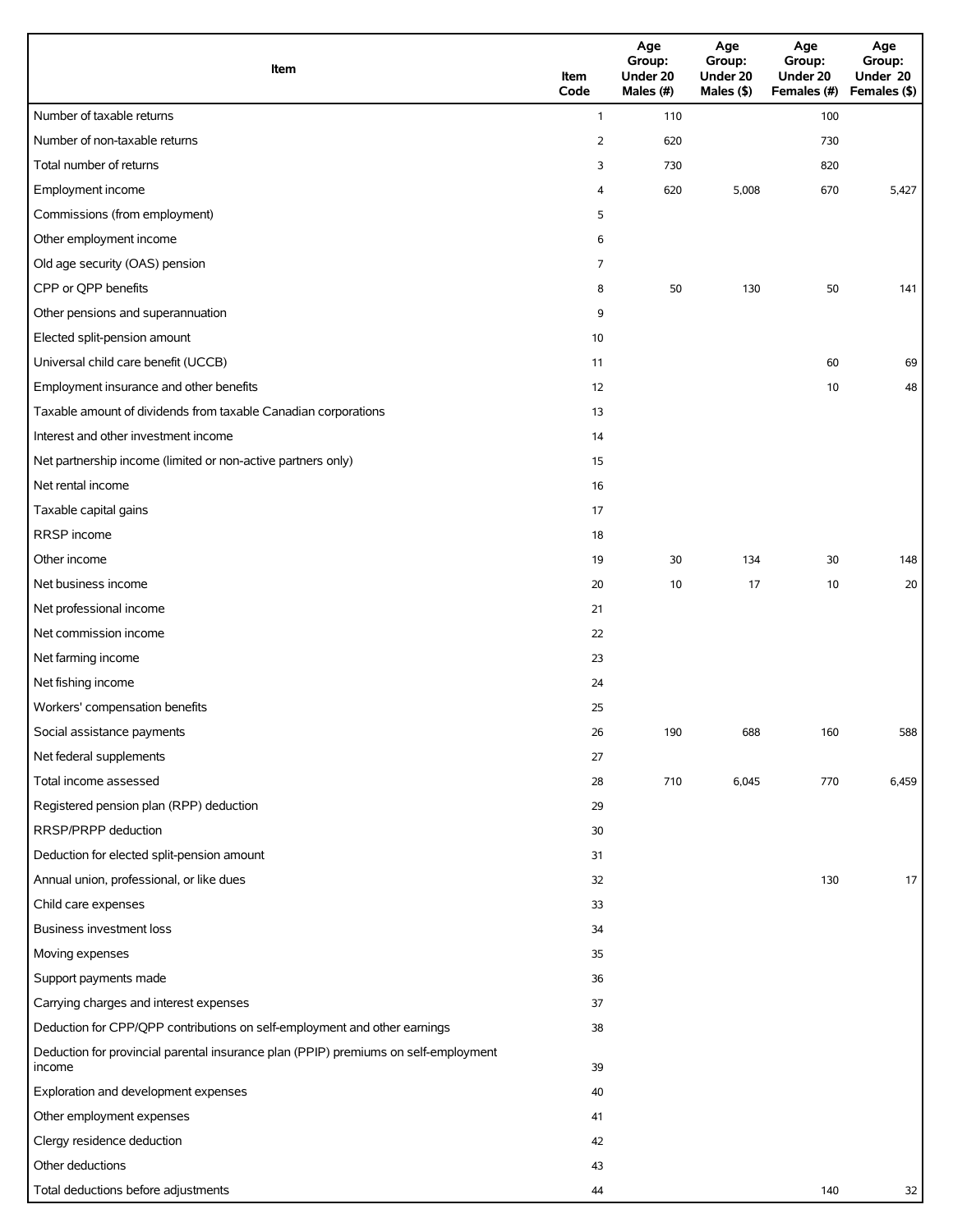| Item | Item Code | Age Group: Under 20 Males (#) | Age Group: Under 20 Males ($) | Age Group: Under 20 Females (#) | Age Group: Under 20 Females ($) |
|---|---|---|---|---|---|
| Number of taxable returns | 1 | 110 | | 100 | |
| Number of non-taxable returns | 2 | 620 | | 730 | |
| Total number of returns | 3 | 730 | | 820 | |
| Employment income | 4 | 620 | 5,008 | 670 | 5,427 |
| Commissions (from employment) | 5 | | | | |
| Other employment income | 6 | | | | |
| Old age security (OAS) pension | 7 | | | | |
| CPP or QPP benefits | 8 | 50 | 130 | 50 | 141 |
| Other pensions and superannuation | 9 | | | | |
| Elected split-pension amount | 10 | | | | |
| Universal child care benefit (UCCB) | 11 | | | 60 | 69 |
| Employment insurance and other benefits | 12 | | | 10 | 48 |
| Taxable amount of dividends from taxable Canadian corporations | 13 | | | | |
| Interest and other investment income | 14 | | | | |
| Net partnership income (limited or non-active partners only) | 15 | | | | |
| Net rental income | 16 | | | | |
| Taxable capital gains | 17 | | | | |
| RRSP income | 18 | | | | |
| Other income | 19 | 30 | 134 | 30 | 148 |
| Net business income | 20 | 10 | 17 | 10 | 20 |
| Net professional income | 21 | | | | |
| Net commission income | 22 | | | | |
| Net farming income | 23 | | | | |
| Net fishing income | 24 | | | | |
| Workers' compensation benefits | 25 | | | | |
| Social assistance payments | 26 | 190 | 688 | 160 | 588 |
| Net federal supplements | 27 | | | | |
| Total income assessed | 28 | 710 | 6,045 | 770 | 6,459 |
| Registered pension plan (RPP) deduction | 29 | | | | |
| RRSP/PRPP deduction | 30 | | | | |
| Deduction for elected split-pension amount | 31 | | | | |
| Annual union, professional, or like dues | 32 | | | 130 | 17 |
| Child care expenses | 33 | | | | |
| Business investment loss | 34 | | | | |
| Moving expenses | 35 | | | | |
| Support payments made | 36 | | | | |
| Carrying charges and interest expenses | 37 | | | | |
| Deduction for CPP/QPP contributions on self-employment and other earnings | 38 | | | | |
| Deduction for provincial parental insurance plan (PPIP) premiums on self-employment income | 39 | | | | |
| Exploration and development expenses | 40 | | | | |
| Other employment expenses | 41 | | | | |
| Clergy residence deduction | 42 | | | | |
| Other deductions | 43 | | | | |
| Total deductions before adjustments | 44 | | | 140 | 32 |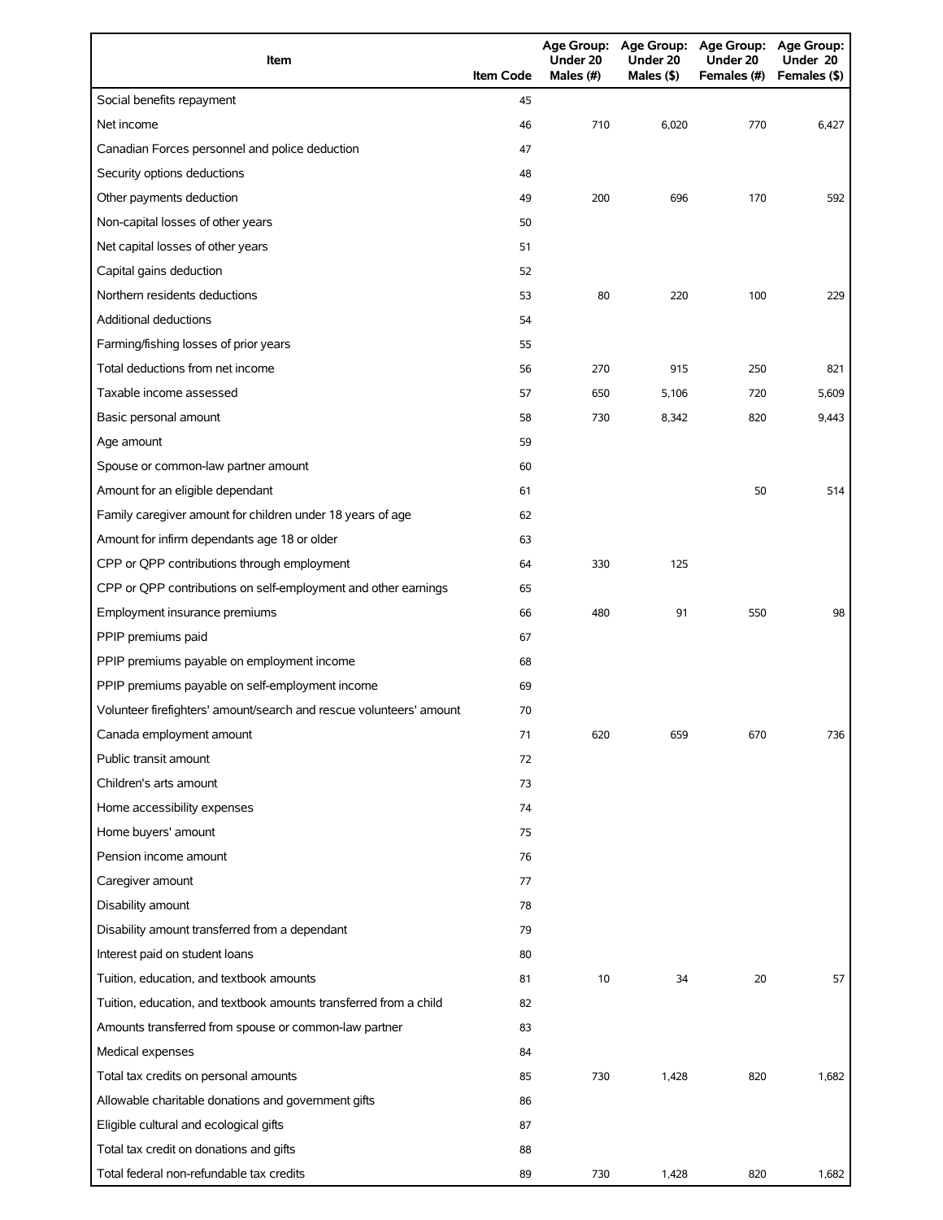| Item | Item Code | Age Group: Under 20 Males (#) | Age Group: Under 20 Males ($) | Age Group: Under 20 Females (#) | Age Group: Under 20 Females ($) |
|---|---|---|---|---|---|
| Social benefits repayment | 45 | | | | |
| Net income | 46 | 710 | 6,020 | 770 | 6,427 |
| Canadian Forces personnel and police deduction | 47 | | | | |
| Security options deductions | 48 | | | | |
| Other payments deduction | 49 | 200 | 696 | 170 | 592 |
| Non-capital losses of other years | 50 | | | | |
| Net capital losses of other years | 51 | | | | |
| Capital gains deduction | 52 | | | | |
| Northern residents deductions | 53 | 80 | 220 | 100 | 229 |
| Additional deductions | 54 | | | | |
| Farming/fishing losses of prior years | 55 | | | | |
| Total deductions from net income | 56 | 270 | 915 | 250 | 821 |
| Taxable income assessed | 57 | 650 | 5,106 | 720 | 5,609 |
| Basic personal amount | 58 | 730 | 8,342 | 820 | 9,443 |
| Age amount | 59 | | | | |
| Spouse or common-law partner amount | 60 | | | | |
| Amount for an eligible dependant | 61 | | | 50 | 514 |
| Family caregiver amount for children under 18 years of age | 62 | | | | |
| Amount for infirm dependants age 18 or older | 63 | | | | |
| CPP or QPP contributions through employment | 64 | 330 | 125 | | |
| CPP or QPP contributions on self-employment and other earnings | 65 | | | | |
| Employment insurance premiums | 66 | 480 | 91 | 550 | 98 |
| PPIP premiums paid | 67 | | | | |
| PPIP premiums payable on employment income | 68 | | | | |
| PPIP premiums payable on self-employment income | 69 | | | | |
| Volunteer firefighters' amount/search and rescue volunteers' amount | 70 | | | | |
| Canada employment amount | 71 | 620 | 659 | 670 | 736 |
| Public transit amount | 72 | | | | |
| Children's arts amount | 73 | | | | |
| Home accessibility expenses | 74 | | | | |
| Home buyers' amount | 75 | | | | |
| Pension income amount | 76 | | | | |
| Caregiver amount | 77 | | | | |
| Disability amount | 78 | | | | |
| Disability amount transferred from a dependant | 79 | | | | |
| Interest paid on student loans | 80 | | | | |
| Tuition, education, and textbook amounts | 81 | 10 | 34 | 20 | 57 |
| Tuition, education, and textbook amounts transferred from a child | 82 | | | | |
| Amounts transferred from spouse or common-law partner | 83 | | | | |
| Medical expenses | 84 | | | | |
| Total tax credits on personal amounts | 85 | 730 | 1,428 | 820 | 1,682 |
| Allowable charitable donations and government gifts | 86 | | | | |
| Eligible cultural and ecological gifts | 87 | | | | |
| Total tax credit on donations and gifts | 88 | | | | |
| Total federal non-refundable tax credits | 89 | 730 | 1,428 | 820 | 1,682 |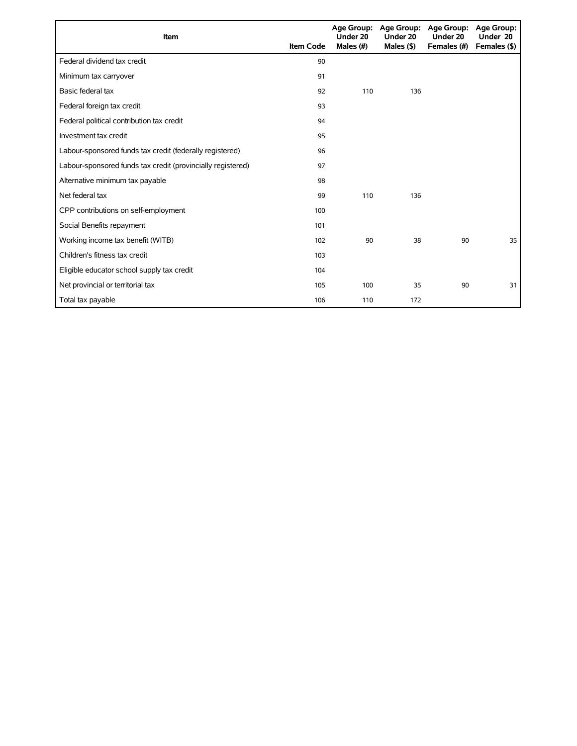| Item | Item Code | Age Group: Under 20 Males (#) | Age Group: Under 20 Males ($) | Age Group: Under 20 Females (#) | Age Group: Under 20 Females ($) |
|---|---|---|---|---|---|
| Federal dividend tax credit | 90 | | | | |
| Minimum tax carryover | 91 | | | | |
| Basic federal tax | 92 | 110 | 136 | | |
| Federal foreign tax credit | 93 | | | | |
| Federal political contribution tax credit | 94 | | | | |
| Investment tax credit | 95 | | | | |
| Labour-sponsored funds tax credit (federally registered) | 96 | | | | |
| Labour-sponsored funds tax credit (provincially registered) | 97 | | | | |
| Alternative minimum tax payable | 98 | | | | |
| Net federal tax | 99 | 110 | 136 | | |
| CPP contributions on self-employment | 100 | | | | |
| Social Benefits repayment | 101 | | | | |
| Working income tax benefit (WITB) | 102 | 90 | 38 | 90 | 35 |
| Children's fitness tax credit | 103 | | | | |
| Eligible educator school supply tax credit | 104 | | | | |
| Net provincial or territorial tax | 105 | 100 | 35 | 90 | 31 |
| Total tax payable | 106 | 110 | 172 | | |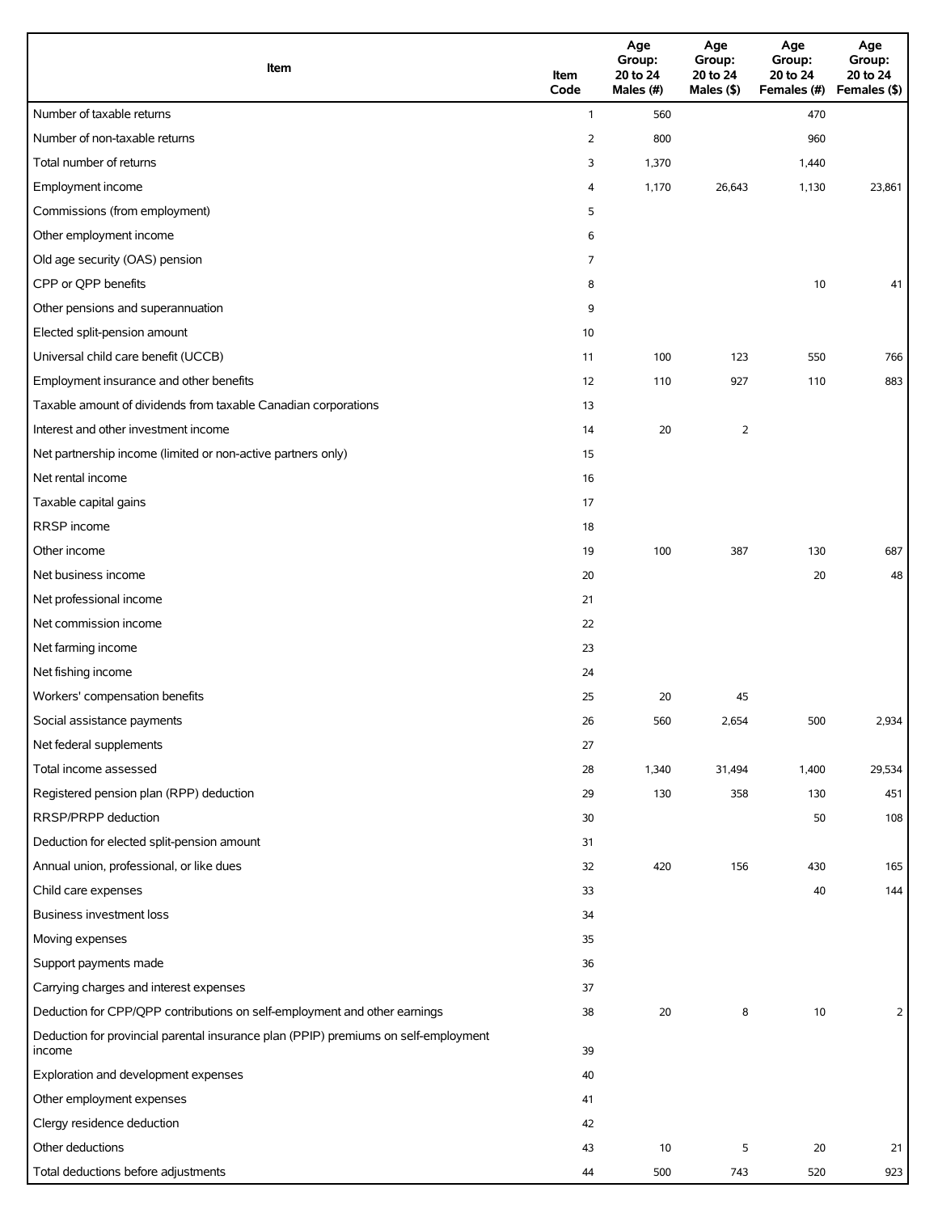| Item | Item Code | Age Group: 20 to 24 Males (#) | Age Group: 20 to 24 Males ($) | Age Group: 20 to 24 Females (#) | Age Group: 20 to 24 Females ($) |
| --- | --- | --- | --- | --- | --- |
| Number of taxable returns | 1 | 560 | | 470 | |
| Number of non-taxable returns | 2 | 800 | | 960 | |
| Total number of returns | 3 | 1,370 | | 1,440 | |
| Employment income | 4 | 1,170 | 26,643 | 1,130 | 23,861 |
| Commissions (from employment) | 5 | | | | |
| Other employment income | 6 | | | | |
| Old age security (OAS) pension | 7 | | | | |
| CPP or QPP benefits | 8 | | | 10 | 41 |
| Other pensions and superannuation | 9 | | | | |
| Elected split-pension amount | 10 | | | | |
| Universal child care benefit (UCCB) | 11 | 100 | 123 | 550 | 766 |
| Employment insurance and other benefits | 12 | 110 | 927 | 110 | 883 |
| Taxable amount of dividends from taxable Canadian corporations | 13 | | | | |
| Interest and other investment income | 14 | 20 | 2 | | |
| Net partnership income (limited or non-active partners only) | 15 | | | | |
| Net rental income | 16 | | | | |
| Taxable capital gains | 17 | | | | |
| RRSP income | 18 | | | | |
| Other income | 19 | 100 | 387 | 130 | 687 |
| Net business income | 20 | | | 20 | 48 |
| Net professional income | 21 | | | | |
| Net commission income | 22 | | | | |
| Net farming income | 23 | | | | |
| Net fishing income | 24 | | | | |
| Workers' compensation benefits | 25 | 20 | 45 | | |
| Social assistance payments | 26 | 560 | 2,654 | 500 | 2,934 |
| Net federal supplements | 27 | | | | |
| Total income assessed | 28 | 1,340 | 31,494 | 1,400 | 29,534 |
| Registered pension plan (RPP) deduction | 29 | 130 | 358 | 130 | 451 |
| RRSP/PRPP deduction | 30 | | | 50 | 108 |
| Deduction for elected split-pension amount | 31 | | | | |
| Annual union, professional, or like dues | 32 | 420 | 156 | 430 | 165 |
| Child care expenses | 33 | | | 40 | 144 |
| Business investment loss | 34 | | | | |
| Moving expenses | 35 | | | | |
| Support payments made | 36 | | | | |
| Carrying charges and interest expenses | 37 | | | | |
| Deduction for CPP/QPP contributions on self-employment and other earnings | 38 | 20 | 8 | 10 | 2 |
| Deduction for provincial parental insurance plan (PPIP) premiums on self-employment income | 39 | | | | |
| Exploration and development expenses | 40 | | | | |
| Other employment expenses | 41 | | | | |
| Clergy residence deduction | 42 | | | | |
| Other deductions | 43 | 10 | 5 | 20 | 21 |
| Total deductions before adjustments | 44 | 500 | 743 | 520 | 923 |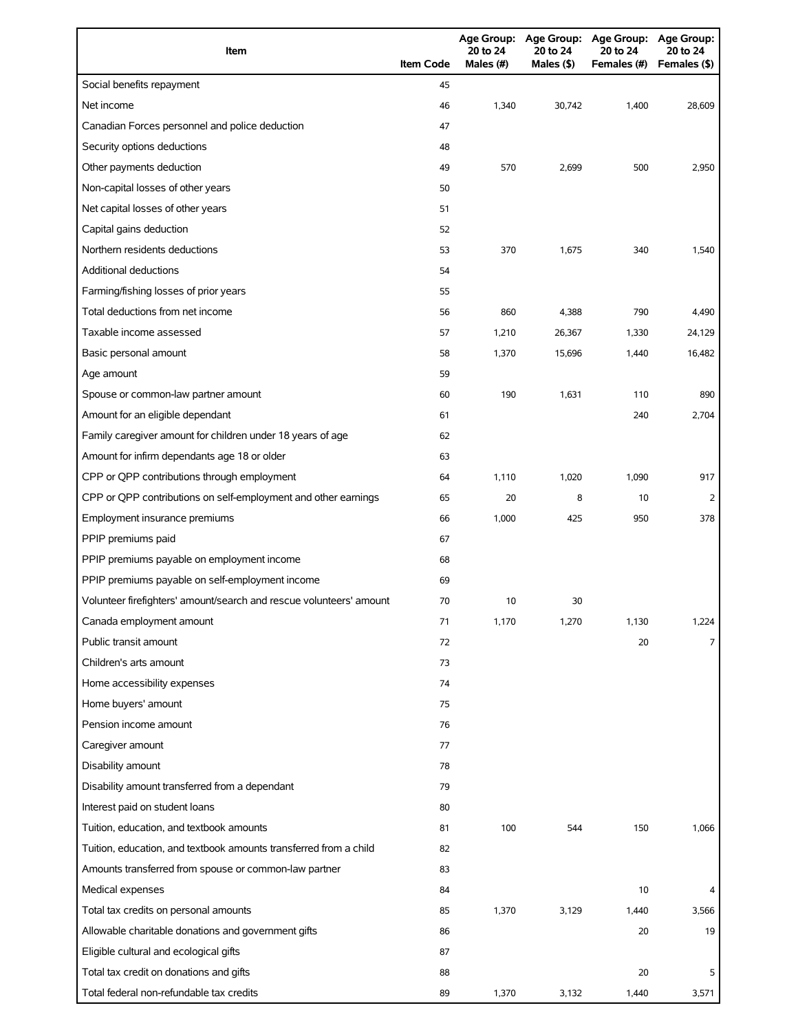| Item | Item Code | Age Group: 20 to 24 Males (#) | Age Group: 20 to 24 Males ($) | Age Group: 20 to 24 Females (#) | Age Group: 20 to 24 Females ($) |
|---|---|---|---|---|---|
| Social benefits repayment | 45 | | | | |
| Net income | 46 | 1,340 | 30,742 | 1,400 | 28,609 |
| Canadian Forces personnel and police deduction | 47 | | | | |
| Security options deductions | 48 | | | | |
| Other payments deduction | 49 | 570 | 2,699 | 500 | 2,950 |
| Non-capital losses of other years | 50 | | | | |
| Net capital losses of other years | 51 | | | | |
| Capital gains deduction | 52 | | | | |
| Northern residents deductions | 53 | 370 | 1,675 | 340 | 1,540 |
| Additional deductions | 54 | | | | |
| Farming/fishing losses of prior years | 55 | | | | |
| Total deductions from net income | 56 | 860 | 4,388 | 790 | 4,490 |
| Taxable income assessed | 57 | 1,210 | 26,367 | 1,330 | 24,129 |
| Basic personal amount | 58 | 1,370 | 15,696 | 1,440 | 16,482 |
| Age amount | 59 | | | | |
| Spouse or common-law partner amount | 60 | 190 | 1,631 | 110 | 890 |
| Amount for an eligible dependant | 61 | | | 240 | 2,704 |
| Family caregiver amount for children under 18 years of age | 62 | | | | |
| Amount for infirm dependants age 18 or older | 63 | | | | |
| CPP or QPP contributions through employment | 64 | 1,110 | 1,020 | 1,090 | 917 |
| CPP or QPP contributions on self-employment and other earnings | 65 | 20 | 8 | 10 | 2 |
| Employment insurance premiums | 66 | 1,000 | 425 | 950 | 378 |
| PPIP premiums paid | 67 | | | | |
| PPIP premiums payable on employment income | 68 | | | | |
| PPIP premiums payable on self-employment income | 69 | | | | |
| Volunteer firefighters' amount/search and rescue volunteers' amount | 70 | 10 | 30 | | |
| Canada employment amount | 71 | 1,170 | 1,270 | 1,130 | 1,224 |
| Public transit amount | 72 | | | 20 | 7 |
| Children's arts amount | 73 | | | | |
| Home accessibility expenses | 74 | | | | |
| Home buyers' amount | 75 | | | | |
| Pension income amount | 76 | | | | |
| Caregiver amount | 77 | | | | |
| Disability amount | 78 | | | | |
| Disability amount transferred from a dependant | 79 | | | | |
| Interest paid on student loans | 80 | | | | |
| Tuition, education, and textbook amounts | 81 | 100 | 544 | 150 | 1,066 |
| Tuition, education, and textbook amounts transferred from a child | 82 | | | | |
| Amounts transferred from spouse or common-law partner | 83 | | | | |
| Medical expenses | 84 | | | 10 | 4 |
| Total tax credits on personal amounts | 85 | 1,370 | 3,129 | 1,440 | 3,566 |
| Allowable charitable donations and government gifts | 86 | | | 20 | 19 |
| Eligible cultural and ecological gifts | 87 | | | | |
| Total tax credit on donations and gifts | 88 | | | 20 | 5 |
| Total federal non-refundable tax credits | 89 | 1,370 | 3,132 | 1,440 | 3,571 |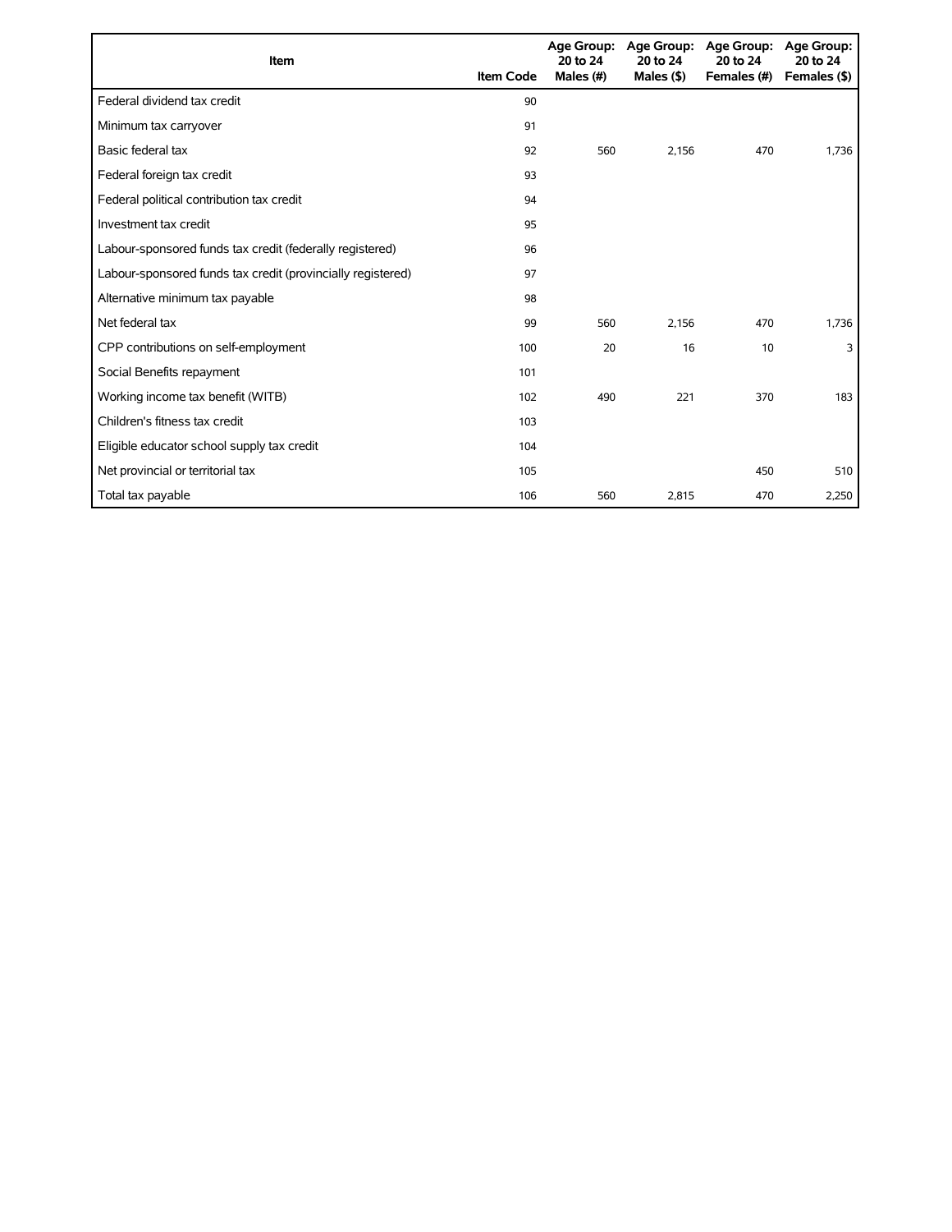| Item | Item Code | Age Group: 20 to 24 Males (#) | Age Group: 20 to 24 Males ($) | Age Group: 20 to 24 Females (#) | Age Group: 20 to 24 Females ($) |
|---|---|---|---|---|---|
| Federal dividend tax credit | 90 | | | | |
| Minimum tax carryover | 91 | | | | |
| Basic federal tax | 92 | 560 | 2,156 | 470 | 1,736 |
| Federal foreign tax credit | 93 | | | | |
| Federal political contribution tax credit | 94 | | | | |
| Investment tax credit | 95 | | | | |
| Labour-sponsored funds tax credit (federally registered) | 96 | | | | |
| Labour-sponsored funds tax credit (provincially registered) | 97 | | | | |
| Alternative minimum tax payable | 98 | | | | |
| Net federal tax | 99 | 560 | 2,156 | 470 | 1,736 |
| CPP contributions on self-employment | 100 | 20 | 16 | 10 | 3 |
| Social Benefits repayment | 101 | | | | |
| Working income tax benefit (WITB) | 102 | 490 | 221 | 370 | 183 |
| Children's fitness tax credit | 103 | | | | |
| Eligible educator school supply tax credit | 104 | | | | |
| Net provincial or territorial tax | 105 | | | 450 | 510 |
| Total tax payable | 106 | 560 | 2,815 | 470 | 2,250 |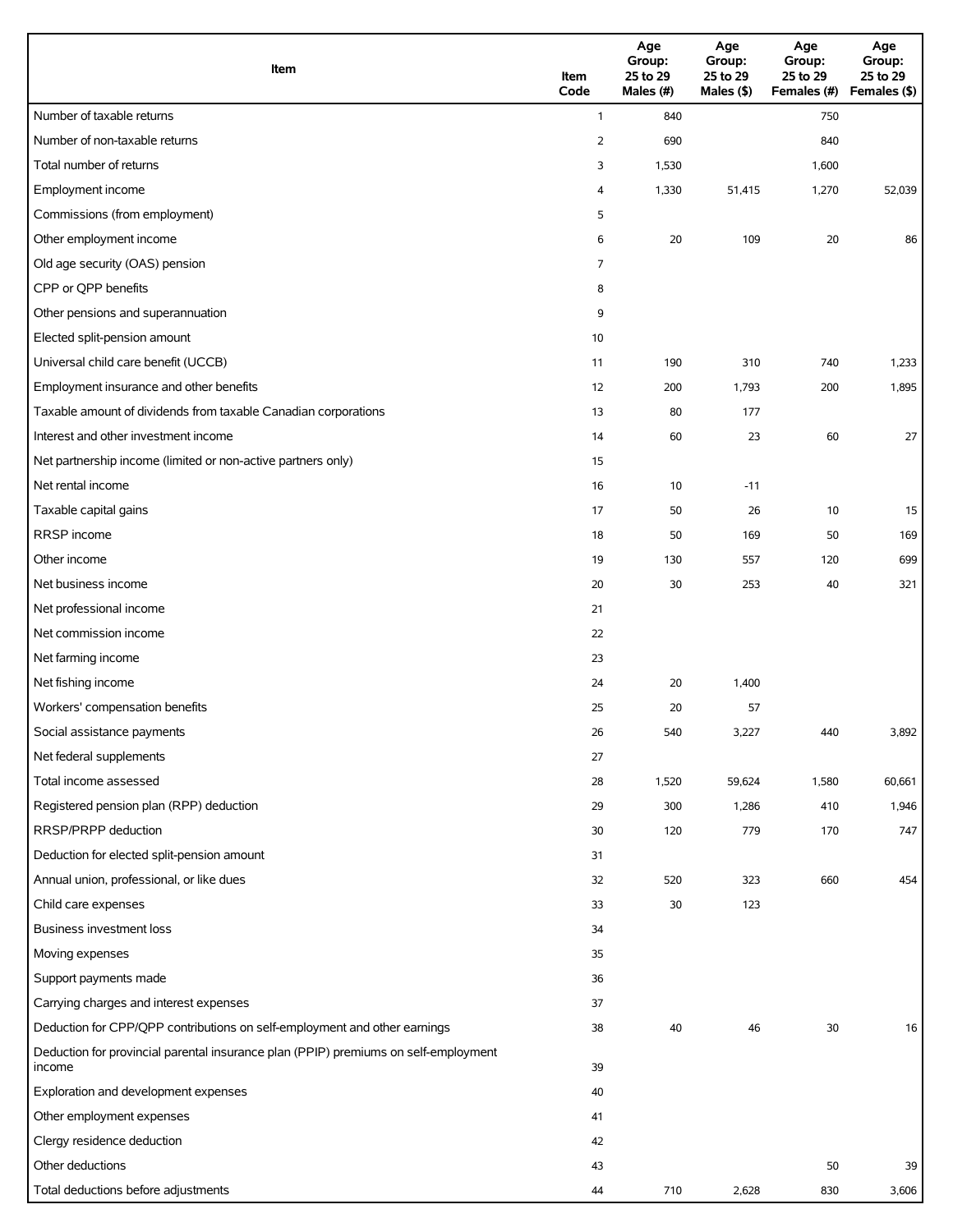| Item | Item Code | Age Group: 25 to 29 Males (#) | Age Group: 25 to 29 Males ($) | Age Group: 25 to 29 Females (#) | Age Group: 25 to 29 Females ($) |
|---|---|---|---|---|---|
| Number of taxable returns | 1 | 840 | | 750 | |
| Number of non-taxable returns | 2 | 690 | | 840 | |
| Total number of returns | 3 | 1,530 | | 1,600 | |
| Employment income | 4 | 1,330 | 51,415 | 1,270 | 52,039 |
| Commissions (from employment) | 5 | | | | |
| Other employment income | 6 | 20 | 109 | 20 | 86 |
| Old age security (OAS) pension | 7 | | | | |
| CPP or QPP benefits | 8 | | | | |
| Other pensions and superannuation | 9 | | | | |
| Elected split-pension amount | 10 | | | | |
| Universal child care benefit (UCCB) | 11 | 190 | 310 | 740 | 1,233 |
| Employment insurance and other benefits | 12 | 200 | 1,793 | 200 | 1,895 |
| Taxable amount of dividends from taxable Canadian corporations | 13 | 80 | 177 | | |
| Interest and other investment income | 14 | 60 | 23 | 60 | 27 |
| Net partnership income (limited or non-active partners only) | 15 | | | | |
| Net rental income | 16 | 10 | -11 | | |
| Taxable capital gains | 17 | 50 | 26 | 10 | 15 |
| RRSP income | 18 | 50 | 169 | 50 | 169 |
| Other income | 19 | 130 | 557 | 120 | 699 |
| Net business income | 20 | 30 | 253 | 40 | 321 |
| Net professional income | 21 | | | | |
| Net commission income | 22 | | | | |
| Net farming income | 23 | | | | |
| Net fishing income | 24 | 20 | 1,400 | | |
| Workers' compensation benefits | 25 | 20 | 57 | | |
| Social assistance payments | 26 | 540 | 3,227 | 440 | 3,892 |
| Net federal supplements | 27 | | | | |
| Total income assessed | 28 | 1,520 | 59,624 | 1,580 | 60,661 |
| Registered pension plan (RPP) deduction | 29 | 300 | 1,286 | 410 | 1,946 |
| RRSP/PRPP deduction | 30 | 120 | 779 | 170 | 747 |
| Deduction for elected split-pension amount | 31 | | | | |
| Annual union, professional, or like dues | 32 | 520 | 323 | 660 | 454 |
| Child care expenses | 33 | 30 | 123 | | |
| Business investment loss | 34 | | | | |
| Moving expenses | 35 | | | | |
| Support payments made | 36 | | | | |
| Carrying charges and interest expenses | 37 | | | | |
| Deduction for CPP/QPP contributions on self-employment and other earnings | 38 | 40 | 46 | 30 | 16 |
| Deduction for provincial parental insurance plan (PPIP) premiums on self-employment income | 39 | | | | |
| Exploration and development expenses | 40 | | | | |
| Other employment expenses | 41 | | | | |
| Clergy residence deduction | 42 | | | | |
| Other deductions | 43 | | | 50 | 39 |
| Total deductions before adjustments | 44 | 710 | 2,628 | 830 | 3,606 |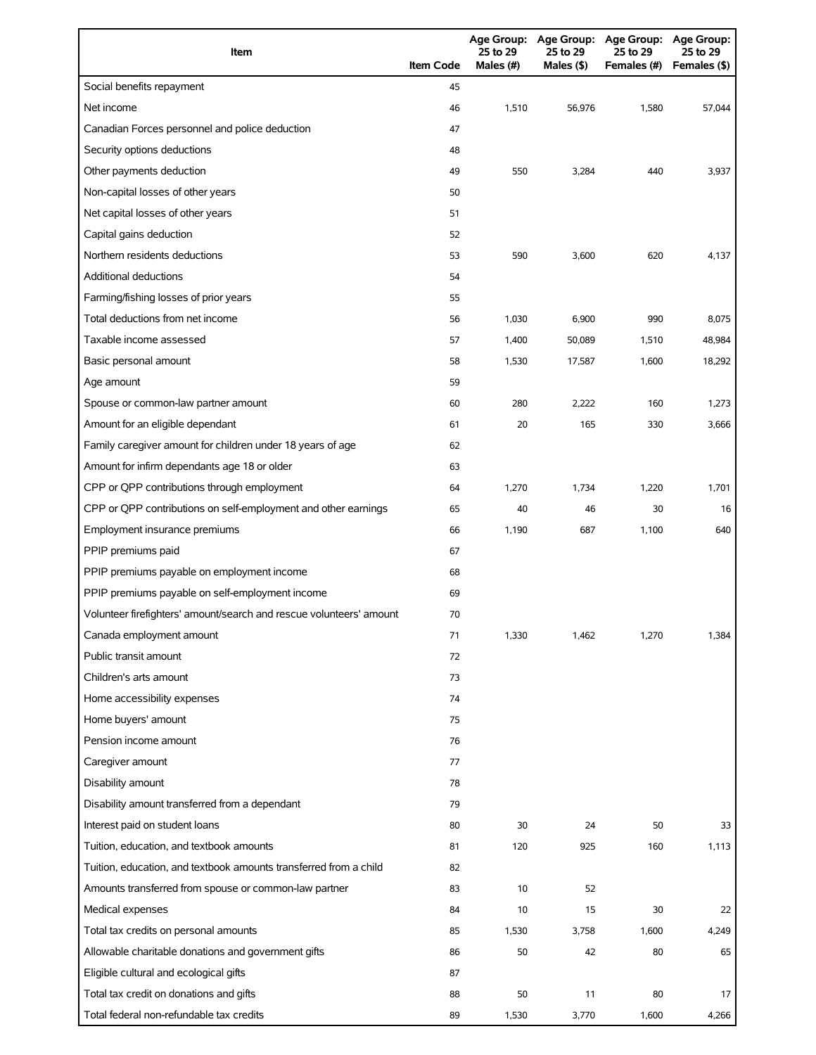| Item | Item Code | Age Group: 25 to 29 Males (#) | Age Group: 25 to 29 Males ($) | Age Group: 25 to 29 Females (#) | Age Group: 25 to 29 Females ($) |
|---|---|---|---|---|---|
| Social benefits repayment | 45 | | | | |
| Net income | 46 | 1,510 | 56,976 | 1,580 | 57,044 |
| Canadian Forces personnel and police deduction | 47 | | | | |
| Security options deductions | 48 | | | | |
| Other payments deduction | 49 | 550 | 3,284 | 440 | 3,937 |
| Non-capital losses of other years | 50 | | | | |
| Net capital losses of other years | 51 | | | | |
| Capital gains deduction | 52 | | | | |
| Northern residents deductions | 53 | 590 | 3,600 | 620 | 4,137 |
| Additional deductions | 54 | | | | |
| Farming/fishing losses of prior years | 55 | | | | |
| Total deductions from net income | 56 | 1,030 | 6,900 | 990 | 8,075 |
| Taxable income assessed | 57 | 1,400 | 50,089 | 1,510 | 48,984 |
| Basic personal amount | 58 | 1,530 | 17,587 | 1,600 | 18,292 |
| Age amount | 59 | | | | |
| Spouse or common-law partner amount | 60 | 280 | 2,222 | 160 | 1,273 |
| Amount for an eligible dependant | 61 | 20 | 165 | 330 | 3,666 |
| Family caregiver amount for children under 18 years of age | 62 | | | | |
| Amount for infirm dependants age 18 or older | 63 | | | | |
| CPP or QPP contributions through employment | 64 | 1,270 | 1,734 | 1,220 | 1,701 |
| CPP or QPP contributions on self-employment and other earnings | 65 | 40 | 46 | 30 | 16 |
| Employment insurance premiums | 66 | 1,190 | 687 | 1,100 | 640 |
| PPIP premiums paid | 67 | | | | |
| PPIP premiums payable on employment income | 68 | | | | |
| PPIP premiums payable on self-employment income | 69 | | | | |
| Volunteer firefighters' amount/search and rescue volunteers' amount | 70 | | | | |
| Canada employment amount | 71 | 1,330 | 1,462 | 1,270 | 1,384 |
| Public transit amount | 72 | | | | |
| Children's arts amount | 73 | | | | |
| Home accessibility expenses | 74 | | | | |
| Home buyers' amount | 75 | | | | |
| Pension income amount | 76 | | | | |
| Caregiver amount | 77 | | | | |
| Disability amount | 78 | | | | |
| Disability amount transferred from a dependant | 79 | | | | |
| Interest paid on student loans | 80 | 30 | 24 | 50 | 33 |
| Tuition, education, and textbook amounts | 81 | 120 | 925 | 160 | 1,113 |
| Tuition, education, and textbook amounts transferred from a child | 82 | | | | |
| Amounts transferred from spouse or common-law partner | 83 | 10 | 52 | | |
| Medical expenses | 84 | 10 | 15 | 30 | 22 |
| Total tax credits on personal amounts | 85 | 1,530 | 3,758 | 1,600 | 4,249 |
| Allowable charitable donations and government gifts | 86 | 50 | 42 | 80 | 65 |
| Eligible cultural and ecological gifts | 87 | | | | |
| Total tax credit on donations and gifts | 88 | 50 | 11 | 80 | 17 |
| Total federal non-refundable tax credits | 89 | 1,530 | 3,770 | 1,600 | 4,266 |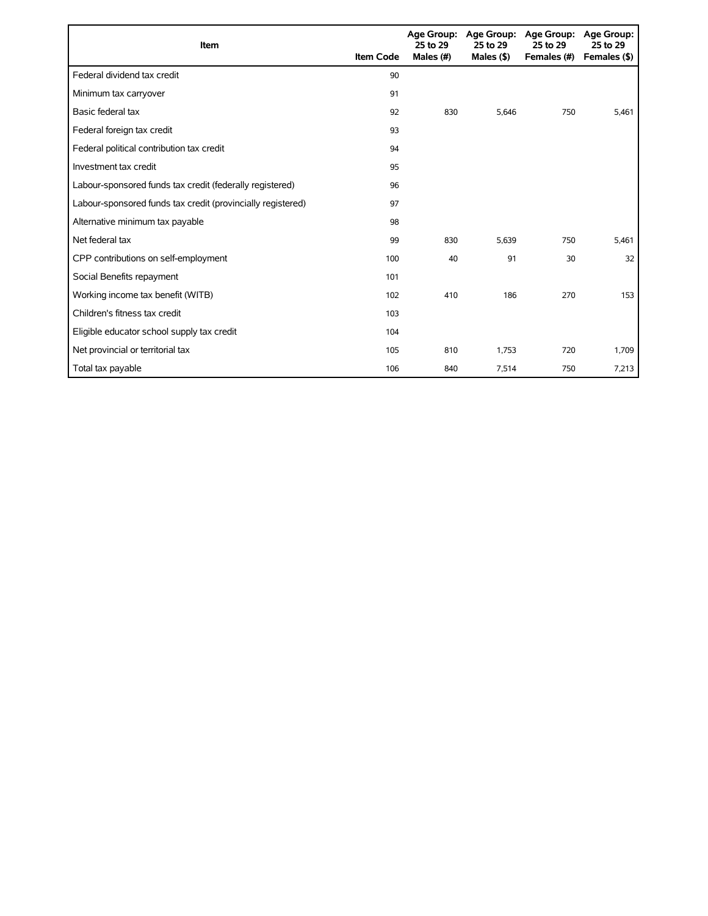| Item | Item Code | Age Group: 25 to 29 Males (#) | Age Group: 25 to 29 Males ($) | Age Group: 25 to 29 Females (#) | Age Group: 25 to 29 Females ($) |
|---|---|---|---|---|---|
| Federal dividend tax credit | 90 | | | | |
| Minimum tax carryover | 91 | | | | |
| Basic federal tax | 92 | 830 | 5,646 | 750 | 5,461 |
| Federal foreign tax credit | 93 | | | | |
| Federal political contribution tax credit | 94 | | | | |
| Investment tax credit | 95 | | | | |
| Labour-sponsored funds tax credit (federally registered) | 96 | | | | |
| Labour-sponsored funds tax credit (provincially registered) | 97 | | | | |
| Alternative minimum tax payable | 98 | | | | |
| Net federal tax | 99 | 830 | 5,639 | 750 | 5,461 |
| CPP contributions on self-employment | 100 | 40 | 91 | 30 | 32 |
| Social Benefits repayment | 101 | | | | |
| Working income tax benefit (WITB) | 102 | 410 | 186 | 270 | 153 |
| Children's fitness tax credit | 103 | | | | |
| Eligible educator school supply tax credit | 104 | | | | |
| Net provincial or territorial tax | 105 | 810 | 1,753 | 720 | 1,709 |
| Total tax payable | 106 | 840 | 7,514 | 750 | 7,213 |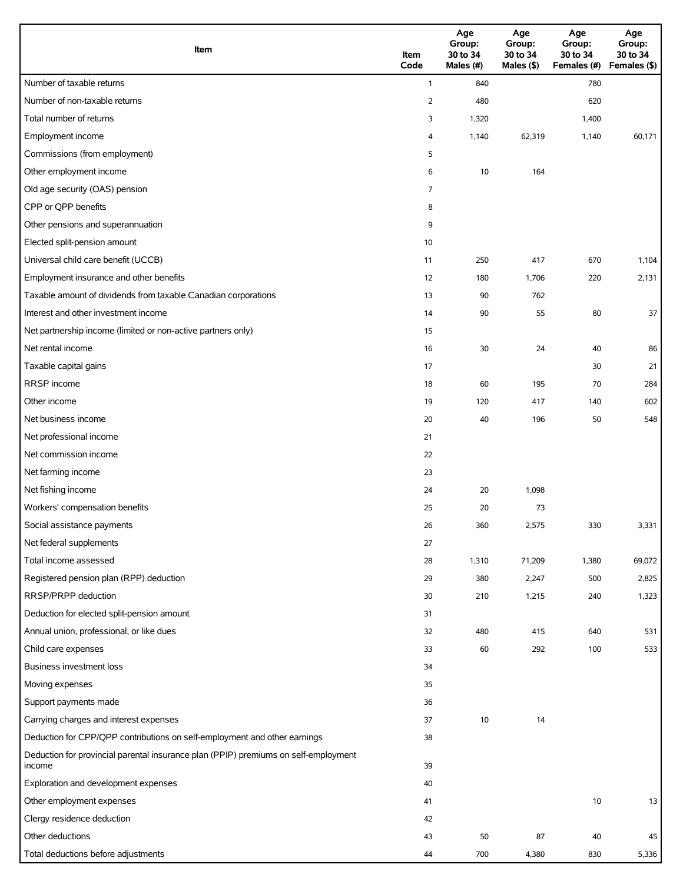| Item | Item Code | Age Group: 30 to 34 Males (#) | Age Group: 30 to 34 Males ($) | Age Group: 30 to 34 Females (#) | Age Group: 30 to 34 Females ($) |
|---|---|---|---|---|---|
| Number of taxable returns | 1 | 840 | | 780 | |
| Number of non-taxable returns | 2 | 480 | | 620 | |
| Total number of returns | 3 | 1,320 | | 1,400 | |
| Employment income | 4 | 1,140 | 62,319 | 1,140 | 60,171 |
| Commissions (from employment) | 5 | | | | |
| Other employment income | 6 | 10 | 164 | | |
| Old age security (OAS) pension | 7 | | | | |
| CPP or QPP benefits | 8 | | | | |
| Other pensions and superannuation | 9 | | | | |
| Elected split-pension amount | 10 | | | | |
| Universal child care benefit (UCCB) | 11 | 250 | 417 | 670 | 1,104 |
| Employment insurance and other benefits | 12 | 180 | 1,706 | 220 | 2,131 |
| Taxable amount of dividends from taxable Canadian corporations | 13 | 90 | 762 | | |
| Interest and other investment income | 14 | 90 | 55 | 80 | 37 |
| Net partnership income (limited or non-active partners only) | 15 | | | | |
| Net rental income | 16 | 30 | 24 | 40 | 86 |
| Taxable capital gains | 17 | | | 30 | 21 |
| RRSP income | 18 | 60 | 195 | 70 | 284 |
| Other income | 19 | 120 | 417 | 140 | 602 |
| Net business income | 20 | 40 | 196 | 50 | 548 |
| Net professional income | 21 | | | | |
| Net commission income | 22 | | | | |
| Net farming income | 23 | | | | |
| Net fishing income | 24 | 20 | 1,098 | | |
| Workers' compensation benefits | 25 | 20 | 73 | | |
| Social assistance payments | 26 | 360 | 2,575 | 330 | 3,331 |
| Net federal supplements | 27 | | | | |
| Total income assessed | 28 | 1,310 | 71,209 | 1,380 | 69,072 |
| Registered pension plan (RPP) deduction | 29 | 380 | 2,247 | 500 | 2,825 |
| RRSP/PRPP deduction | 30 | 210 | 1,215 | 240 | 1,323 |
| Deduction for elected split-pension amount | 31 | | | | |
| Annual union, professional, or like dues | 32 | 480 | 415 | 640 | 531 |
| Child care expenses | 33 | 60 | 292 | 100 | 533 |
| Business investment loss | 34 | | | | |
| Moving expenses | 35 | | | | |
| Support payments made | 36 | | | | |
| Carrying charges and interest expenses | 37 | 10 | 14 | | |
| Deduction for CPP/QPP contributions on self-employment and other earnings | 38 | | | | |
| Deduction for provincial parental insurance plan (PPIP) premiums on self-employment income | 39 | | | | |
| Exploration and development expenses | 40 | | | | |
| Other employment expenses | 41 | | | 10 | 13 |
| Clergy residence deduction | 42 | | | | |
| Other deductions | 43 | 50 | 87 | 40 | 45 |
| Total deductions before adjustments | 44 | 700 | 4,380 | 830 | 5,336 |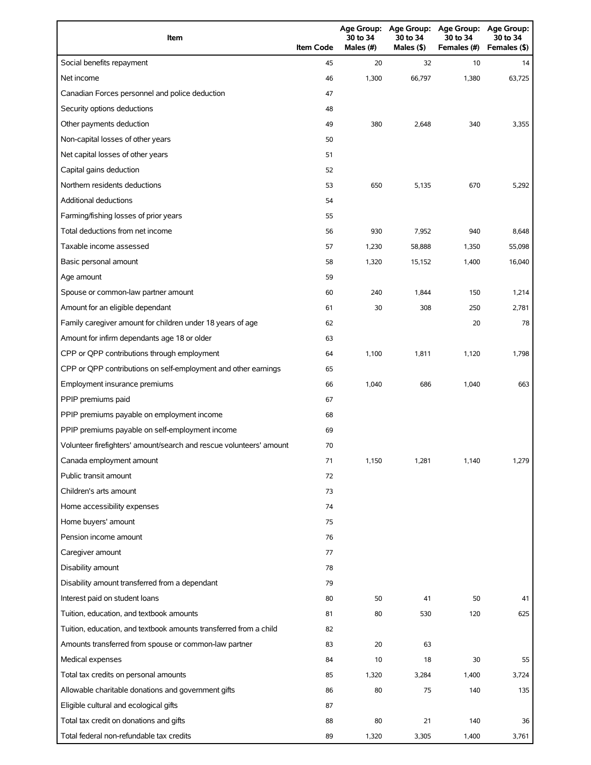| Item | Item Code | Age Group: 30 to 34 Males (#) | Age Group: 30 to 34 Males ($) | Age Group: 30 to 34 Females (#) | Age Group: 30 to 34 Females ($) |
|---|---|---|---|---|---|
| Social benefits repayment | 45 | 20 | 32 | 10 | 14 |
| Net income | 46 | 1,300 | 66,797 | 1,380 | 63,725 |
| Canadian Forces personnel and police deduction | 47 | | | | |
| Security options deductions | 48 | | | | |
| Other payments deduction | 49 | 380 | 2,648 | 340 | 3,355 |
| Non-capital losses of other years | 50 | | | | |
| Net capital losses of other years | 51 | | | | |
| Capital gains deduction | 52 | | | | |
| Northern residents deductions | 53 | 650 | 5,135 | 670 | 5,292 |
| Additional deductions | 54 | | | | |
| Farming/fishing losses of prior years | 55 | | | | |
| Total deductions from net income | 56 | 930 | 7,952 | 940 | 8,648 |
| Taxable income assessed | 57 | 1,230 | 58,888 | 1,350 | 55,098 |
| Basic personal amount | 58 | 1,320 | 15,152 | 1,400 | 16,040 |
| Age amount | 59 | | | | |
| Spouse or common-law partner amount | 60 | 240 | 1,844 | 150 | 1,214 |
| Amount for an eligible dependant | 61 | 30 | 308 | 250 | 2,781 |
| Family caregiver amount for children under 18 years of age | 62 | | | 20 | 78 |
| Amount for infirm dependants age 18 or older | 63 | | | | |
| CPP or QPP contributions through employment | 64 | 1,100 | 1,811 | 1,120 | 1,798 |
| CPP or QPP contributions on self-employment and other earnings | 65 | | | | |
| Employment insurance premiums | 66 | 1,040 | 686 | 1,040 | 663 |
| PPIP premiums paid | 67 | | | | |
| PPIP premiums payable on employment income | 68 | | | | |
| PPIP premiums payable on self-employment income | 69 | | | | |
| Volunteer firefighters' amount/search and rescue volunteers' amount | 70 | | | | |
| Canada employment amount | 71 | 1,150 | 1,281 | 1,140 | 1,279 |
| Public transit amount | 72 | | | | |
| Children's arts amount | 73 | | | | |
| Home accessibility expenses | 74 | | | | |
| Home buyers' amount | 75 | | | | |
| Pension income amount | 76 | | | | |
| Caregiver amount | 77 | | | | |
| Disability amount | 78 | | | | |
| Disability amount transferred from a dependant | 79 | | | | |
| Interest paid on student loans | 80 | 50 | 41 | 50 | 41 |
| Tuition, education, and textbook amounts | 81 | 80 | 530 | 120 | 625 |
| Tuition, education, and textbook amounts transferred from a child | 82 | | | | |
| Amounts transferred from spouse or common-law partner | 83 | 20 | 63 | | |
| Medical expenses | 84 | 10 | 18 | 30 | 55 |
| Total tax credits on personal amounts | 85 | 1,320 | 3,284 | 1,400 | 3,724 |
| Allowable charitable donations and government gifts | 86 | 80 | 75 | 140 | 135 |
| Eligible cultural and ecological gifts | 87 | | | | |
| Total tax credit on donations and gifts | 88 | 80 | 21 | 140 | 36 |
| Total federal non-refundable tax credits | 89 | 1,320 | 3,305 | 1,400 | 3,761 |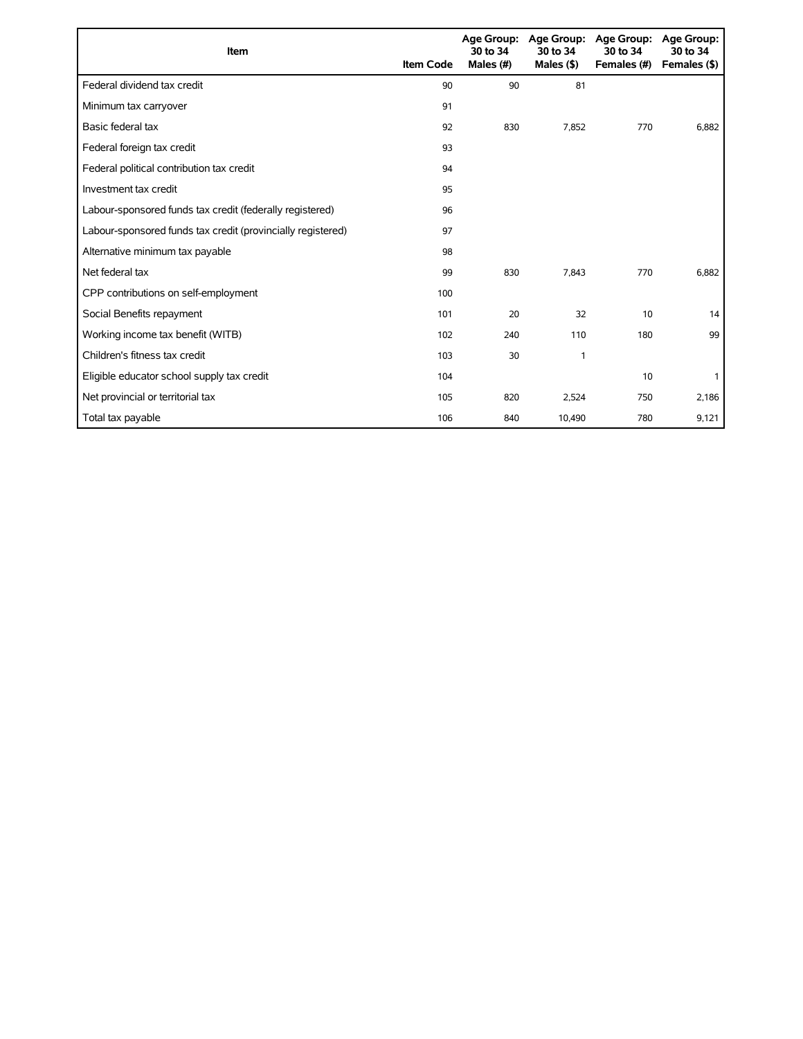| Item | Item Code | Age Group: 30 to 34 Males (#) | Age Group: 30 to 34 Males ($) | Age Group: 30 to 34 Females (#) | Age Group: 30 to 34 Females ($) |
| --- | --- | --- | --- | --- | --- |
| Federal dividend tax credit | 90 | 90 | 81 | | |
| Minimum tax carryover | 91 | | | | |
| Basic federal tax | 92 | 830 | 7,852 | 770 | 6,882 |
| Federal foreign tax credit | 93 | | | | |
| Federal political contribution tax credit | 94 | | | | |
| Investment tax credit | 95 | | | | |
| Labour-sponsored funds tax credit (federally registered) | 96 | | | | |
| Labour-sponsored funds tax credit (provincially registered) | 97 | | | | |
| Alternative minimum tax payable | 98 | | | | |
| Net federal tax | 99 | 830 | 7,843 | 770 | 6,882 |
| CPP contributions on self-employment | 100 | | | | |
| Social Benefits repayment | 101 | 20 | 32 | 10 | 14 |
| Working income tax benefit (WITB) | 102 | 240 | 110 | 180 | 99 |
| Children's fitness tax credit | 103 | 30 | 1 | | |
| Eligible educator school supply tax credit | 104 | | | 10 | 1 |
| Net provincial or territorial tax | 105 | 820 | 2,524 | 750 | 2,186 |
| Total tax payable | 106 | 840 | 10,490 | 780 | 9,121 |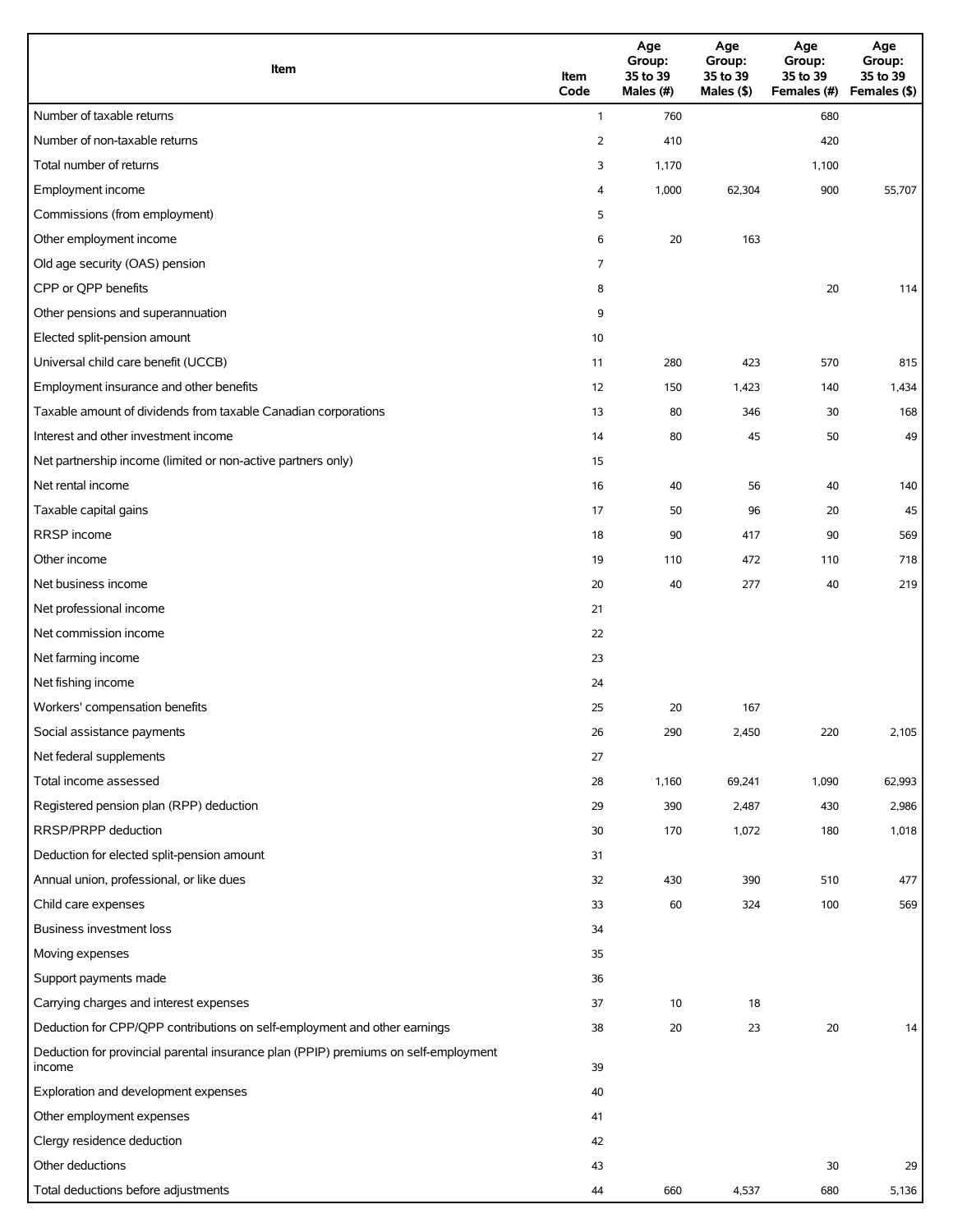| Item | Item Code | Age Group: 35 to 39 Males (#) | Age Group: 35 to 39 Males ($) | Age Group: 35 to 39 Females (#) | Age Group: 35 to 39 Females ($) |
|---|---|---|---|---|---|
| Number of taxable returns | 1 | 760 | | 680 | |
| Number of non-taxable returns | 2 | 410 | | 420 | |
| Total number of returns | 3 | 1,170 | | 1,100 | |
| Employment income | 4 | 1,000 | 62,304 | 900 | 55,707 |
| Commissions (from employment) | 5 | | | | |
| Other employment income | 6 | 20 | 163 | | |
| Old age security (OAS) pension | 7 | | | | |
| CPP or QPP benefits | 8 | | | 20 | 114 |
| Other pensions and superannuation | 9 | | | | |
| Elected split-pension amount | 10 | | | | |
| Universal child care benefit (UCCB) | 11 | 280 | 423 | 570 | 815 |
| Employment insurance and other benefits | 12 | 150 | 1,423 | 140 | 1,434 |
| Taxable amount of dividends from taxable Canadian corporations | 13 | 80 | 346 | 30 | 168 |
| Interest and other investment income | 14 | 80 | 45 | 50 | 49 |
| Net partnership income (limited or non-active partners only) | 15 | | | | |
| Net rental income | 16 | 40 | 56 | 40 | 140 |
| Taxable capital gains | 17 | 50 | 96 | 20 | 45 |
| RRSP income | 18 | 90 | 417 | 90 | 569 |
| Other income | 19 | 110 | 472 | 110 | 718 |
| Net business income | 20 | 40 | 277 | 40 | 219 |
| Net professional income | 21 | | | | |
| Net commission income | 22 | | | | |
| Net farming income | 23 | | | | |
| Net fishing income | 24 | | | | |
| Workers' compensation benefits | 25 | 20 | 167 | | |
| Social assistance payments | 26 | 290 | 2,450 | 220 | 2,105 |
| Net federal supplements | 27 | | | | |
| Total income assessed | 28 | 1,160 | 69,241 | 1,090 | 62,993 |
| Registered pension plan (RPP) deduction | 29 | 390 | 2,487 | 430 | 2,986 |
| RRSP/PRPP deduction | 30 | 170 | 1,072 | 180 | 1,018 |
| Deduction for elected split-pension amount | 31 | | | | |
| Annual union, professional, or like dues | 32 | 430 | 390 | 510 | 477 |
| Child care expenses | 33 | 60 | 324 | 100 | 569 |
| Business investment loss | 34 | | | | |
| Moving expenses | 35 | | | | |
| Support payments made | 36 | | | | |
| Carrying charges and interest expenses | 37 | 10 | 18 | | |
| Deduction for CPP/QPP contributions on self-employment and other earnings | 38 | 20 | 23 | 20 | 14 |
| Deduction for provincial parental insurance plan (PPIP) premiums on self-employment income | 39 | | | | |
| Exploration and development expenses | 40 | | | | |
| Other employment expenses | 41 | | | | |
| Clergy residence deduction | 42 | | | | |
| Other deductions | 43 | | | 30 | 29 |
| Total deductions before adjustments | 44 | 660 | 4,537 | 680 | 5,136 |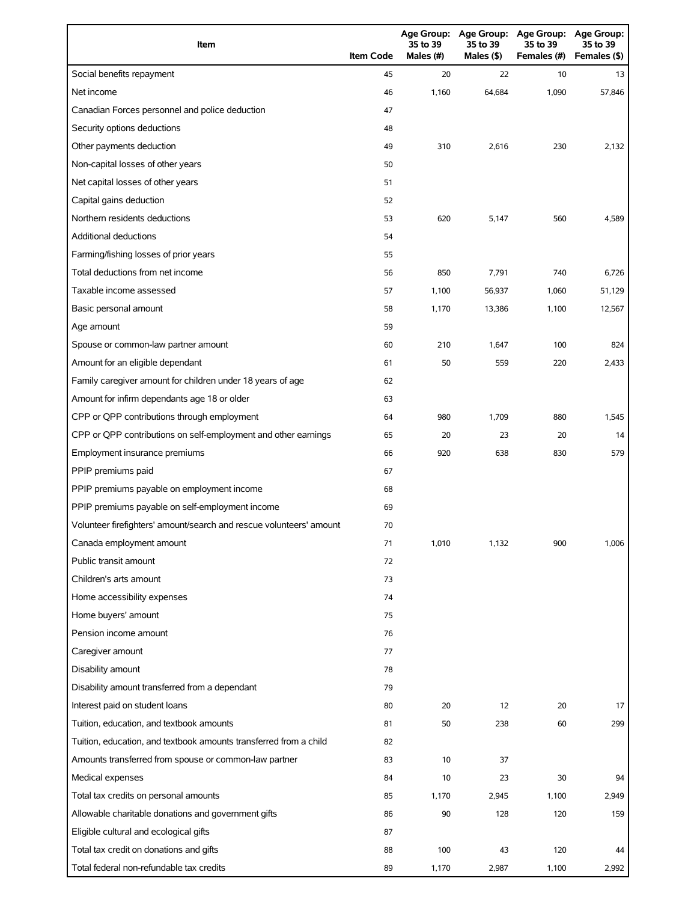| Item | Item Code | Age Group: 35 to 39 Males (#) | Age Group: 35 to 39 Males ($) | Age Group: 35 to 39 Females (#) | Age Group: 35 to 39 Females ($) |
| --- | --- | --- | --- | --- | --- |
| Social benefits repayment | 45 | 20 | 22 | 10 | 13 |
| Net income | 46 | 1,160 | 64,684 | 1,090 | 57,846 |
| Canadian Forces personnel and police deduction | 47 | | | | |
| Security options deductions | 48 | | | | |
| Other payments deduction | 49 | 310 | 2,616 | 230 | 2,132 |
| Non-capital losses of other years | 50 | | | | |
| Net capital losses of other years | 51 | | | | |
| Capital gains deduction | 52 | | | | |
| Northern residents deductions | 53 | 620 | 5,147 | 560 | 4,589 |
| Additional deductions | 54 | | | | |
| Farming/fishing losses of prior years | 55 | | | | |
| Total deductions from net income | 56 | 850 | 7,791 | 740 | 6,726 |
| Taxable income assessed | 57 | 1,100 | 56,937 | 1,060 | 51,129 |
| Basic personal amount | 58 | 1,170 | 13,386 | 1,100 | 12,567 |
| Age amount | 59 | | | | |
| Spouse or common-law partner amount | 60 | 210 | 1,647 | 100 | 824 |
| Amount for an eligible dependant | 61 | 50 | 559 | 220 | 2,433 |
| Family caregiver amount for children under 18 years of age | 62 | | | | |
| Amount for infirm dependants age 18 or older | 63 | | | | |
| CPP or QPP contributions through employment | 64 | 980 | 1,709 | 880 | 1,545 |
| CPP or QPP contributions on self-employment and other earnings | 65 | 20 | 23 | 20 | 14 |
| Employment insurance premiums | 66 | 920 | 638 | 830 | 579 |
| PPIP premiums paid | 67 | | | | |
| PPIP premiums payable on employment income | 68 | | | | |
| PPIP premiums payable on self-employment income | 69 | | | | |
| Volunteer firefighters' amount/search and rescue volunteers' amount | 70 | | | | |
| Canada employment amount | 71 | 1,010 | 1,132 | 900 | 1,006 |
| Public transit amount | 72 | | | | |
| Children's arts amount | 73 | | | | |
| Home accessibility expenses | 74 | | | | |
| Home buyers' amount | 75 | | | | |
| Pension income amount | 76 | | | | |
| Caregiver amount | 77 | | | | |
| Disability amount | 78 | | | | |
| Disability amount transferred from a dependant | 79 | | | | |
| Interest paid on student loans | 80 | 20 | 12 | 20 | 17 |
| Tuition, education, and textbook amounts | 81 | 50 | 238 | 60 | 299 |
| Tuition, education, and textbook amounts transferred from a child | 82 | | | | |
| Amounts transferred from spouse or common-law partner | 83 | 10 | 37 | | |
| Medical expenses | 84 | 10 | 23 | 30 | 94 |
| Total tax credits on personal amounts | 85 | 1,170 | 2,945 | 1,100 | 2,949 |
| Allowable charitable donations and government gifts | 86 | 90 | 128 | 120 | 159 |
| Eligible cultural and ecological gifts | 87 | | | | |
| Total tax credit on donations and gifts | 88 | 100 | 43 | 120 | 44 |
| Total federal non-refundable tax credits | 89 | 1,170 | 2,987 | 1,100 | 2,992 |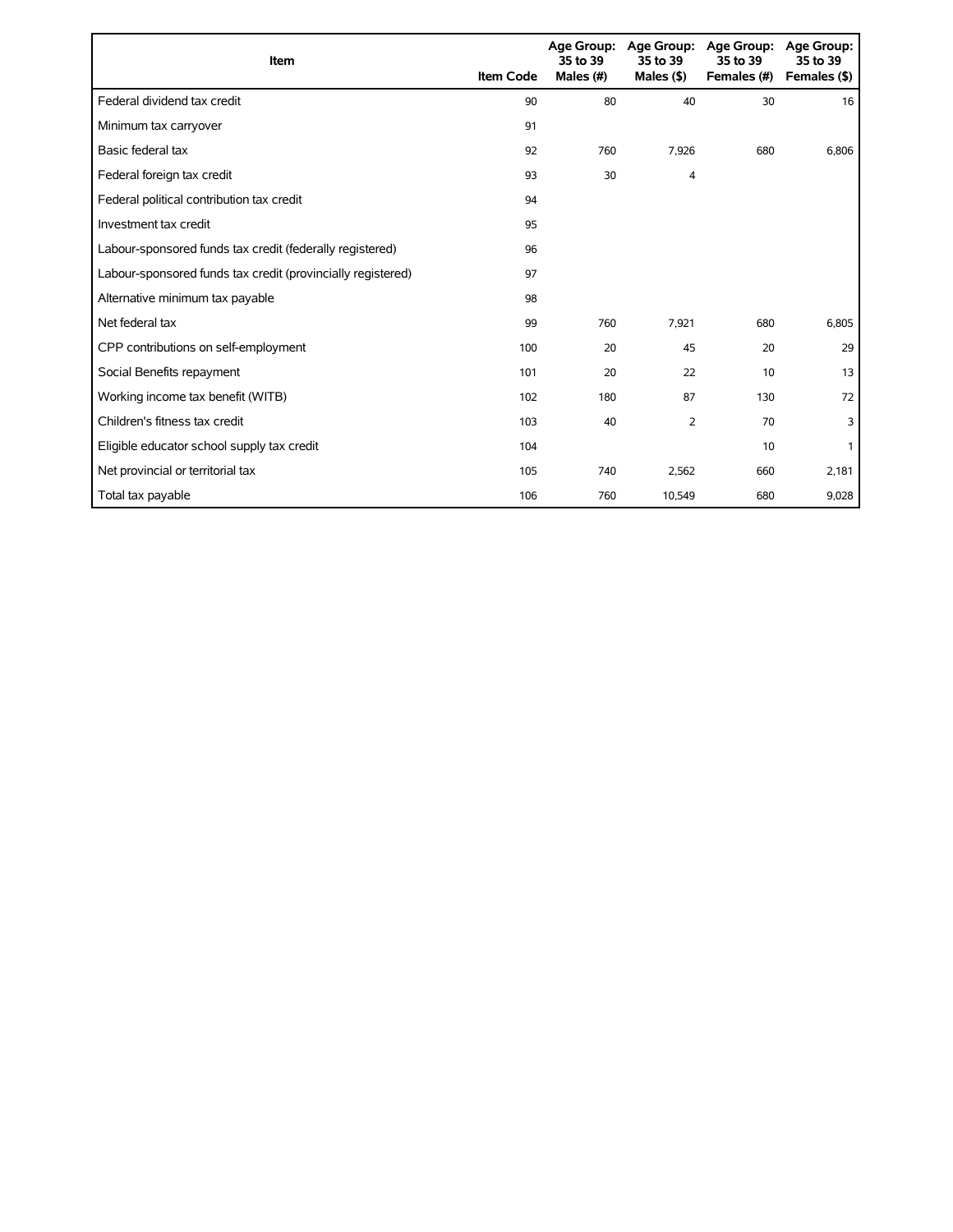| Item | Item Code | Age Group: 35 to 39 Males (#) | Age Group: 35 to 39 Males ($) | Age Group: 35 to 39 Females (#) | Age Group: 35 to 39 Females ($) |
|---|---|---|---|---|---|
| Federal dividend tax credit | 90 | 80 | 40 | 30 | 16 |
| Minimum tax carryover | 91 | | | | |
| Basic federal tax | 92 | 760 | 7,926 | 680 | 6,806 |
| Federal foreign tax credit | 93 | 30 | 4 | | |
| Federal political contribution tax credit | 94 | | | | |
| Investment tax credit | 95 | | | | |
| Labour-sponsored funds tax credit (federally registered) | 96 | | | | |
| Labour-sponsored funds tax credit (provincially registered) | 97 | | | | |
| Alternative minimum tax payable | 98 | | | | |
| Net federal tax | 99 | 760 | 7,921 | 680 | 6,805 |
| CPP contributions on self-employment | 100 | 20 | 45 | 20 | 29 |
| Social Benefits repayment | 101 | 20 | 22 | 10 | 13 |
| Working income tax benefit (WITB) | 102 | 180 | 87 | 130 | 72 |
| Children's fitness tax credit | 103 | 40 | 2 | 70 | 3 |
| Eligible educator school supply tax credit | 104 | | | 10 | 1 |
| Net provincial or territorial tax | 105 | 740 | 2,562 | 660 | 2,181 |
| Total tax payable | 106 | 760 | 10,549 | 680 | 9,028 |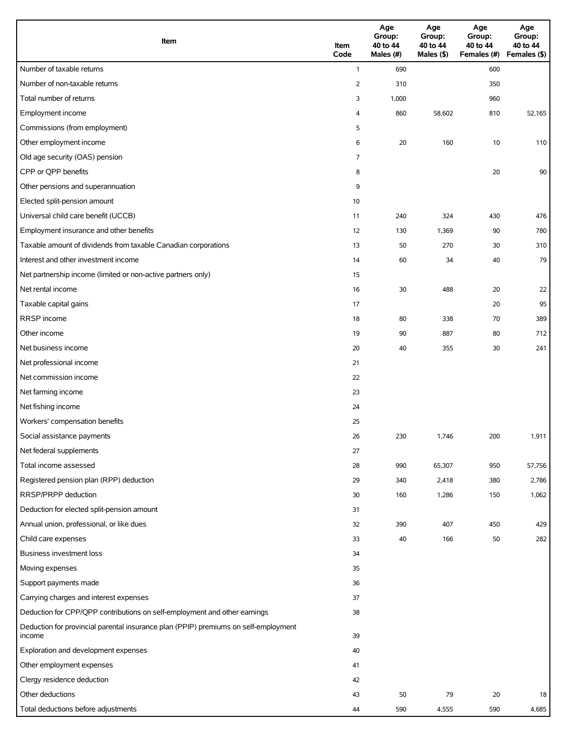| Item | Item Code | Age Group: 40 to 44 Males (#) | Age Group: 40 to 44 Males ($) | Age Group: 40 to 44 Females (#) | Age Group: 40 to 44 Females ($) |
| --- | --- | --- | --- | --- | --- |
| Number of taxable returns | 1 | 690 | | 600 | |
| Number of non-taxable returns | 2 | 310 | | 350 | |
| Total number of returns | 3 | 1,000 | | 960 | |
| Employment income | 4 | 860 | 58,602 | 810 | 52,165 |
| Commissions (from employment) | 5 | | | | |
| Other employment income | 6 | 20 | 160 | 10 | 110 |
| Old age security (OAS) pension | 7 | | | | |
| CPP or QPP benefits | 8 | | | 20 | 90 |
| Other pensions and superannuation | 9 | | | | |
| Elected split-pension amount | 10 | | | | |
| Universal child care benefit (UCCB) | 11 | 240 | 324 | 430 | 476 |
| Employment insurance and other benefits | 12 | 130 | 1,369 | 90 | 780 |
| Taxable amount of dividends from taxable Canadian corporations | 13 | 50 | 270 | 30 | 310 |
| Interest and other investment income | 14 | 60 | 34 | 40 | 79 |
| Net partnership income (limited or non-active partners only) | 15 | | | | |
| Net rental income | 16 | 30 | 488 | 20 | 22 |
| Taxable capital gains | 17 | | | 20 | 95 |
| RRSP income | 18 | 80 | 338 | 70 | 389 |
| Other income | 19 | 90 | 887 | 80 | 712 |
| Net business income | 20 | 40 | 355 | 30 | 241 |
| Net professional income | 21 | | | | |
| Net commission income | 22 | | | | |
| Net farming income | 23 | | | | |
| Net fishing income | 24 | | | | |
| Workers' compensation benefits | 25 | | | | |
| Social assistance payments | 26 | 230 | 1,746 | 200 | 1,911 |
| Net federal supplements | 27 | | | | |
| Total income assessed | 28 | 990 | 65,307 | 950 | 57,756 |
| Registered pension plan (RPP) deduction | 29 | 340 | 2,418 | 380 | 2,786 |
| RRSP/PRPP deduction | 30 | 160 | 1,286 | 150 | 1,062 |
| Deduction for elected split-pension amount | 31 | | | | |
| Annual union, professional, or like dues | 32 | 390 | 407 | 450 | 429 |
| Child care expenses | 33 | 40 | 166 | 50 | 282 |
| Business investment loss | 34 | | | | |
| Moving expenses | 35 | | | | |
| Support payments made | 36 | | | | |
| Carrying charges and interest expenses | 37 | | | | |
| Deduction for CPP/QPP contributions on self-employment and other earnings | 38 | | | | |
| Deduction for provincial parental insurance plan (PPIP) premiums on self-employment income | 39 | | | | |
| Exploration and development expenses | 40 | | | | |
| Other employment expenses | 41 | | | | |
| Clergy residence deduction | 42 | | | | |
| Other deductions | 43 | 50 | 79 | 20 | 18 |
| Total deductions before adjustments | 44 | 590 | 4,555 | 590 | 4,685 |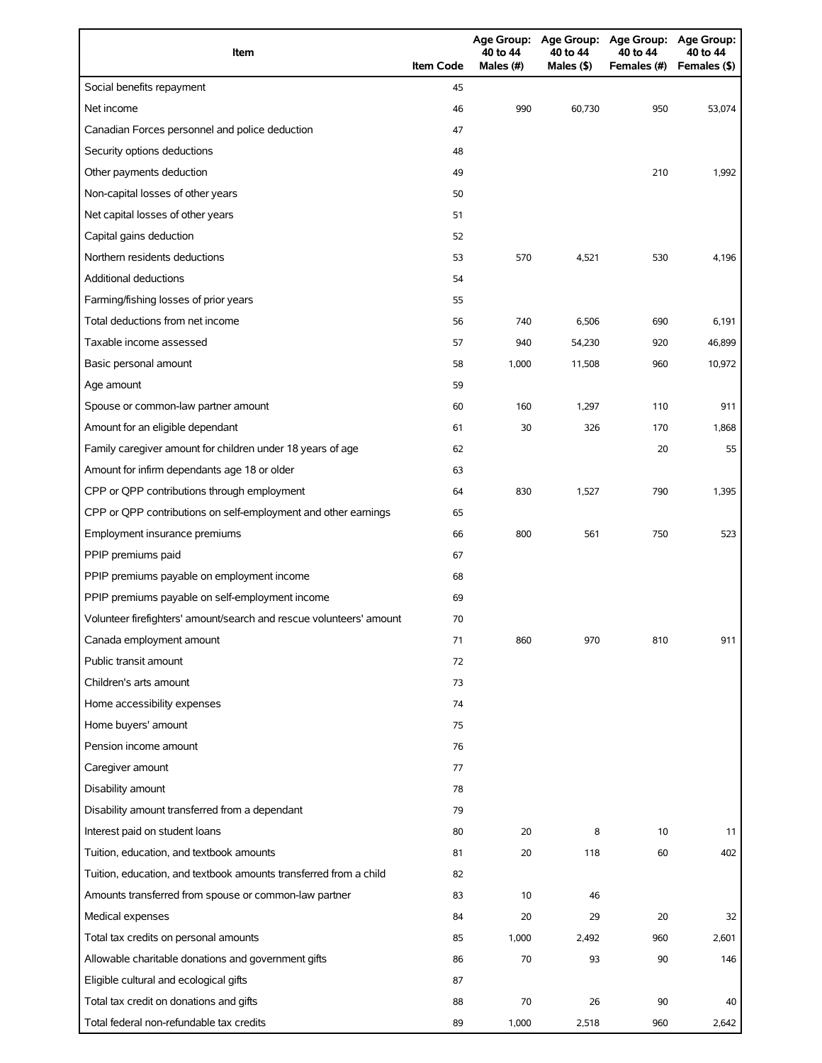| Item | Item Code | Age Group: 40 to 44 Males (#) | Age Group: 40 to 44 Males ($) | Age Group: 40 to 44 Females (#) | Age Group: 40 to 44 Females ($) |
|---|---|---|---|---|---|
| Social benefits repayment | 45 | | | | |
| Net income | 46 | 990 | 60,730 | 950 | 53,074 |
| Canadian Forces personnel and police deduction | 47 | | | | |
| Security options deductions | 48 | | | | |
| Other payments deduction | 49 | | | 210 | 1,992 |
| Non-capital losses of other years | 50 | | | | |
| Net capital losses of other years | 51 | | | | |
| Capital gains deduction | 52 | | | | |
| Northern residents deductions | 53 | 570 | 4,521 | 530 | 4,196 |
| Additional deductions | 54 | | | | |
| Farming/fishing losses of prior years | 55 | | | | |
| Total deductions from net income | 56 | 740 | 6,506 | 690 | 6,191 |
| Taxable income assessed | 57 | 940 | 54,230 | 920 | 46,899 |
| Basic personal amount | 58 | 1,000 | 11,508 | 960 | 10,972 |
| Age amount | 59 | | | | |
| Spouse or common-law partner amount | 60 | 160 | 1,297 | 110 | 911 |
| Amount for an eligible dependant | 61 | 30 | 326 | 170 | 1,868 |
| Family caregiver amount for children under 18 years of age | 62 | | | 20 | 55 |
| Amount for infirm dependants age 18 or older | 63 | | | | |
| CPP or QPP contributions through employment | 64 | 830 | 1,527 | 790 | 1,395 |
| CPP or QPP contributions on self-employment and other earnings | 65 | | | | |
| Employment insurance premiums | 66 | 800 | 561 | 750 | 523 |
| PPIP premiums paid | 67 | | | | |
| PPIP premiums payable on employment income | 68 | | | | |
| PPIP premiums payable on self-employment income | 69 | | | | |
| Volunteer firefighters' amount/search and rescue volunteers' amount | 70 | | | | |
| Canada employment amount | 71 | 860 | 970 | 810 | 911 |
| Public transit amount | 72 | | | | |
| Children's arts amount | 73 | | | | |
| Home accessibility expenses | 74 | | | | |
| Home buyers' amount | 75 | | | | |
| Pension income amount | 76 | | | | |
| Caregiver amount | 77 | | | | |
| Disability amount | 78 | | | | |
| Disability amount transferred from a dependant | 79 | | | | |
| Interest paid on student loans | 80 | 20 | 8 | 10 | 11 |
| Tuition, education, and textbook amounts | 81 | 20 | 118 | 60 | 402 |
| Tuition, education, and textbook amounts transferred from a child | 82 | | | | |
| Amounts transferred from spouse or common-law partner | 83 | 10 | 46 | | |
| Medical expenses | 84 | 20 | 29 | 20 | 32 |
| Total tax credits on personal amounts | 85 | 1,000 | 2,492 | 960 | 2,601 |
| Allowable charitable donations and government gifts | 86 | 70 | 93 | 90 | 146 |
| Eligible cultural and ecological gifts | 87 | | | | |
| Total tax credit on donations and gifts | 88 | 70 | 26 | 90 | 40 |
| Total federal non-refundable tax credits | 89 | 1,000 | 2,518 | 960 | 2,642 |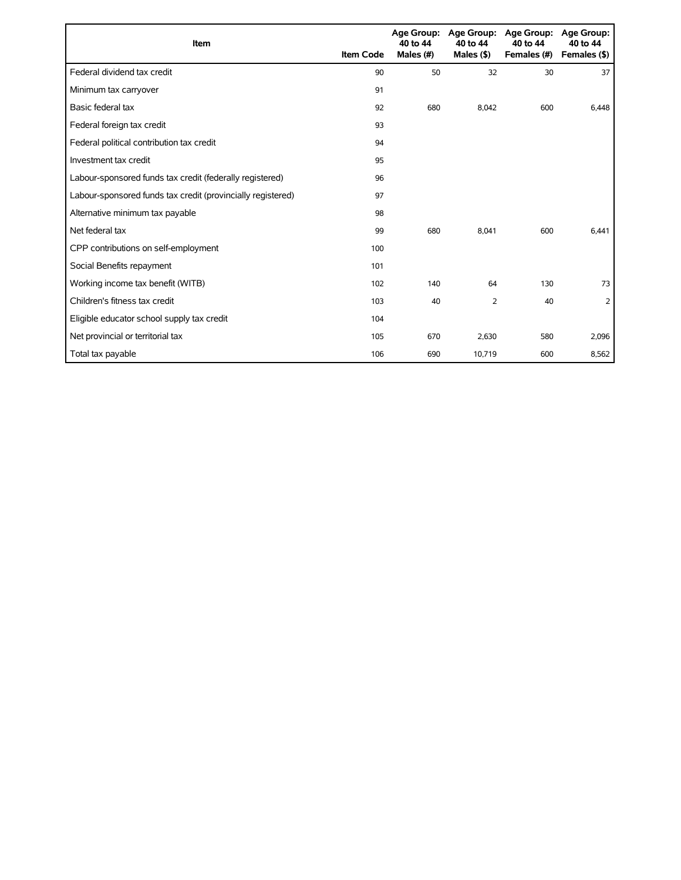| Item | Item Code | Age Group: 40 to 44 Males (#) | Age Group: 40 to 44 Males ($) | Age Group: 40 to 44 Females (#) | Age Group: 40 to 44 Females ($) |
|---|---|---|---|---|---|
| Federal dividend tax credit | 90 | 50 | 32 | 30 | 37 |
| Minimum tax carryover | 91 | | | | |
| Basic federal tax | 92 | 680 | 8,042 | 600 | 6,448 |
| Federal foreign tax credit | 93 | | | | |
| Federal political contribution tax credit | 94 | | | | |
| Investment tax credit | 95 | | | | |
| Labour-sponsored funds tax credit (federally registered) | 96 | | | | |
| Labour-sponsored funds tax credit (provincially registered) | 97 | | | | |
| Alternative minimum tax payable | 98 | | | | |
| Net federal tax | 99 | 680 | 8,041 | 600 | 6,441 |
| CPP contributions on self-employment | 100 | | | | |
| Social Benefits repayment | 101 | | | | |
| Working income tax benefit (WITB) | 102 | 140 | 64 | 130 | 73 |
| Children's fitness tax credit | 103 | 40 | 2 | 40 | 2 |
| Eligible educator school supply tax credit | 104 | | | | |
| Net provincial or territorial tax | 105 | 670 | 2,630 | 580 | 2,096 |
| Total tax payable | 106 | 690 | 10,719 | 600 | 8,562 |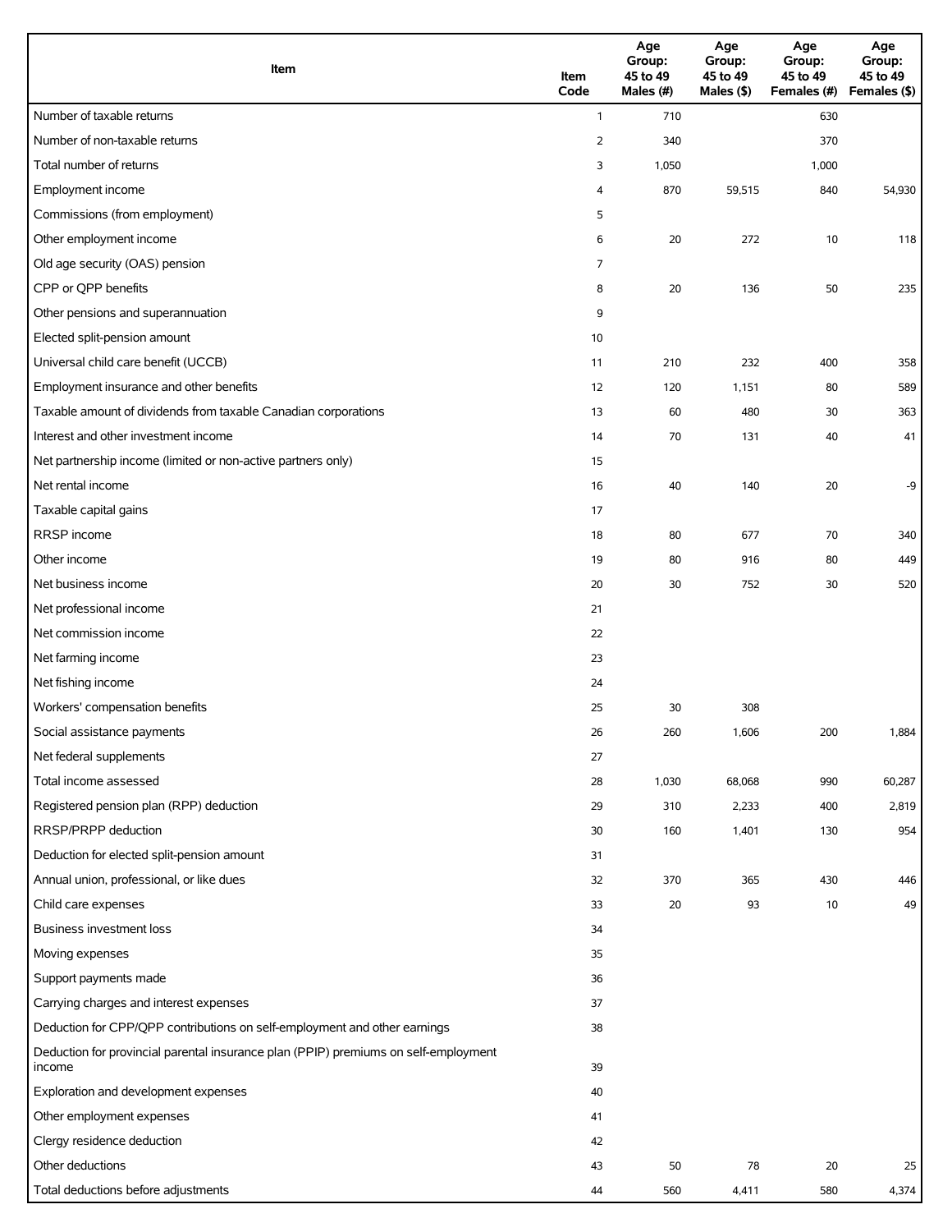| Item | Item Code | Age Group: 45 to 49 Males (#) | Age Group: 45 to 49 Males ($) | Age Group: 45 to 49 Females (#) | Age Group: 45 to 49 Females ($) |
|---|---|---|---|---|---|
| Number of taxable returns | 1 | 710 | | 630 | |
| Number of non-taxable returns | 2 | 340 | | 370 | |
| Total number of returns | 3 | 1,050 | | 1,000 | |
| Employment income | 4 | 870 | 59,515 | 840 | 54,930 |
| Commissions (from employment) | 5 | | | | |
| Other employment income | 6 | 20 | 272 | 10 | 118 |
| Old age security (OAS) pension | 7 | | | | |
| CPP or QPP benefits | 8 | 20 | 136 | 50 | 235 |
| Other pensions and superannuation | 9 | | | | |
| Elected split-pension amount | 10 | | | | |
| Universal child care benefit (UCCB) | 11 | 210 | 232 | 400 | 358 |
| Employment insurance and other benefits | 12 | 120 | 1,151 | 80 | 589 |
| Taxable amount of dividends from taxable Canadian corporations | 13 | 60 | 480 | 30 | 363 |
| Interest and other investment income | 14 | 70 | 131 | 40 | 41 |
| Net partnership income (limited or non-active partners only) | 15 | | | | |
| Net rental income | 16 | 40 | 140 | 20 | -9 |
| Taxable capital gains | 17 | | | | |
| RRSP income | 18 | 80 | 677 | 70 | 340 |
| Other income | 19 | 80 | 916 | 80 | 449 |
| Net business income | 20 | 30 | 752 | 30 | 520 |
| Net professional income | 21 | | | | |
| Net commission income | 22 | | | | |
| Net farming income | 23 | | | | |
| Net fishing income | 24 | | | | |
| Workers' compensation benefits | 25 | 30 | 308 | | |
| Social assistance payments | 26 | 260 | 1,606 | 200 | 1,884 |
| Net federal supplements | 27 | | | | |
| Total income assessed | 28 | 1,030 | 68,068 | 990 | 60,287 |
| Registered pension plan (RPP) deduction | 29 | 310 | 2,233 | 400 | 2,819 |
| RRSP/PRPP deduction | 30 | 160 | 1,401 | 130 | 954 |
| Deduction for elected split-pension amount | 31 | | | | |
| Annual union, professional, or like dues | 32 | 370 | 365 | 430 | 446 |
| Child care expenses | 33 | 20 | 93 | 10 | 49 |
| Business investment loss | 34 | | | | |
| Moving expenses | 35 | | | | |
| Support payments made | 36 | | | | |
| Carrying charges and interest expenses | 37 | | | | |
| Deduction for CPP/QPP contributions on self-employment and other earnings | 38 | | | | |
| Deduction for provincial parental insurance plan (PPIP) premiums on self-employment income | 39 | | | | |
| Exploration and development expenses | 40 | | | | |
| Other employment expenses | 41 | | | | |
| Clergy residence deduction | 42 | | | | |
| Other deductions | 43 | 50 | 78 | 20 | 25 |
| Total deductions before adjustments | 44 | 560 | 4,411 | 580 | 4,374 |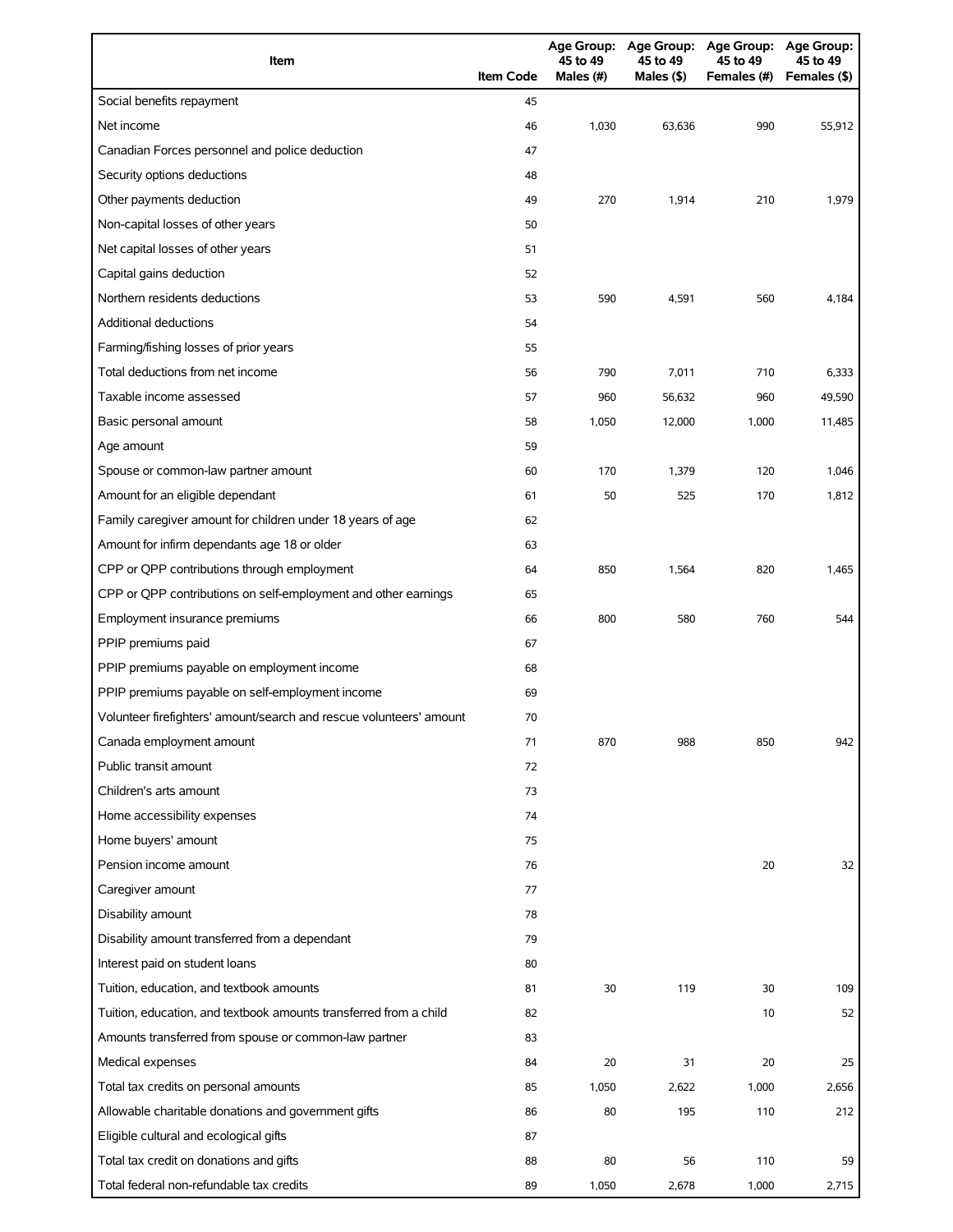| Item | Item Code | Age Group: 45 to 49 Males (#) | Age Group: 45 to 49 Males ($) | Age Group: 45 to 49 Females (#) | Age Group: 45 to 49 Females ($) |
|---|---|---|---|---|---|
| Social benefits repayment | 45 | | | | |
| Net income | 46 | 1,030 | 63,636 | 990 | 55,912 |
| Canadian Forces personnel and police deduction | 47 | | | | |
| Security options deductions | 48 | | | | |
| Other payments deduction | 49 | 270 | 1,914 | 210 | 1,979 |
| Non-capital losses of other years | 50 | | | | |
| Net capital losses of other years | 51 | | | | |
| Capital gains deduction | 52 | | | | |
| Northern residents deductions | 53 | 590 | 4,591 | 560 | 4,184 |
| Additional deductions | 54 | | | | |
| Farming/fishing losses of prior years | 55 | | | | |
| Total deductions from net income | 56 | 790 | 7,011 | 710 | 6,333 |
| Taxable income assessed | 57 | 960 | 56,632 | 960 | 49,590 |
| Basic personal amount | 58 | 1,050 | 12,000 | 1,000 | 11,485 |
| Age amount | 59 | | | | |
| Spouse or common-law partner amount | 60 | 170 | 1,379 | 120 | 1,046 |
| Amount for an eligible dependant | 61 | 50 | 525 | 170 | 1,812 |
| Family caregiver amount for children under 18 years of age | 62 | | | | |
| Amount for infirm dependants age 18 or older | 63 | | | | |
| CPP or QPP contributions through employment | 64 | 850 | 1,564 | 820 | 1,465 |
| CPP or QPP contributions on self-employment and other earnings | 65 | | | | |
| Employment insurance premiums | 66 | 800 | 580 | 760 | 544 |
| PPIP premiums paid | 67 | | | | |
| PPIP premiums payable on employment income | 68 | | | | |
| PPIP premiums payable on self-employment income | 69 | | | | |
| Volunteer firefighters' amount/search and rescue volunteers' amount | 70 | | | | |
| Canada employment amount | 71 | 870 | 988 | 850 | 942 |
| Public transit amount | 72 | | | | |
| Children's arts amount | 73 | | | | |
| Home accessibility expenses | 74 | | | | |
| Home buyers' amount | 75 | | | | |
| Pension income amount | 76 | | | 20 | 32 |
| Caregiver amount | 77 | | | | |
| Disability amount | 78 | | | | |
| Disability amount transferred from a dependant | 79 | | | | |
| Interest paid on student loans | 80 | | | | |
| Tuition, education, and textbook amounts | 81 | 30 | 119 | 30 | 109 |
| Tuition, education, and textbook amounts transferred from a child | 82 | | | 10 | 52 |
| Amounts transferred from spouse or common-law partner | 83 | | | | |
| Medical expenses | 84 | 20 | 31 | 20 | 25 |
| Total tax credits on personal amounts | 85 | 1,050 | 2,622 | 1,000 | 2,656 |
| Allowable charitable donations and government gifts | 86 | 80 | 195 | 110 | 212 |
| Eligible cultural and ecological gifts | 87 | | | | |
| Total tax credit on donations and gifts | 88 | 80 | 56 | 110 | 59 |
| Total federal non-refundable tax credits | 89 | 1,050 | 2,678 | 1,000 | 2,715 |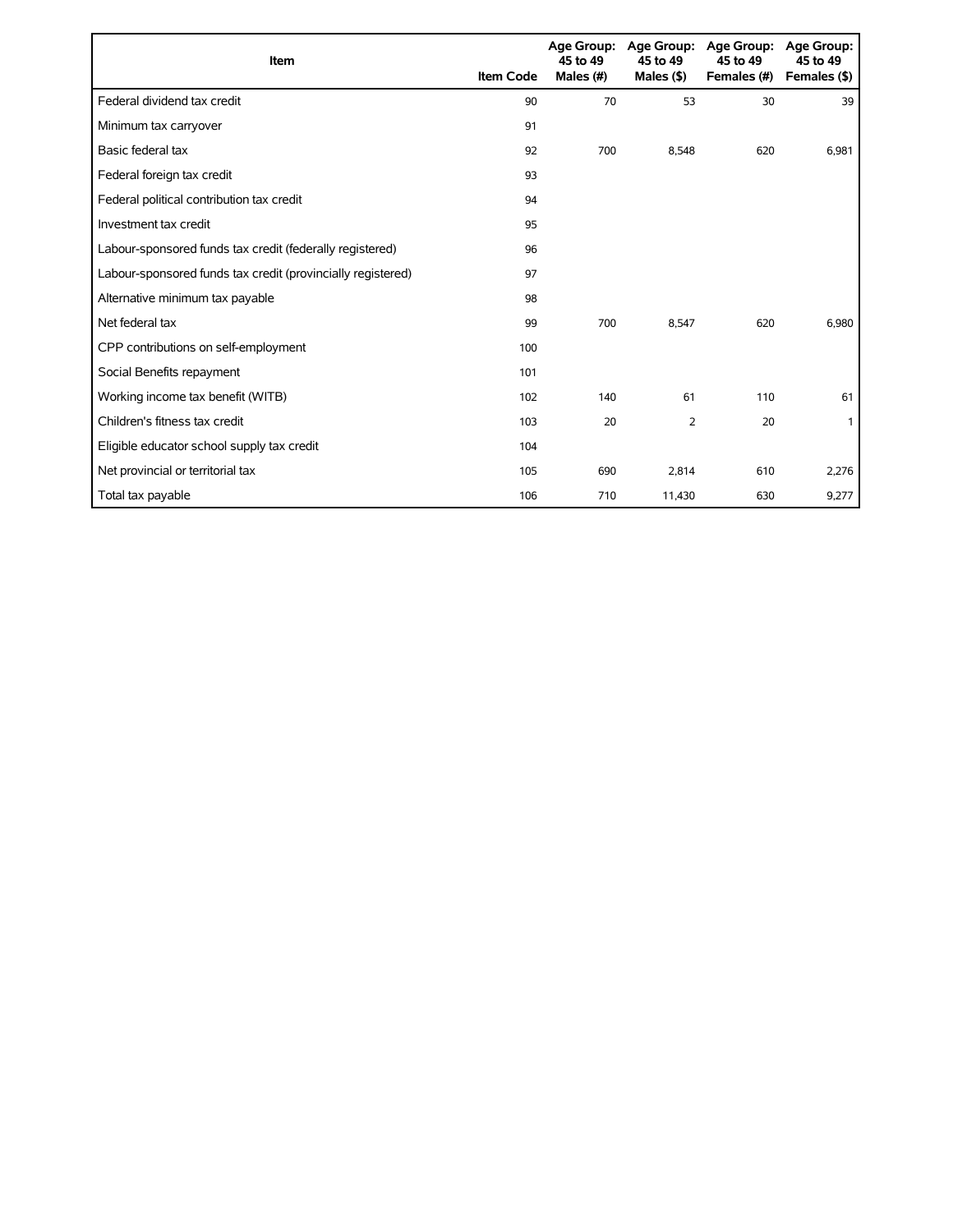| Item | Item Code | Age Group: 45 to 49 Males (#) | Age Group: 45 to 49 Males ($) | Age Group: 45 to 49 Females (#) | Age Group: 45 to 49 Females ($) |
|---|---|---|---|---|---|
| Federal dividend tax credit | 90 | 70 | 53 | 30 | 39 |
| Minimum tax carryover | 91 | | | | |
| Basic federal tax | 92 | 700 | 8,548 | 620 | 6,981 |
| Federal foreign tax credit | 93 | | | | |
| Federal political contribution tax credit | 94 | | | | |
| Investment tax credit | 95 | | | | |
| Labour-sponsored funds tax credit (federally registered) | 96 | | | | |
| Labour-sponsored funds tax credit (provincially registered) | 97 | | | | |
| Alternative minimum tax payable | 98 | | | | |
| Net federal tax | 99 | 700 | 8,547 | 620 | 6,980 |
| CPP contributions on self-employment | 100 | | | | |
| Social Benefits repayment | 101 | | | | |
| Working income tax benefit (WITB) | 102 | 140 | 61 | 110 | 61 |
| Children's fitness tax credit | 103 | 20 | 2 | 20 | 1 |
| Eligible educator school supply tax credit | 104 | | | | |
| Net provincial or territorial tax | 105 | 690 | 2,814 | 610 | 2,276 |
| Total tax payable | 106 | 710 | 11,430 | 630 | 9,277 |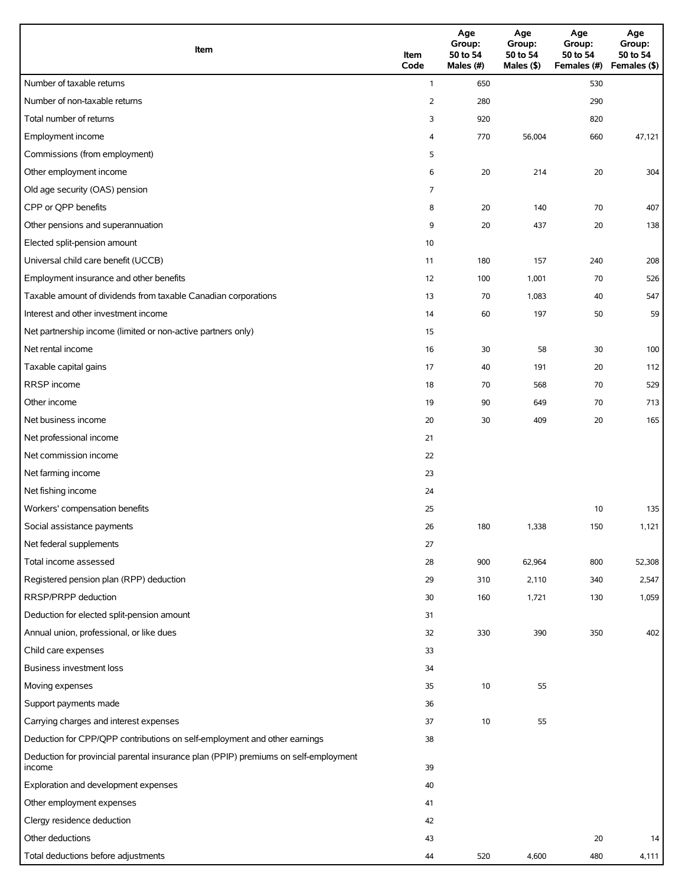| Item | Item Code | Age Group: 50 to 54 Males (#) | Age Group: 50 to 54 Males ($) | Age Group: 50 to 54 Females (#) | Age Group: 50 to 54 Females ($) |
|---|---|---|---|---|---|
| Number of taxable returns | 1 | 650 | | 530 | |
| Number of non-taxable returns | 2 | 280 | | 290 | |
| Total number of returns | 3 | 920 | | 820 | |
| Employment income | 4 | 770 | 56,004 | 660 | 47,121 |
| Commissions (from employment) | 5 | | | | |
| Other employment income | 6 | 20 | 214 | 20 | 304 |
| Old age security (OAS) pension | 7 | | | | |
| CPP or QPP benefits | 8 | 20 | 140 | 70 | 407 |
| Other pensions and superannuation | 9 | 20 | 437 | 20 | 138 |
| Elected split-pension amount | 10 | | | | |
| Universal child care benefit (UCCB) | 11 | 180 | 157 | 240 | 208 |
| Employment insurance and other benefits | 12 | 100 | 1,001 | 70 | 526 |
| Taxable amount of dividends from taxable Canadian corporations | 13 | 70 | 1,083 | 40 | 547 |
| Interest and other investment income | 14 | 60 | 197 | 50 | 59 |
| Net partnership income (limited or non-active partners only) | 15 | | | | |
| Net rental income | 16 | 30 | 58 | 30 | 100 |
| Taxable capital gains | 17 | 40 | 191 | 20 | 112 |
| RRSP income | 18 | 70 | 568 | 70 | 529 |
| Other income | 19 | 90 | 649 | 70 | 713 |
| Net business income | 20 | 30 | 409 | 20 | 165 |
| Net professional income | 21 | | | | |
| Net commission income | 22 | | | | |
| Net farming income | 23 | | | | |
| Net fishing income | 24 | | | | |
| Workers' compensation benefits | 25 | | | 10 | 135 |
| Social assistance payments | 26 | 180 | 1,338 | 150 | 1,121 |
| Net federal supplements | 27 | | | | |
| Total income assessed | 28 | 900 | 62,964 | 800 | 52,308 |
| Registered pension plan (RPP) deduction | 29 | 310 | 2,110 | 340 | 2,547 |
| RRSP/PRPP deduction | 30 | 160 | 1,721 | 130 | 1,059 |
| Deduction for elected split-pension amount | 31 | | | | |
| Annual union, professional, or like dues | 32 | 330 | 390 | 350 | 402 |
| Child care expenses | 33 | | | | |
| Business investment loss | 34 | | | | |
| Moving expenses | 35 | 10 | 55 | | |
| Support payments made | 36 | | | | |
| Carrying charges and interest expenses | 37 | 10 | 55 | | |
| Deduction for CPP/QPP contributions on self-employment and other earnings | 38 | | | | |
| Deduction for provincial parental insurance plan (PPIP) premiums on self-employment income | 39 | | | | |
| Exploration and development expenses | 40 | | | | |
| Other employment expenses | 41 | | | | |
| Clergy residence deduction | 42 | | | | |
| Other deductions | 43 | | | 20 | 14 |
| Total deductions before adjustments | 44 | 520 | 4,600 | 480 | 4,111 |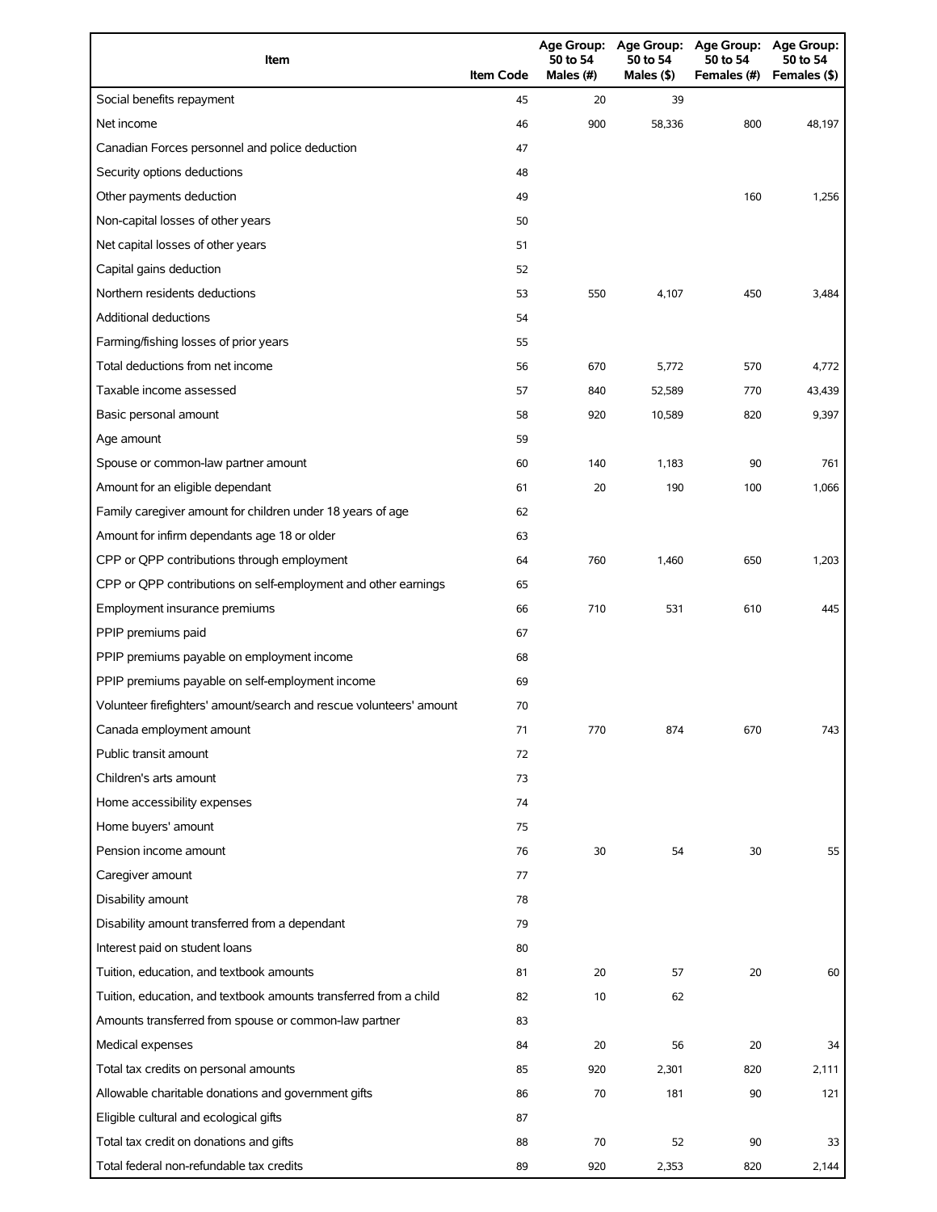| Item | Item Code | Age Group: 50 to 54 Males (#) | Age Group: 50 to 54 Males ($) | Age Group: 50 to 54 Females (#) | Age Group: 50 to 54 Females ($) |
| --- | --- | --- | --- | --- | --- |
| Social benefits repayment | 45 | 20 | 39 | | |
| Net income | 46 | 900 | 58,336 | 800 | 48,197 |
| Canadian Forces personnel and police deduction | 47 | | | | |
| Security options deductions | 48 | | | | |
| Other payments deduction | 49 | | | 160 | 1,256 |
| Non-capital losses of other years | 50 | | | | |
| Net capital losses of other years | 51 | | | | |
| Capital gains deduction | 52 | | | | |
| Northern residents deductions | 53 | 550 | 4,107 | 450 | 3,484 |
| Additional deductions | 54 | | | | |
| Farming/fishing losses of prior years | 55 | | | | |
| Total deductions from net income | 56 | 670 | 5,772 | 570 | 4,772 |
| Taxable income assessed | 57 | 840 | 52,589 | 770 | 43,439 |
| Basic personal amount | 58 | 920 | 10,589 | 820 | 9,397 |
| Age amount | 59 | | | | |
| Spouse or common-law partner amount | 60 | 140 | 1,183 | 90 | 761 |
| Amount for an eligible dependant | 61 | 20 | 190 | 100 | 1,066 |
| Family caregiver amount for children under 18 years of age | 62 | | | | |
| Amount for infirm dependants age 18 or older | 63 | | | | |
| CPP or QPP contributions through employment | 64 | 760 | 1,460 | 650 | 1,203 |
| CPP or QPP contributions on self-employment and other earnings | 65 | | | | |
| Employment insurance premiums | 66 | 710 | 531 | 610 | 445 |
| PPIP premiums paid | 67 | | | | |
| PPIP premiums payable on employment income | 68 | | | | |
| PPIP premiums payable on self-employment income | 69 | | | | |
| Volunteer firefighters' amount/search and rescue volunteers' amount | 70 | | | | |
| Canada employment amount | 71 | 770 | 874 | 670 | 743 |
| Public transit amount | 72 | | | | |
| Children's arts amount | 73 | | | | |
| Home accessibility expenses | 74 | | | | |
| Home buyers' amount | 75 | | | | |
| Pension income amount | 76 | 30 | 54 | 30 | 55 |
| Caregiver amount | 77 | | | | |
| Disability amount | 78 | | | | |
| Disability amount transferred from a dependant | 79 | | | | |
| Interest paid on student loans | 80 | | | | |
| Tuition, education, and textbook amounts | 81 | 20 | 57 | 20 | 60 |
| Tuition, education, and textbook amounts transferred from a child | 82 | 10 | 62 | | |
| Amounts transferred from spouse or common-law partner | 83 | | | | |
| Medical expenses | 84 | 20 | 56 | 20 | 34 |
| Total tax credits on personal amounts | 85 | 920 | 2,301 | 820 | 2,111 |
| Allowable charitable donations and government gifts | 86 | 70 | 181 | 90 | 121 |
| Eligible cultural and ecological gifts | 87 | | | | |
| Total tax credit on donations and gifts | 88 | 70 | 52 | 90 | 33 |
| Total federal non-refundable tax credits | 89 | 920 | 2,353 | 820 | 2,144 |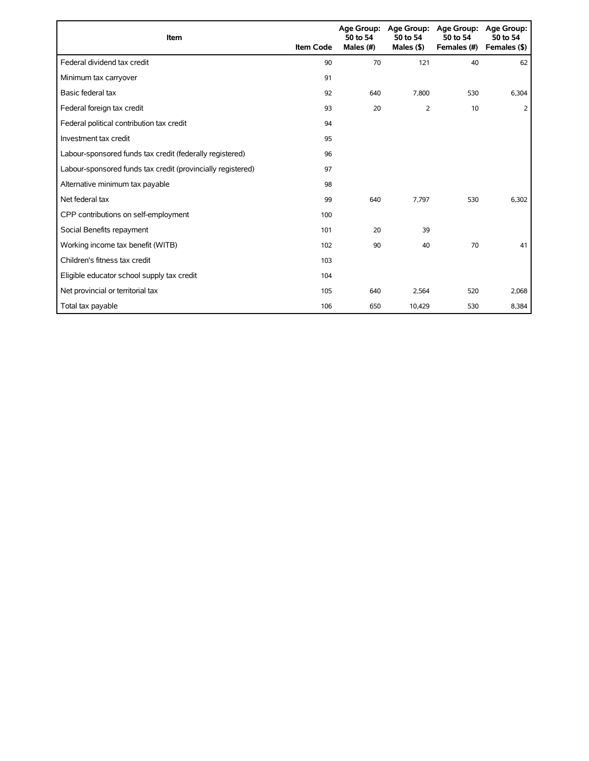| Item | Item Code | Age Group: 50 to 54 Males (#) | Age Group: 50 to 54 Males ($) | Age Group: 50 to 54 Females (#) | Age Group: 50 to 54 Females ($) |
| --- | --- | --- | --- | --- | --- |
| Federal dividend tax credit | 90 | 70 | 121 | 40 | 62 |
| Minimum tax carryover | 91 | | | | |
| Basic federal tax | 92 | 640 | 7,800 | 530 | 6,304 |
| Federal foreign tax credit | 93 | 20 | 2 | 10 | 2 |
| Federal political contribution tax credit | 94 | | | | |
| Investment tax credit | 95 | | | | |
| Labour-sponsored funds tax credit (federally registered) | 96 | | | | |
| Labour-sponsored funds tax credit (provincially registered) | 97 | | | | |
| Alternative minimum tax payable | 98 | | | | |
| Net federal tax | 99 | 640 | 7,797 | 530 | 6,302 |
| CPP contributions on self-employment | 100 | | | | |
| Social Benefits repayment | 101 | 20 | 39 | | |
| Working income tax benefit (WITB) | 102 | 90 | 40 | 70 | 41 |
| Children's fitness tax credit | 103 | | | | |
| Eligible educator school supply tax credit | 104 | | | | |
| Net provincial or territorial tax | 105 | 640 | 2,564 | 520 | 2,068 |
| Total tax payable | 106 | 650 | 10,429 | 530 | 8,384 |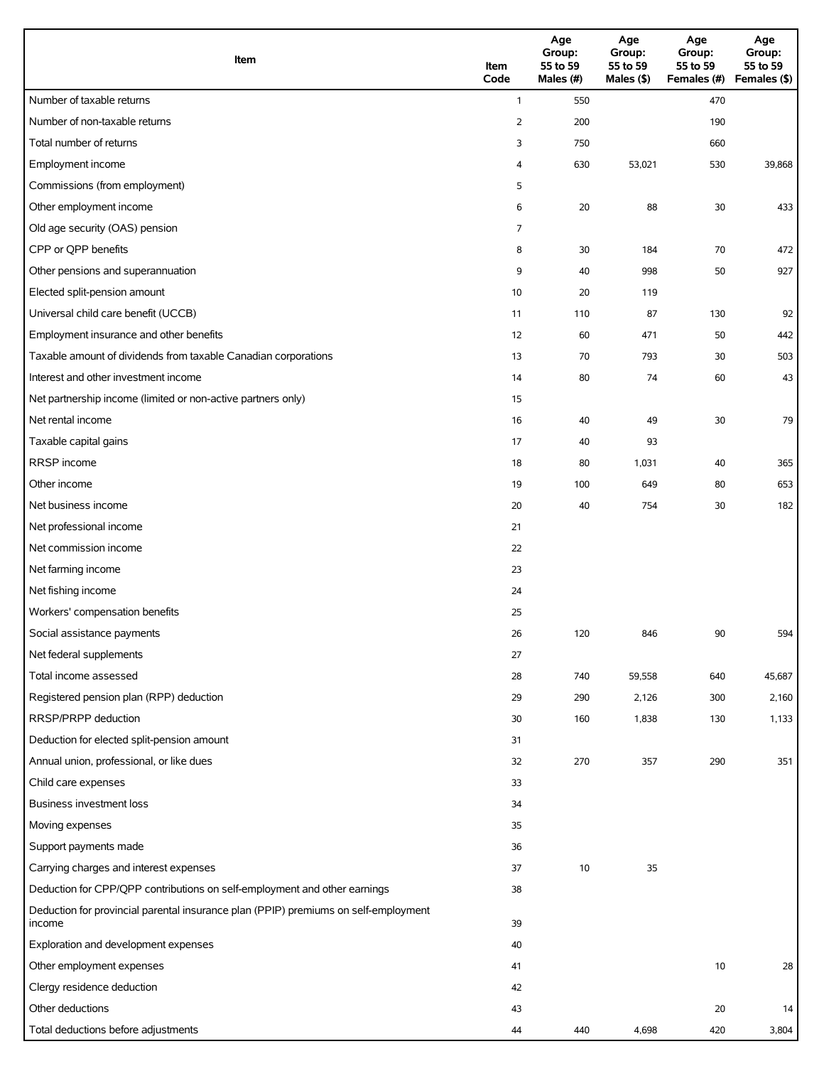| Item | Item Code | Age Group: 55 to 59 Males (#) | Age Group: 55 to 59 Males ($) | Age Group: 55 to 59 Females (#) | Age Group: 55 to 59 Females ($) |
| --- | --- | --- | --- | --- | --- |
| Number of taxable returns | 1 | 550 | | 470 | |
| Number of non-taxable returns | 2 | 200 | | 190 | |
| Total number of returns | 3 | 750 | | 660 | |
| Employment income | 4 | 630 | 53,021 | 530 | 39,868 |
| Commissions (from employment) | 5 | | | | |
| Other employment income | 6 | 20 | 88 | 30 | 433 |
| Old age security (OAS) pension | 7 | | | | |
| CPP or QPP benefits | 8 | 30 | 184 | 70 | 472 |
| Other pensions and superannuation | 9 | 40 | 998 | 50 | 927 |
| Elected split-pension amount | 10 | 20 | 119 | | |
| Universal child care benefit (UCCB) | 11 | 110 | 87 | 130 | 92 |
| Employment insurance and other benefits | 12 | 60 | 471 | 50 | 442 |
| Taxable amount of dividends from taxable Canadian corporations | 13 | 70 | 793 | 30 | 503 |
| Interest and other investment income | 14 | 80 | 74 | 60 | 43 |
| Net partnership income (limited or non-active partners only) | 15 | | | | |
| Net rental income | 16 | 40 | 49 | 30 | 79 |
| Taxable capital gains | 17 | 40 | 93 | | |
| RRSP income | 18 | 80 | 1,031 | 40 | 365 |
| Other income | 19 | 100 | 649 | 80 | 653 |
| Net business income | 20 | 40 | 754 | 30 | 182 |
| Net professional income | 21 | | | | |
| Net commission income | 22 | | | | |
| Net farming income | 23 | | | | |
| Net fishing income | 24 | | | | |
| Workers' compensation benefits | 25 | | | | |
| Social assistance payments | 26 | 120 | 846 | 90 | 594 |
| Net federal supplements | 27 | | | | |
| Total income assessed | 28 | 740 | 59,558 | 640 | 45,687 |
| Registered pension plan (RPP) deduction | 29 | 290 | 2,126 | 300 | 2,160 |
| RRSP/PRPP deduction | 30 | 160 | 1,838 | 130 | 1,133 |
| Deduction for elected split-pension amount | 31 | | | | |
| Annual union, professional, or like dues | 32 | 270 | 357 | 290 | 351 |
| Child care expenses | 33 | | | | |
| Business investment loss | 34 | | | | |
| Moving expenses | 35 | | | | |
| Support payments made | 36 | | | | |
| Carrying charges and interest expenses | 37 | 10 | 35 | | |
| Deduction for CPP/QPP contributions on self-employment and other earnings | 38 | | | | |
| Deduction for provincial parental insurance plan (PPIP) premiums on self-employment income | 39 | | | | |
| Exploration and development expenses | 40 | | | | |
| Other employment expenses | 41 | | | 10 | 28 |
| Clergy residence deduction | 42 | | | | |
| Other deductions | 43 | | | 20 | 14 |
| Total deductions before adjustments | 44 | 440 | 4,698 | 420 | 3,804 |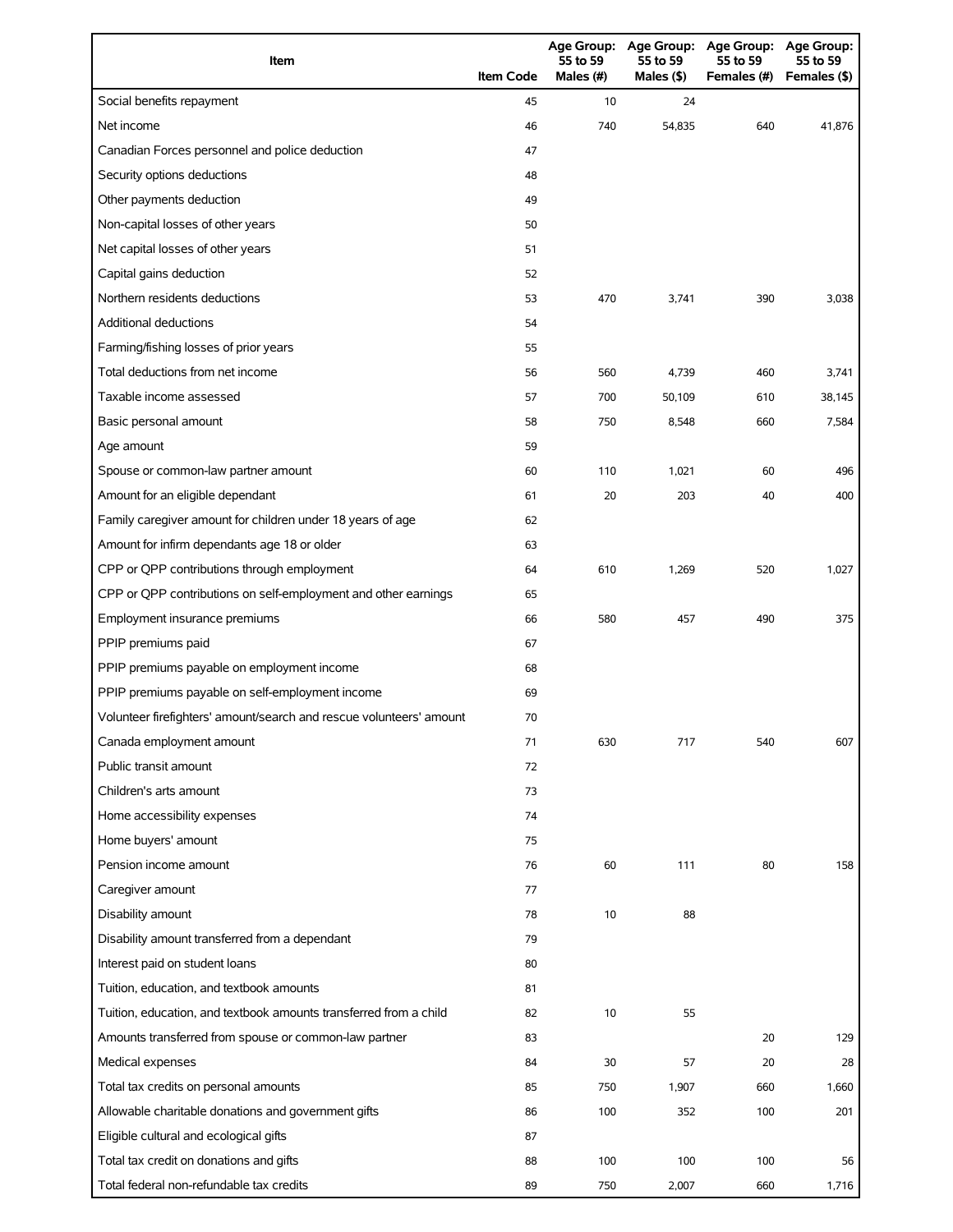| Item | Item Code | Age Group: 55 to 59 Males (#) | Age Group: 55 to 59 Males ($) | Age Group: 55 to 59 Females (#) | Age Group: 55 to 59 Females ($) |
|---|---|---|---|---|---|
| Social benefits repayment | 45 | 10 | 24 | | |
| Net income | 46 | 740 | 54,835 | 640 | 41,876 |
| Canadian Forces personnel and police deduction | 47 | | | | |
| Security options deductions | 48 | | | | |
| Other payments deduction | 49 | | | | |
| Non-capital losses of other years | 50 | | | | |
| Net capital losses of other years | 51 | | | | |
| Capital gains deduction | 52 | | | | |
| Northern residents deductions | 53 | 470 | 3,741 | 390 | 3,038 |
| Additional deductions | 54 | | | | |
| Farming/fishing losses of prior years | 55 | | | | |
| Total deductions from net income | 56 | 560 | 4,739 | 460 | 3,741 |
| Taxable income assessed | 57 | 700 | 50,109 | 610 | 38,145 |
| Basic personal amount | 58 | 750 | 8,548 | 660 | 7,584 |
| Age amount | 59 | | | | |
| Spouse or common-law partner amount | 60 | 110 | 1,021 | 60 | 496 |
| Amount for an eligible dependant | 61 | 20 | 203 | 40 | 400 |
| Family caregiver amount for children under 18 years of age | 62 | | | | |
| Amount for infirm dependants age 18 or older | 63 | | | | |
| CPP or QPP contributions through employment | 64 | 610 | 1,269 | 520 | 1,027 |
| CPP or QPP contributions on self-employment and other earnings | 65 | | | | |
| Employment insurance premiums | 66 | 580 | 457 | 490 | 375 |
| PPIP premiums paid | 67 | | | | |
| PPIP premiums payable on employment income | 68 | | | | |
| PPIP premiums payable on self-employment income | 69 | | | | |
| Volunteer firefighters' amount/search and rescue volunteers' amount | 70 | | | | |
| Canada employment amount | 71 | 630 | 717 | 540 | 607 |
| Public transit amount | 72 | | | | |
| Children's arts amount | 73 | | | | |
| Home accessibility expenses | 74 | | | | |
| Home buyers' amount | 75 | | | | |
| Pension income amount | 76 | 60 | 111 | 80 | 158 |
| Caregiver amount | 77 | | | | |
| Disability amount | 78 | 10 | 88 | | |
| Disability amount transferred from a dependant | 79 | | | | |
| Interest paid on student loans | 80 | | | | |
| Tuition, education, and textbook amounts | 81 | | | | |
| Tuition, education, and textbook amounts transferred from a child | 82 | 10 | 55 | | |
| Amounts transferred from spouse or common-law partner | 83 | | | 20 | 129 |
| Medical expenses | 84 | 30 | 57 | 20 | 28 |
| Total tax credits on personal amounts | 85 | 750 | 1,907 | 660 | 1,660 |
| Allowable charitable donations and government gifts | 86 | 100 | 352 | 100 | 201 |
| Eligible cultural and ecological gifts | 87 | | | | |
| Total tax credit on donations and gifts | 88 | 100 | 100 | 100 | 56 |
| Total federal non-refundable tax credits | 89 | 750 | 2,007 | 660 | 1,716 |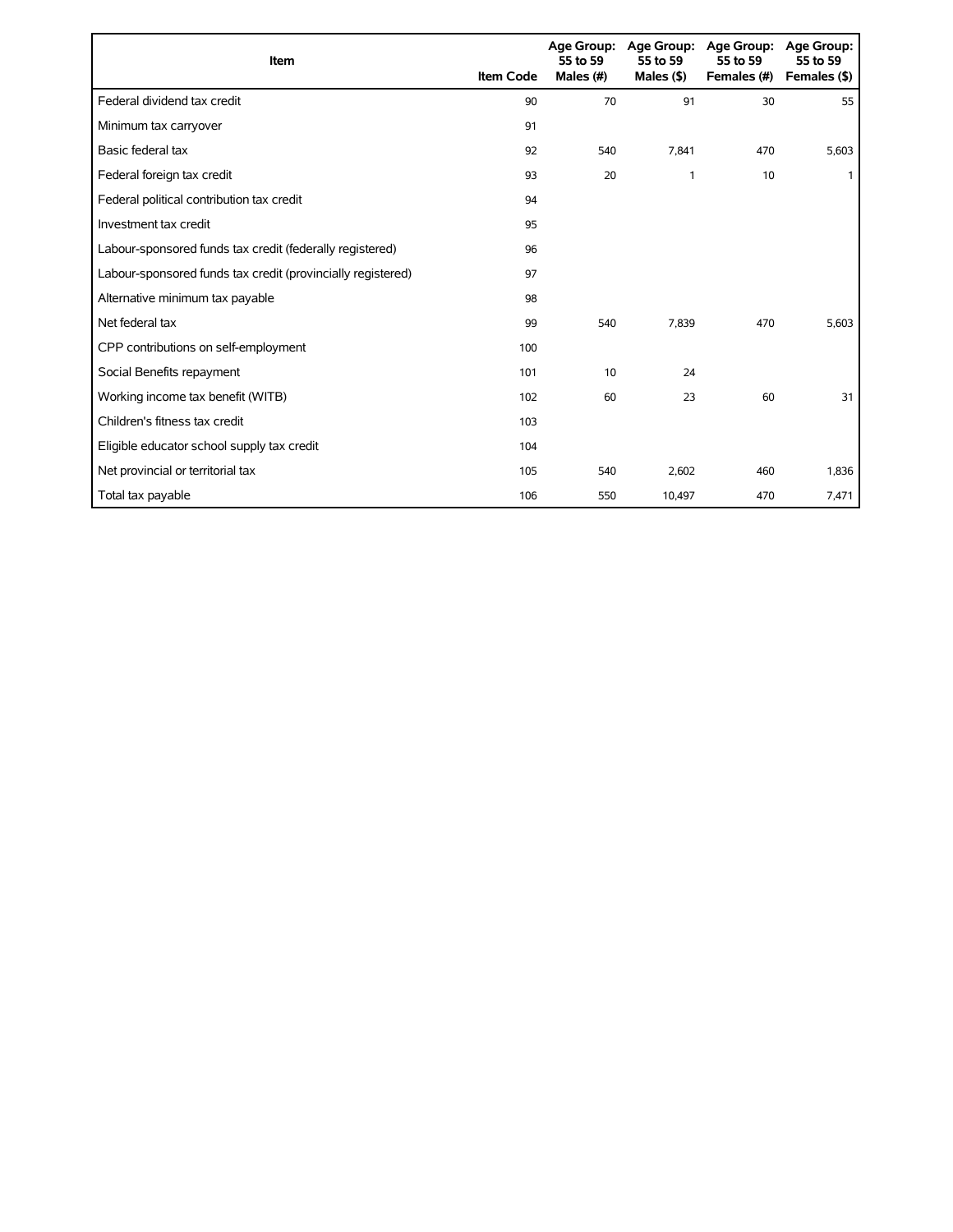| Item | Item Code | Age Group: 55 to 59 Males (#) | Age Group: 55 to 59 Males ($) | Age Group: 55 to 59 Females (#) | Age Group: 55 to 59 Females ($) |
|---|---|---|---|---|---|
| Federal dividend tax credit | 90 | 70 | 91 | 30 | 55 |
| Minimum tax carryover | 91 | | | | |
| Basic federal tax | 92 | 540 | 7,841 | 470 | 5,603 |
| Federal foreign tax credit | 93 | 20 | 1 | 10 | 1 |
| Federal political contribution tax credit | 94 | | | | |
| Investment tax credit | 95 | | | | |
| Labour-sponsored funds tax credit (federally registered) | 96 | | | | |
| Labour-sponsored funds tax credit (provincially registered) | 97 | | | | |
| Alternative minimum tax payable | 98 | | | | |
| Net federal tax | 99 | 540 | 7,839 | 470 | 5,603 |
| CPP contributions on self-employment | 100 | | | | |
| Social Benefits repayment | 101 | 10 | 24 | | |
| Working income tax benefit (WITB) | 102 | 60 | 23 | 60 | 31 |
| Children's fitness tax credit | 103 | | | | |
| Eligible educator school supply tax credit | 104 | | | | |
| Net provincial or territorial tax | 105 | 540 | 2,602 | 460 | 1,836 |
| Total tax payable | 106 | 550 | 10,497 | 470 | 7,471 |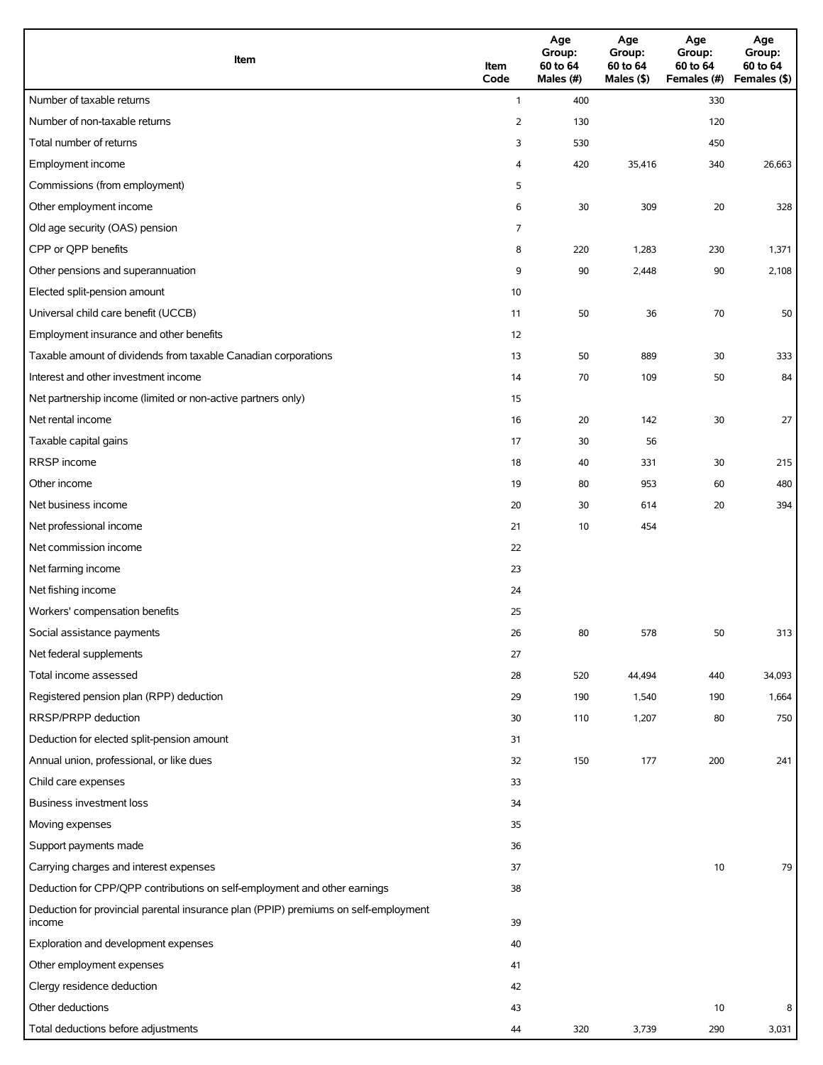| Item | Item Code | Age Group: 60 to 64 Males (#) | Age Group: 60 to 64 Males ($) | Age Group: 60 to 64 Females (#) | Age Group: 60 to 64 Females ($) |
|---|---|---|---|---|---|
| Number of taxable returns | 1 | 400 | | 330 | |
| Number of non-taxable returns | 2 | 130 | | 120 | |
| Total number of returns | 3 | 530 | | 450 | |
| Employment income | 4 | 420 | 35,416 | 340 | 26,663 |
| Commissions (from employment) | 5 | | | | |
| Other employment income | 6 | 30 | 309 | 20 | 328 |
| Old age security (OAS) pension | 7 | | | | |
| CPP or QPP benefits | 8 | 220 | 1,283 | 230 | 1,371 |
| Other pensions and superannuation | 9 | 90 | 2,448 | 90 | 2,108 |
| Elected split-pension amount | 10 | | | | |
| Universal child care benefit (UCCB) | 11 | 50 | 36 | 70 | 50 |
| Employment insurance and other benefits | 12 | | | | |
| Taxable amount of dividends from taxable Canadian corporations | 13 | 50 | 889 | 30 | 333 |
| Interest and other investment income | 14 | 70 | 109 | 50 | 84 |
| Net partnership income (limited or non-active partners only) | 15 | | | | |
| Net rental income | 16 | 20 | 142 | 30 | 27 |
| Taxable capital gains | 17 | 30 | 56 | | |
| RRSP income | 18 | 40 | 331 | 30 | 215 |
| Other income | 19 | 80 | 953 | 60 | 480 |
| Net business income | 20 | 30 | 614 | 20 | 394 |
| Net professional income | 21 | 10 | 454 | | |
| Net commission income | 22 | | | | |
| Net farming income | 23 | | | | |
| Net fishing income | 24 | | | | |
| Workers' compensation benefits | 25 | | | | |
| Social assistance payments | 26 | 80 | 578 | 50 | 313 |
| Net federal supplements | 27 | | | | |
| Total income assessed | 28 | 520 | 44,494 | 440 | 34,093 |
| Registered pension plan (RPP) deduction | 29 | 190 | 1,540 | 190 | 1,664 |
| RRSP/PRPP deduction | 30 | 110 | 1,207 | 80 | 750 |
| Deduction for elected split-pension amount | 31 | | | | |
| Annual union, professional, or like dues | 32 | 150 | 177 | 200 | 241 |
| Child care expenses | 33 | | | | |
| Business investment loss | 34 | | | | |
| Moving expenses | 35 | | | | |
| Support payments made | 36 | | | | |
| Carrying charges and interest expenses | 37 | | | 10 | 79 |
| Deduction for CPP/QPP contributions on self-employment and other earnings | 38 | | | | |
| Deduction for provincial parental insurance plan (PPIP) premiums on self-employment income | 39 | | | | |
| Exploration and development expenses | 40 | | | | |
| Other employment expenses | 41 | | | | |
| Clergy residence deduction | 42 | | | | |
| Other deductions | 43 | | | 10 | 8 |
| Total deductions before adjustments | 44 | 320 | 3,739 | 290 | 3,031 |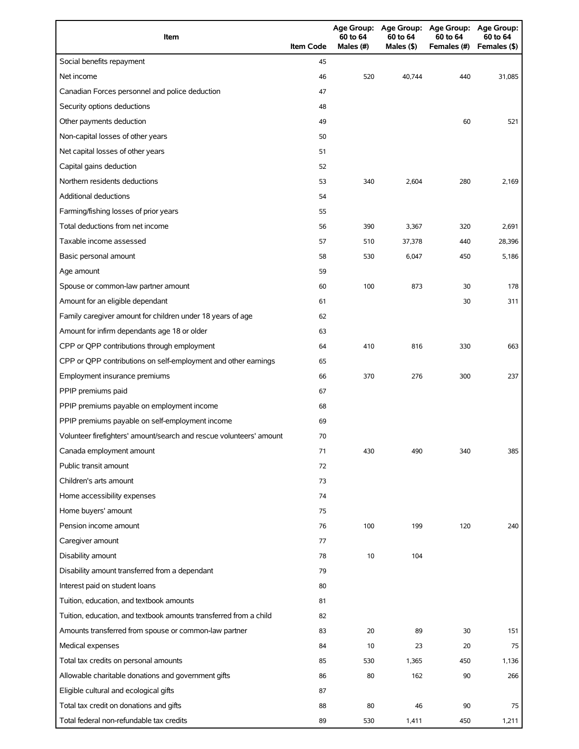| Item | Item Code | Age Group: 60 to 64 Males (#) | Age Group: 60 to 64 Males ($) | Age Group: 60 to 64 Females (#) | Age Group: 60 to 64 Females ($) |
|---|---|---|---|---|---|
| Social benefits repayment | 45 | | | | |
| Net income | 46 | 520 | 40,744 | 440 | 31,085 |
| Canadian Forces personnel and police deduction | 47 | | | | |
| Security options deductions | 48 | | | | |
| Other payments deduction | 49 | | | 60 | 521 |
| Non-capital losses of other years | 50 | | | | |
| Net capital losses of other years | 51 | | | | |
| Capital gains deduction | 52 | | | | |
| Northern residents deductions | 53 | 340 | 2,604 | 280 | 2,169 |
| Additional deductions | 54 | | | | |
| Farming/fishing losses of prior years | 55 | | | | |
| Total deductions from net income | 56 | 390 | 3,367 | 320 | 2,691 |
| Taxable income assessed | 57 | 510 | 37,378 | 440 | 28,396 |
| Basic personal amount | 58 | 530 | 6,047 | 450 | 5,186 |
| Age amount | 59 | | | | |
| Spouse or common-law partner amount | 60 | 100 | 873 | 30 | 178 |
| Amount for an eligible dependant | 61 | | | 30 | 311 |
| Family caregiver amount for children under 18 years of age | 62 | | | | |
| Amount for infirm dependants age 18 or older | 63 | | | | |
| CPP or QPP contributions through employment | 64 | 410 | 816 | 330 | 663 |
| CPP or QPP contributions on self-employment and other earnings | 65 | | | | |
| Employment insurance premiums | 66 | 370 | 276 | 300 | 237 |
| PPIP premiums paid | 67 | | | | |
| PPIP premiums payable on employment income | 68 | | | | |
| PPIP premiums payable on self-employment income | 69 | | | | |
| Volunteer firefighters' amount/search and rescue volunteers' amount | 70 | | | | |
| Canada employment amount | 71 | 430 | 490 | 340 | 385 |
| Public transit amount | 72 | | | | |
| Children's arts amount | 73 | | | | |
| Home accessibility expenses | 74 | | | | |
| Home buyers' amount | 75 | | | | |
| Pension income amount | 76 | 100 | 199 | 120 | 240 |
| Caregiver amount | 77 | | | | |
| Disability amount | 78 | 10 | 104 | | |
| Disability amount transferred from a dependant | 79 | | | | |
| Interest paid on student loans | 80 | | | | |
| Tuition, education, and textbook amounts | 81 | | | | |
| Tuition, education, and textbook amounts transferred from a child | 82 | | | | |
| Amounts transferred from spouse or common-law partner | 83 | 20 | 89 | 30 | 151 |
| Medical expenses | 84 | 10 | 23 | 20 | 75 |
| Total tax credits on personal amounts | 85 | 530 | 1,365 | 450 | 1,136 |
| Allowable charitable donations and government gifts | 86 | 80 | 162 | 90 | 266 |
| Eligible cultural and ecological gifts | 87 | | | | |
| Total tax credit on donations and gifts | 88 | 80 | 46 | 90 | 75 |
| Total federal non-refundable tax credits | 89 | 530 | 1,411 | 450 | 1,211 |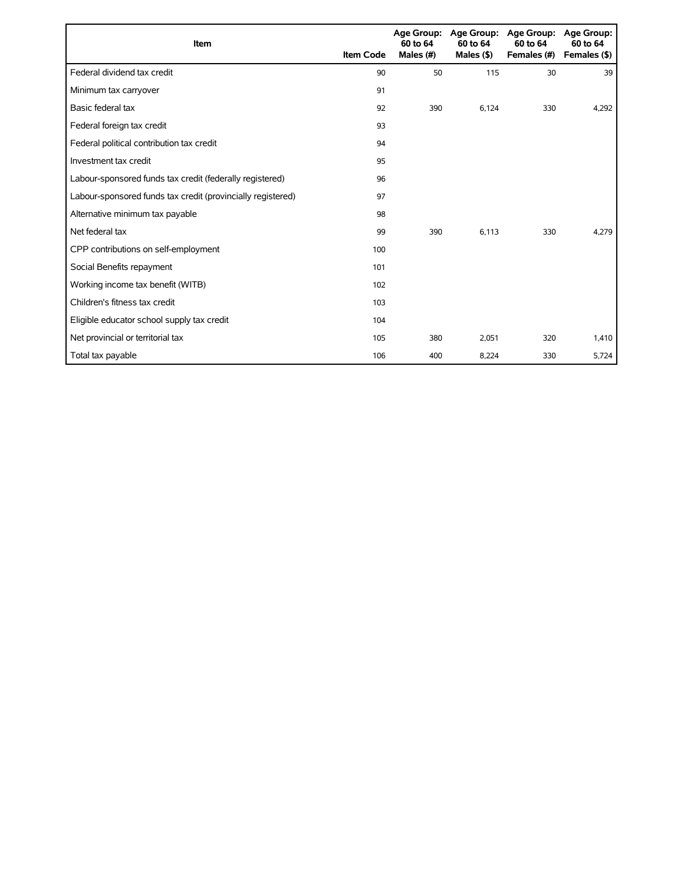| Item | Item Code | Age Group: 60 to 64 Males (#) | Age Group: 60 to 64 Males ($) | Age Group: 60 to 64 Females (#) | Age Group: 60 to 64 Females ($) |
| --- | --- | --- | --- | --- | --- |
| Federal dividend tax credit | 90 | 50 | 115 | 30 | 39 |
| Minimum tax carryover | 91 | | | | |
| Basic federal tax | 92 | 390 | 6,124 | 330 | 4,292 |
| Federal foreign tax credit | 93 | | | | |
| Federal political contribution tax credit | 94 | | | | |
| Investment tax credit | 95 | | | | |
| Labour-sponsored funds tax credit (federally registered) | 96 | | | | |
| Labour-sponsored funds tax credit (provincially registered) | 97 | | | | |
| Alternative minimum tax payable | 98 | | | | |
| Net federal tax | 99 | 390 | 6,113 | 330 | 4,279 |
| CPP contributions on self-employment | 100 | | | | |
| Social Benefits repayment | 101 | | | | |
| Working income tax benefit (WITB) | 102 | | | | |
| Children's fitness tax credit | 103 | | | | |
| Eligible educator school supply tax credit | 104 | | | | |
| Net provincial or territorial tax | 105 | 380 | 2,051 | 320 | 1,410 |
| Total tax payable | 106 | 400 | 8,224 | 330 | 5,724 |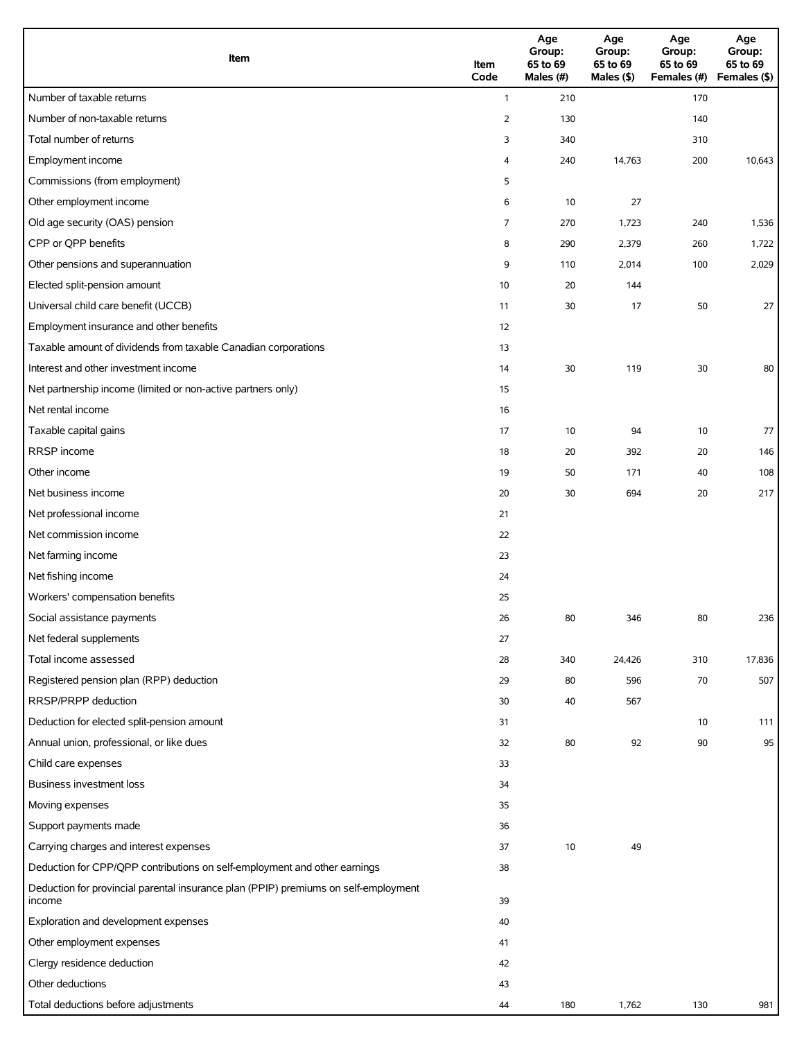| Item | Item Code | Age Group: 65 to 69 Males (#) | Age Group: 65 to 69 Males ($) | Age Group: 65 to 69 Females (#) | Age Group: 65 to 69 Females ($) |
|---|---|---|---|---|---|
| Number of taxable returns | 1 | 210 | | 170 | |
| Number of non-taxable returns | 2 | 130 | | 140 | |
| Total number of returns | 3 | 340 | | 310 | |
| Employment income | 4 | 240 | 14,763 | 200 | 10,643 |
| Commissions (from employment) | 5 | | | | |
| Other employment income | 6 | 10 | 27 | | |
| Old age security (OAS) pension | 7 | 270 | 1,723 | 240 | 1,536 |
| CPP or QPP benefits | 8 | 290 | 2,379 | 260 | 1,722 |
| Other pensions and superannuation | 9 | 110 | 2,014 | 100 | 2,029 |
| Elected split-pension amount | 10 | 20 | 144 | | |
| Universal child care benefit (UCCB) | 11 | 30 | 17 | 50 | 27 |
| Employment insurance and other benefits | 12 | | | | |
| Taxable amount of dividends from taxable Canadian corporations | 13 | | | | |
| Interest and other investment income | 14 | 30 | 119 | 30 | 80 |
| Net partnership income (limited or non-active partners only) | 15 | | | | |
| Net rental income | 16 | | | | |
| Taxable capital gains | 17 | 10 | 94 | 10 | 77 |
| RRSP income | 18 | 20 | 392 | 20 | 146 |
| Other income | 19 | 50 | 171 | 40 | 108 |
| Net business income | 20 | 30 | 694 | 20 | 217 |
| Net professional income | 21 | | | | |
| Net commission income | 22 | | | | |
| Net farming income | 23 | | | | |
| Net fishing income | 24 | | | | |
| Workers' compensation benefits | 25 | | | | |
| Social assistance payments | 26 | 80 | 346 | 80 | 236 |
| Net federal supplements | 27 | | | | |
| Total income assessed | 28 | 340 | 24,426 | 310 | 17,836 |
| Registered pension plan (RPP) deduction | 29 | 80 | 596 | 70 | 507 |
| RRSP/PRPP deduction | 30 | 40 | 567 | | |
| Deduction for elected split-pension amount | 31 | | | 10 | 111 |
| Annual union, professional, or like dues | 32 | 80 | 92 | 90 | 95 |
| Child care expenses | 33 | | | | |
| Business investment loss | 34 | | | | |
| Moving expenses | 35 | | | | |
| Support payments made | 36 | | | | |
| Carrying charges and interest expenses | 37 | 10 | 49 | | |
| Deduction for CPP/QPP contributions on self-employment and other earnings | 38 | | | | |
| Deduction for provincial parental insurance plan (PPIP) premiums on self-employment income | 39 | | | | |
| Exploration and development expenses | 40 | | | | |
| Other employment expenses | 41 | | | | |
| Clergy residence deduction | 42 | | | | |
| Other deductions | 43 | | | | |
| Total deductions before adjustments | 44 | 180 | 1,762 | 130 | 981 |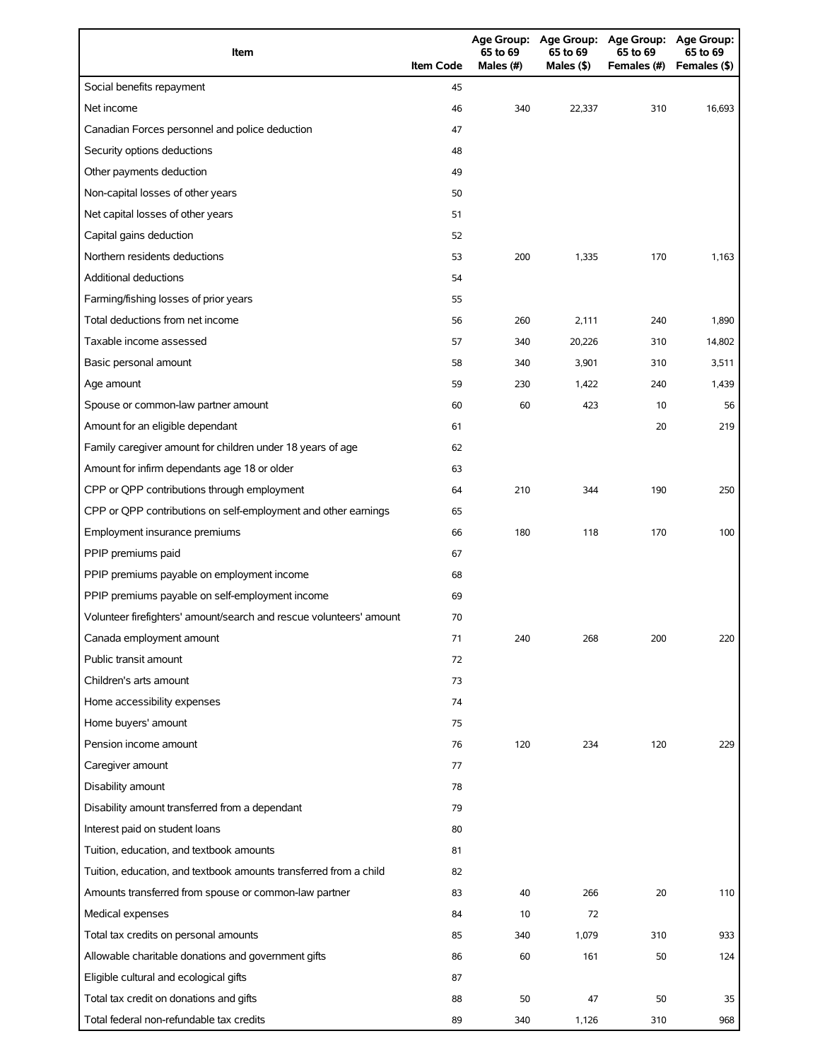| Item | Item Code | Age Group: 65 to 69 Males (#) | Age Group: 65 to 69 Males ($) | Age Group: 65 to 69 Females (#) | Age Group: 65 to 69 Females ($) |
|---|---|---|---|---|---|
| Social benefits repayment | 45 | | | | |
| Net income | 46 | 340 | 22,337 | 310 | 16,693 |
| Canadian Forces personnel and police deduction | 47 | | | | |
| Security options deductions | 48 | | | | |
| Other payments deduction | 49 | | | | |
| Non-capital losses of other years | 50 | | | | |
| Net capital losses of other years | 51 | | | | |
| Capital gains deduction | 52 | | | | |
| Northern residents deductions | 53 | 200 | 1,335 | 170 | 1,163 |
| Additional deductions | 54 | | | | |
| Farming/fishing losses of prior years | 55 | | | | |
| Total deductions from net income | 56 | 260 | 2,111 | 240 | 1,890 |
| Taxable income assessed | 57 | 340 | 20,226 | 310 | 14,802 |
| Basic personal amount | 58 | 340 | 3,901 | 310 | 3,511 |
| Age amount | 59 | 230 | 1,422 | 240 | 1,439 |
| Spouse or common-law partner amount | 60 | 60 | 423 | 10 | 56 |
| Amount for an eligible dependant | 61 | | | 20 | 219 |
| Family caregiver amount for children under 18 years of age | 62 | | | | |
| Amount for infirm dependants age 18 or older | 63 | | | | |
| CPP or QPP contributions through employment | 64 | 210 | 344 | 190 | 250 |
| CPP or QPP contributions on self-employment and other earnings | 65 | | | | |
| Employment insurance premiums | 66 | 180 | 118 | 170 | 100 |
| PPIP premiums paid | 67 | | | | |
| PPIP premiums payable on employment income | 68 | | | | |
| PPIP premiums payable on self-employment income | 69 | | | | |
| Volunteer firefighters' amount/search and rescue volunteers' amount | 70 | | | | |
| Canada employment amount | 71 | 240 | 268 | 200 | 220 |
| Public transit amount | 72 | | | | |
| Children's arts amount | 73 | | | | |
| Home accessibility expenses | 74 | | | | |
| Home buyers' amount | 75 | | | | |
| Pension income amount | 76 | 120 | 234 | 120 | 229 |
| Caregiver amount | 77 | | | | |
| Disability amount | 78 | | | | |
| Disability amount transferred from a dependant | 79 | | | | |
| Interest paid on student loans | 80 | | | | |
| Tuition, education, and textbook amounts | 81 | | | | |
| Tuition, education, and textbook amounts transferred from a child | 82 | | | | |
| Amounts transferred from spouse or common-law partner | 83 | 40 | 266 | 20 | 110 |
| Medical expenses | 84 | 10 | 72 | | |
| Total tax credits on personal amounts | 85 | 340 | 1,079 | 310 | 933 |
| Allowable charitable donations and government gifts | 86 | 60 | 161 | 50 | 124 |
| Eligible cultural and ecological gifts | 87 | | | | |
| Total tax credit on donations and gifts | 88 | 50 | 47 | 50 | 35 |
| Total federal non-refundable tax credits | 89 | 340 | 1,126 | 310 | 968 |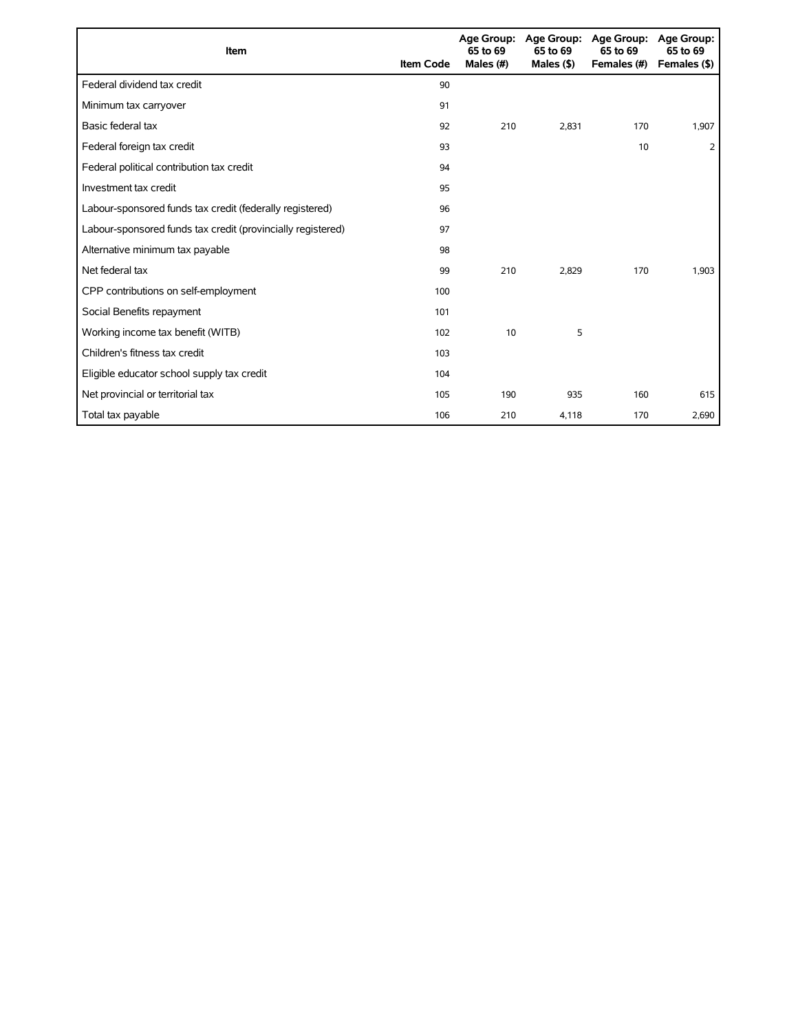| Item | Item Code | Age Group: 65 to 69 Males (#) | Age Group: 65 to 69 Males ($) | Age Group: 65 to 69 Females (#) | Age Group: 65 to 69 Females ($) |
|---|---|---|---|---|---|
| Federal dividend tax credit | 90 | | | | |
| Minimum tax carryover | 91 | | | | |
| Basic federal tax | 92 | 210 | 2,831 | 170 | 1,907 |
| Federal foreign tax credit | 93 | | | 10 | 2 |
| Federal political contribution tax credit | 94 | | | | |
| Investment tax credit | 95 | | | | |
| Labour-sponsored funds tax credit (federally registered) | 96 | | | | |
| Labour-sponsored funds tax credit (provincially registered) | 97 | | | | |
| Alternative minimum tax payable | 98 | | | | |
| Net federal tax | 99 | 210 | 2,829 | 170 | 1,903 |
| CPP contributions on self-employment | 100 | | | | |
| Social Benefits repayment | 101 | | | | |
| Working income tax benefit (WITB) | 102 | 10 | 5 | | |
| Children's fitness tax credit | 103 | | | | |
| Eligible educator school supply tax credit | 104 | | | | |
| Net provincial or territorial tax | 105 | 190 | 935 | 160 | 615 |
| Total tax payable | 106 | 210 | 4,118 | 170 | 2,690 |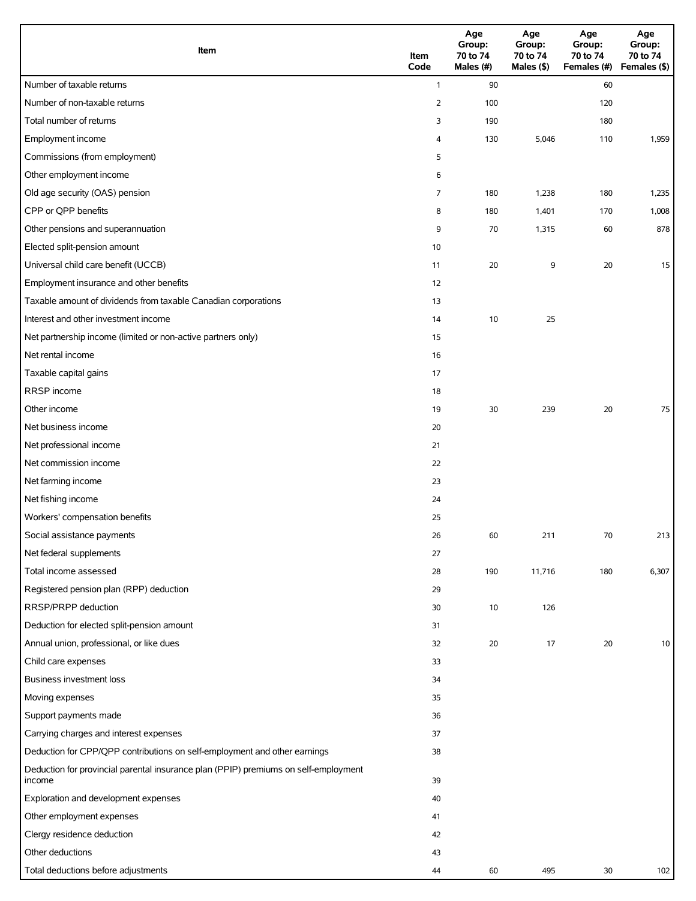| Item | Item Code | Age Group: 70 to 74 Males (#) | Age Group: 70 to 74 Males ($) | Age Group: 70 to 74 Females (#) | Age Group: 70 to 74 Females ($) |
|---|---|---|---|---|---|
| Number of taxable returns | 1 | 90 | | 60 | |
| Number of non-taxable returns | 2 | 100 | | 120 | |
| Total number of returns | 3 | 190 | | 180 | |
| Employment income | 4 | 130 | 5,046 | 110 | 1,959 |
| Commissions (from employment) | 5 | | | | |
| Other employment income | 6 | | | | |
| Old age security (OAS) pension | 7 | 180 | 1,238 | 180 | 1,235 |
| CPP or QPP benefits | 8 | 180 | 1,401 | 170 | 1,008 |
| Other pensions and superannuation | 9 | 70 | 1,315 | 60 | 878 |
| Elected split-pension amount | 10 | | | | |
| Universal child care benefit (UCCB) | 11 | 20 | 9 | 20 | 15 |
| Employment insurance and other benefits | 12 | | | | |
| Taxable amount of dividends from taxable Canadian corporations | 13 | | | | |
| Interest and other investment income | 14 | 10 | 25 | | |
| Net partnership income (limited or non-active partners only) | 15 | | | | |
| Net rental income | 16 | | | | |
| Taxable capital gains | 17 | | | | |
| RRSP income | 18 | | | | |
| Other income | 19 | 30 | 239 | 20 | 75 |
| Net business income | 20 | | | | |
| Net professional income | 21 | | | | |
| Net commission income | 22 | | | | |
| Net farming income | 23 | | | | |
| Net fishing income | 24 | | | | |
| Workers' compensation benefits | 25 | | | | |
| Social assistance payments | 26 | 60 | 211 | 70 | 213 |
| Net federal supplements | 27 | | | | |
| Total income assessed | 28 | 190 | 11,716 | 180 | 6,307 |
| Registered pension plan (RPP) deduction | 29 | | | | |
| RRSP/PRPP deduction | 30 | 10 | 126 | | |
| Deduction for elected split-pension amount | 31 | | | | |
| Annual union, professional, or like dues | 32 | 20 | 17 | 20 | 10 |
| Child care expenses | 33 | | | | |
| Business investment loss | 34 | | | | |
| Moving expenses | 35 | | | | |
| Support payments made | 36 | | | | |
| Carrying charges and interest expenses | 37 | | | | |
| Deduction for CPP/QPP contributions on self-employment and other earnings | 38 | | | | |
| Deduction for provincial parental insurance plan (PPIP) premiums on self-employment income | 39 | | | | |
| Exploration and development expenses | 40 | | | | |
| Other employment expenses | 41 | | | | |
| Clergy residence deduction | 42 | | | | |
| Other deductions | 43 | | | | |
| Total deductions before adjustments | 44 | 60 | 495 | 30 | 102 |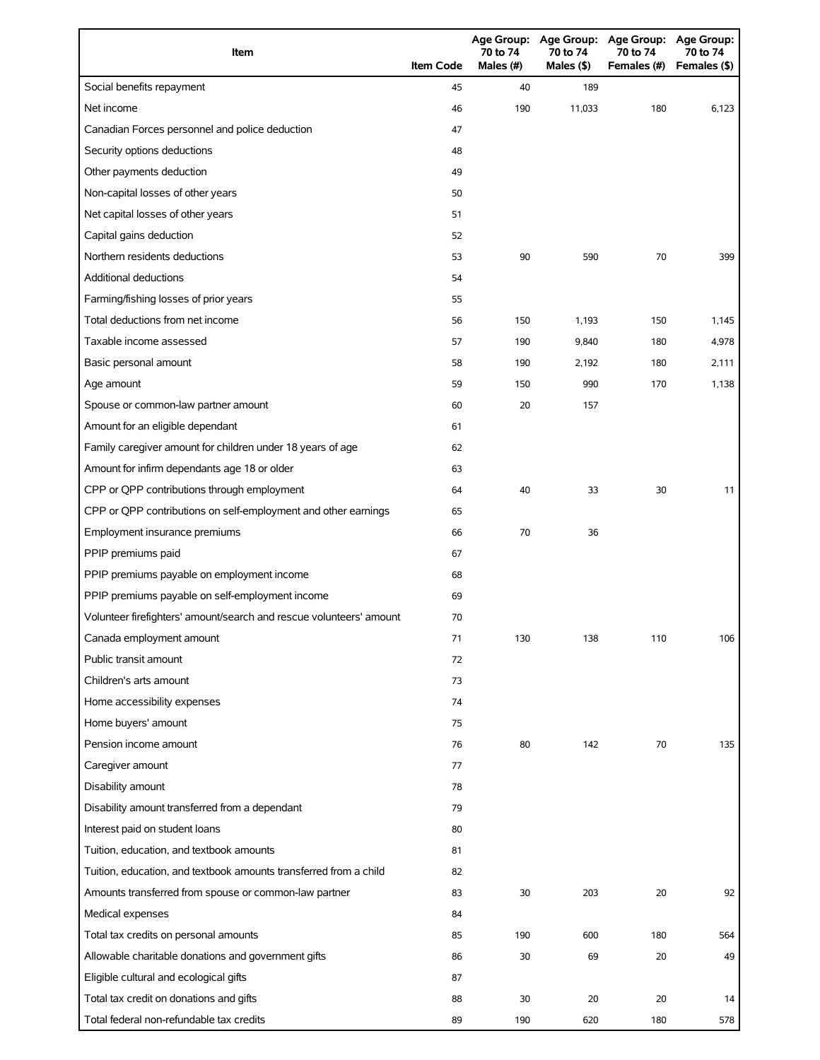| Item | Item Code | Age Group: 70 to 74 Males (#) | Age Group: 70 to 74 Males ($) | Age Group: 70 to 74 Females (#) | Age Group: 70 to 74 Females ($) |
| --- | --- | --- | --- | --- | --- |
| Social benefits repayment | 45 | 40 | 189 | | |
| Net income | 46 | 190 | 11,033 | 180 | 6,123 |
| Canadian Forces personnel and police deduction | 47 | | | | |
| Security options deductions | 48 | | | | |
| Other payments deduction | 49 | | | | |
| Non-capital losses of other years | 50 | | | | |
| Net capital losses of other years | 51 | | | | |
| Capital gains deduction | 52 | | | | |
| Northern residents deductions | 53 | 90 | 590 | 70 | 399 |
| Additional deductions | 54 | | | | |
| Farming/fishing losses of prior years | 55 | | | | |
| Total deductions from net income | 56 | 150 | 1,193 | 150 | 1,145 |
| Taxable income assessed | 57 | 190 | 9,840 | 180 | 4,978 |
| Basic personal amount | 58 | 190 | 2,192 | 180 | 2,111 |
| Age amount | 59 | 150 | 990 | 170 | 1,138 |
| Spouse or common-law partner amount | 60 | 20 | 157 | | |
| Amount for an eligible dependant | 61 | | | | |
| Family caregiver amount for children under 18 years of age | 62 | | | | |
| Amount for infirm dependants age 18 or older | 63 | | | | |
| CPP or QPP contributions through employment | 64 | 40 | 33 | 30 | 11 |
| CPP or QPP contributions on self-employment and other earnings | 65 | | | | |
| Employment insurance premiums | 66 | 70 | 36 | | |
| PPIP premiums paid | 67 | | | | |
| PPIP premiums payable on employment income | 68 | | | | |
| PPIP premiums payable on self-employment income | 69 | | | | |
| Volunteer firefighters' amount/search and rescue volunteers' amount | 70 | | | | |
| Canada employment amount | 71 | 130 | 138 | 110 | 106 |
| Public transit amount | 72 | | | | |
| Children's arts amount | 73 | | | | |
| Home accessibility expenses | 74 | | | | |
| Home buyers' amount | 75 | | | | |
| Pension income amount | 76 | 80 | 142 | 70 | 135 |
| Caregiver amount | 77 | | | | |
| Disability amount | 78 | | | | |
| Disability amount transferred from a dependant | 79 | | | | |
| Interest paid on student loans | 80 | | | | |
| Tuition, education, and textbook amounts | 81 | | | | |
| Tuition, education, and textbook amounts transferred from a child | 82 | | | | |
| Amounts transferred from spouse or common-law partner | 83 | 30 | 203 | 20 | 92 |
| Medical expenses | 84 | | | | |
| Total tax credits on personal amounts | 85 | 190 | 600 | 180 | 564 |
| Allowable charitable donations and government gifts | 86 | 30 | 69 | 20 | 49 |
| Eligible cultural and ecological gifts | 87 | | | | |
| Total tax credit on donations and gifts | 88 | 30 | 20 | 20 | 14 |
| Total federal non-refundable tax credits | 89 | 190 | 620 | 180 | 578 |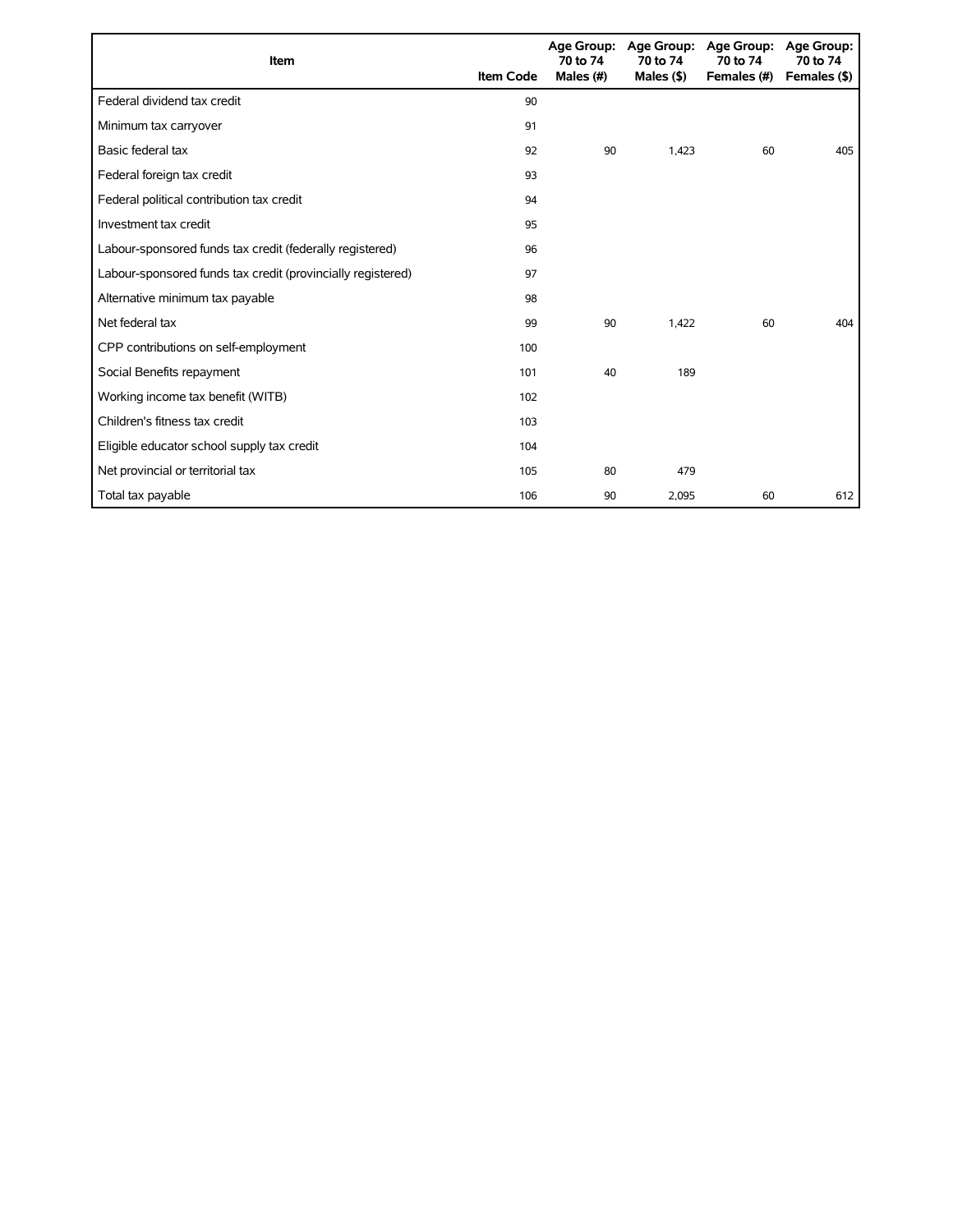| Item | Item Code | Age Group: 70 to 74 Males (#) | Age Group: 70 to 74 Males ($) | Age Group: 70 to 74 Females (#) | Age Group: 70 to 74 Females ($) |
|---|---|---|---|---|---|
| Federal dividend tax credit | 90 | | | | |
| Minimum tax carryover | 91 | | | | |
| Basic federal tax | 92 | 90 | 1,423 | 60 | 405 |
| Federal foreign tax credit | 93 | | | | |
| Federal political contribution tax credit | 94 | | | | |
| Investment tax credit | 95 | | | | |
| Labour-sponsored funds tax credit (federally registered) | 96 | | | | |
| Labour-sponsored funds tax credit (provincially registered) | 97 | | | | |
| Alternative minimum tax payable | 98 | | | | |
| Net federal tax | 99 | 90 | 1,422 | 60 | 404 |
| CPP contributions on self-employment | 100 | | | | |
| Social Benefits repayment | 101 | 40 | 189 | | |
| Working income tax benefit (WITB) | 102 | | | | |
| Children's fitness tax credit | 103 | | | | |
| Eligible educator school supply tax credit | 104 | | | | |
| Net provincial or territorial tax | 105 | 80 | 479 | | |
| Total tax payable | 106 | 90 | 2,095 | 60 | 612 |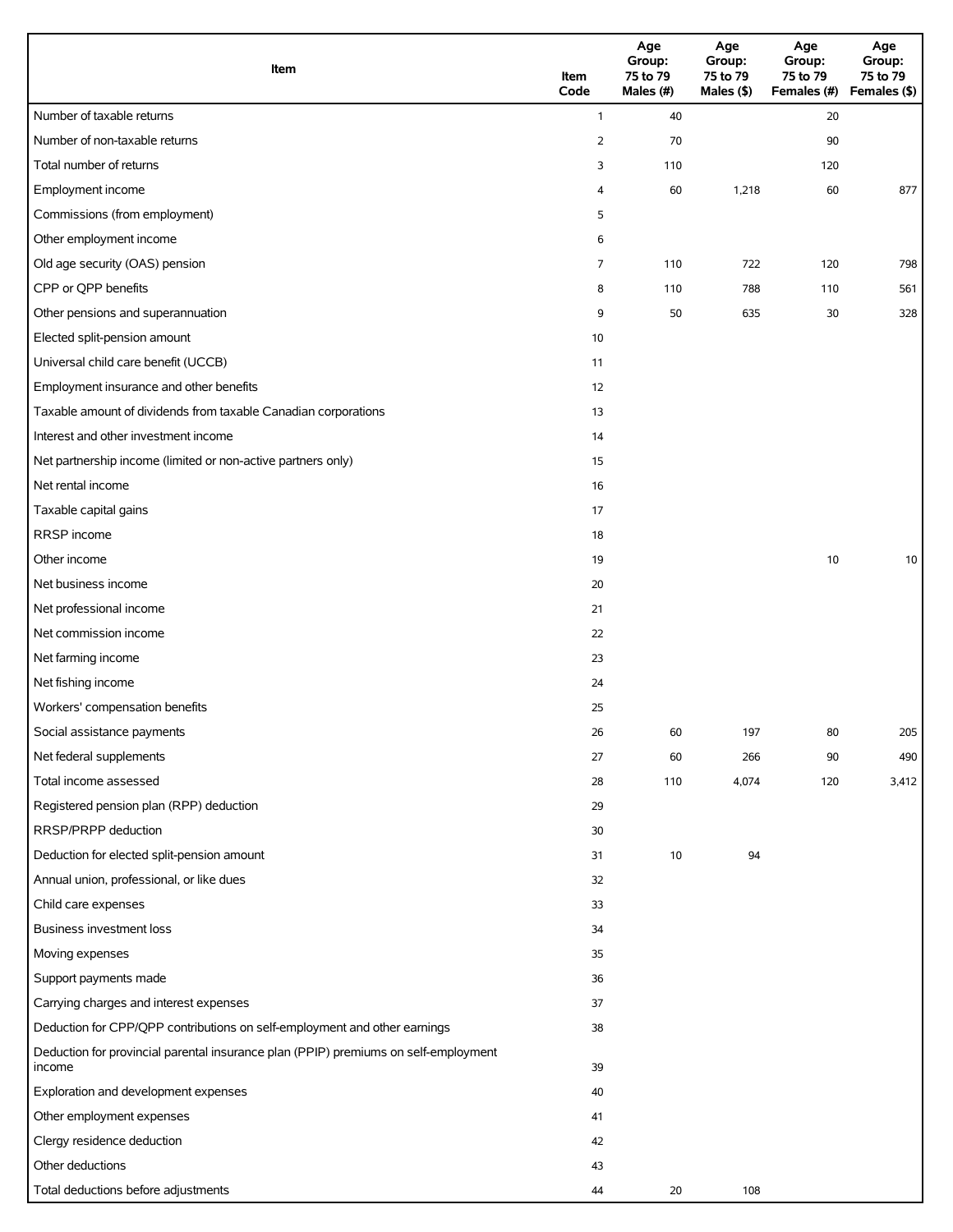| Item | Item Code | Age Group: 75 to 79 Males (#) | Age Group: 75 to 79 Males ($) | Age Group: 75 to 79 Females (#) | Age Group: 75 to 79 Females ($) |
|---|---|---|---|---|---|
| Number of taxable returns | 1 | 40 | | 20 | |
| Number of non-taxable returns | 2 | 70 | | 90 | |
| Total number of returns | 3 | 110 | | 120 | |
| Employment income | 4 | 60 | 1,218 | 60 | 877 |
| Commissions (from employment) | 5 | | | | |
| Other employment income | 6 | | | | |
| Old age security (OAS) pension | 7 | 110 | 722 | 120 | 798 |
| CPP or QPP benefits | 8 | 110 | 788 | 110 | 561 |
| Other pensions and superannuation | 9 | 50 | 635 | 30 | 328 |
| Elected split-pension amount | 10 | | | | |
| Universal child care benefit (UCCB) | 11 | | | | |
| Employment insurance and other benefits | 12 | | | | |
| Taxable amount of dividends from taxable Canadian corporations | 13 | | | | |
| Interest and other investment income | 14 | | | | |
| Net partnership income (limited or non-active partners only) | 15 | | | | |
| Net rental income | 16 | | | | |
| Taxable capital gains | 17 | | | | |
| RRSP income | 18 | | | | |
| Other income | 19 | | | 10 | 10 |
| Net business income | 20 | | | | |
| Net professional income | 21 | | | | |
| Net commission income | 22 | | | | |
| Net farming income | 23 | | | | |
| Net fishing income | 24 | | | | |
| Workers' compensation benefits | 25 | | | | |
| Social assistance payments | 26 | 60 | 197 | 80 | 205 |
| Net federal supplements | 27 | 60 | 266 | 90 | 490 |
| Total income assessed | 28 | 110 | 4,074 | 120 | 3,412 |
| Registered pension plan (RPP) deduction | 29 | | | | |
| RRSP/PRPP deduction | 30 | | | | |
| Deduction for elected split-pension amount | 31 | 10 | 94 | | |
| Annual union, professional, or like dues | 32 | | | | |
| Child care expenses | 33 | | | | |
| Business investment loss | 34 | | | | |
| Moving expenses | 35 | | | | |
| Support payments made | 36 | | | | |
| Carrying charges and interest expenses | 37 | | | | |
| Deduction for CPP/QPP contributions on self-employment and other earnings | 38 | | | | |
| Deduction for provincial parental insurance plan (PPIP) premiums on self-employment income | 39 | | | | |
| Exploration and development expenses | 40 | | | | |
| Other employment expenses | 41 | | | | |
| Clergy residence deduction | 42 | | | | |
| Other deductions | 43 | | | | |
| Total deductions before adjustments | 44 | 20 | 108 | | |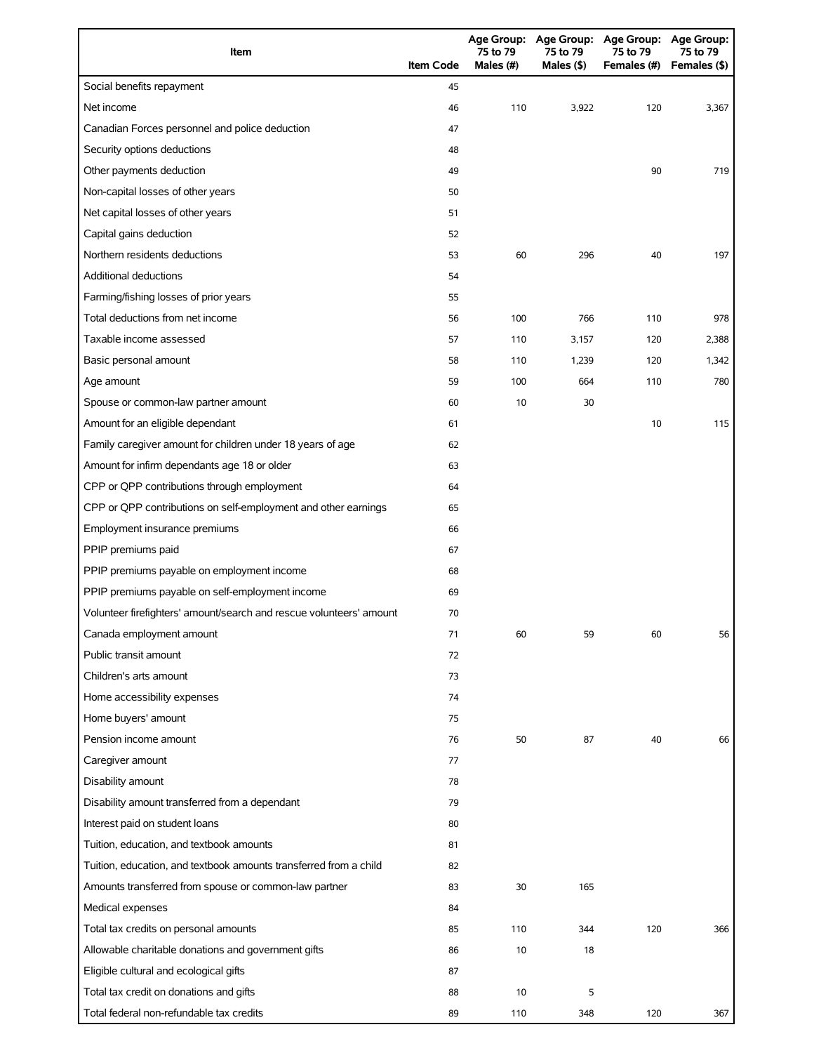| Item | Item Code | Age Group: 75 to 79 Males (#) | Age Group: 75 to 79 Males ($) | Age Group: 75 to 79 Females (#) | Age Group: 75 to 79 Females ($) |
|---|---|---|---|---|---|
| Social benefits repayment | 45 | | | | |
| Net income | 46 | 110 | 3,922 | 120 | 3,367 |
| Canadian Forces personnel and police deduction | 47 | | | | |
| Security options deductions | 48 | | | | |
| Other payments deduction | 49 | | | 90 | 719 |
| Non-capital losses of other years | 50 | | | | |
| Net capital losses of other years | 51 | | | | |
| Capital gains deduction | 52 | | | | |
| Northern residents deductions | 53 | 60 | 296 | 40 | 197 |
| Additional deductions | 54 | | | | |
| Farming/fishing losses of prior years | 55 | | | | |
| Total deductions from net income | 56 | 100 | 766 | 110 | 978 |
| Taxable income assessed | 57 | 110 | 3,157 | 120 | 2,388 |
| Basic personal amount | 58 | 110 | 1,239 | 120 | 1,342 |
| Age amount | 59 | 100 | 664 | 110 | 780 |
| Spouse or common-law partner amount | 60 | 10 | 30 | | |
| Amount for an eligible dependant | 61 | | | 10 | 115 |
| Family caregiver amount for children under 18 years of age | 62 | | | | |
| Amount for infirm dependants age 18 or older | 63 | | | | |
| CPP or QPP contributions through employment | 64 | | | | |
| CPP or QPP contributions on self-employment and other earnings | 65 | | | | |
| Employment insurance premiums | 66 | | | | |
| PPIP premiums paid | 67 | | | | |
| PPIP premiums payable on employment income | 68 | | | | |
| PPIP premiums payable on self-employment income | 69 | | | | |
| Volunteer firefighters' amount/search and rescue volunteers' amount | 70 | | | | |
| Canada employment amount | 71 | 60 | 59 | 60 | 56 |
| Public transit amount | 72 | | | | |
| Children's arts amount | 73 | | | | |
| Home accessibility expenses | 74 | | | | |
| Home buyers' amount | 75 | | | | |
| Pension income amount | 76 | 50 | 87 | 40 | 66 |
| Caregiver amount | 77 | | | | |
| Disability amount | 78 | | | | |
| Disability amount transferred from a dependant | 79 | | | | |
| Interest paid on student loans | 80 | | | | |
| Tuition, education, and textbook amounts | 81 | | | | |
| Tuition, education, and textbook amounts transferred from a child | 82 | | | | |
| Amounts transferred from spouse or common-law partner | 83 | 30 | 165 | | |
| Medical expenses | 84 | | | | |
| Total tax credits on personal amounts | 85 | 110 | 344 | 120 | 366 |
| Allowable charitable donations and government gifts | 86 | 10 | 18 | | |
| Eligible cultural and ecological gifts | 87 | | | | |
| Total tax credit on donations and gifts | 88 | 10 | 5 | | |
| Total federal non-refundable tax credits | 89 | 110 | 348 | 120 | 367 |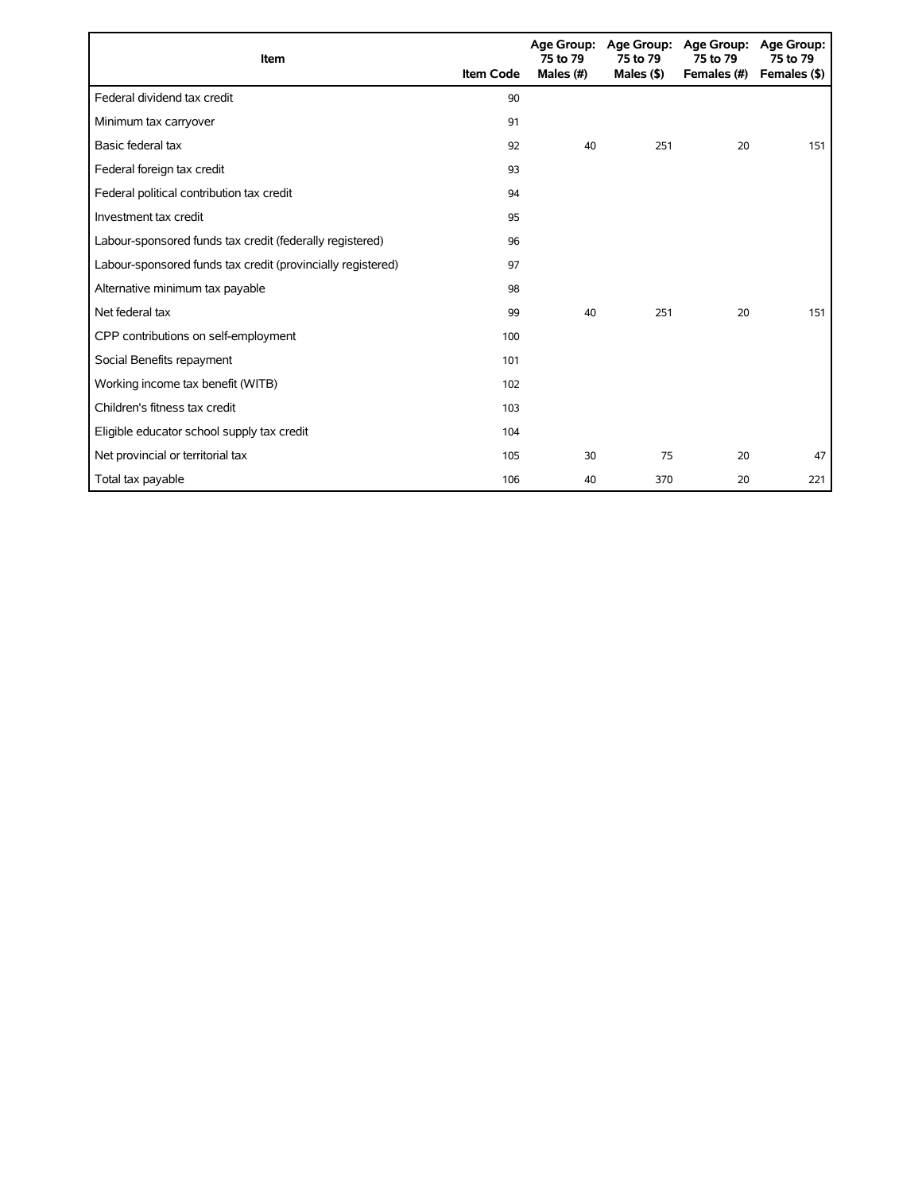| Item | Item Code | Age Group: 75 to 79 Males (#) | Age Group: 75 to 79 Males ($) | Age Group: 75 to 79 Females (#) | Age Group: 75 to 79 Females ($) |
|---|---|---|---|---|---|
| Federal dividend tax credit | 90 | | | | |
| Minimum tax carryover | 91 | | | | |
| Basic federal tax | 92 | 40 | 251 | 20 | 151 |
| Federal foreign tax credit | 93 | | | | |
| Federal political contribution tax credit | 94 | | | | |
| Investment tax credit | 95 | | | | |
| Labour-sponsored funds tax credit (federally registered) | 96 | | | | |
| Labour-sponsored funds tax credit (provincially registered) | 97 | | | | |
| Alternative minimum tax payable | 98 | | | | |
| Net federal tax | 99 | 40 | 251 | 20 | 151 |
| CPP contributions on self-employment | 100 | | | | |
| Social Benefits repayment | 101 | | | | |
| Working income tax benefit (WITB) | 102 | | | | |
| Children's fitness tax credit | 103 | | | | |
| Eligible educator school supply tax credit | 104 | | | | |
| Net provincial or territorial tax | 105 | 30 | 75 | 20 | 47 |
| Total tax payable | 106 | 40 | 370 | 20 | 221 |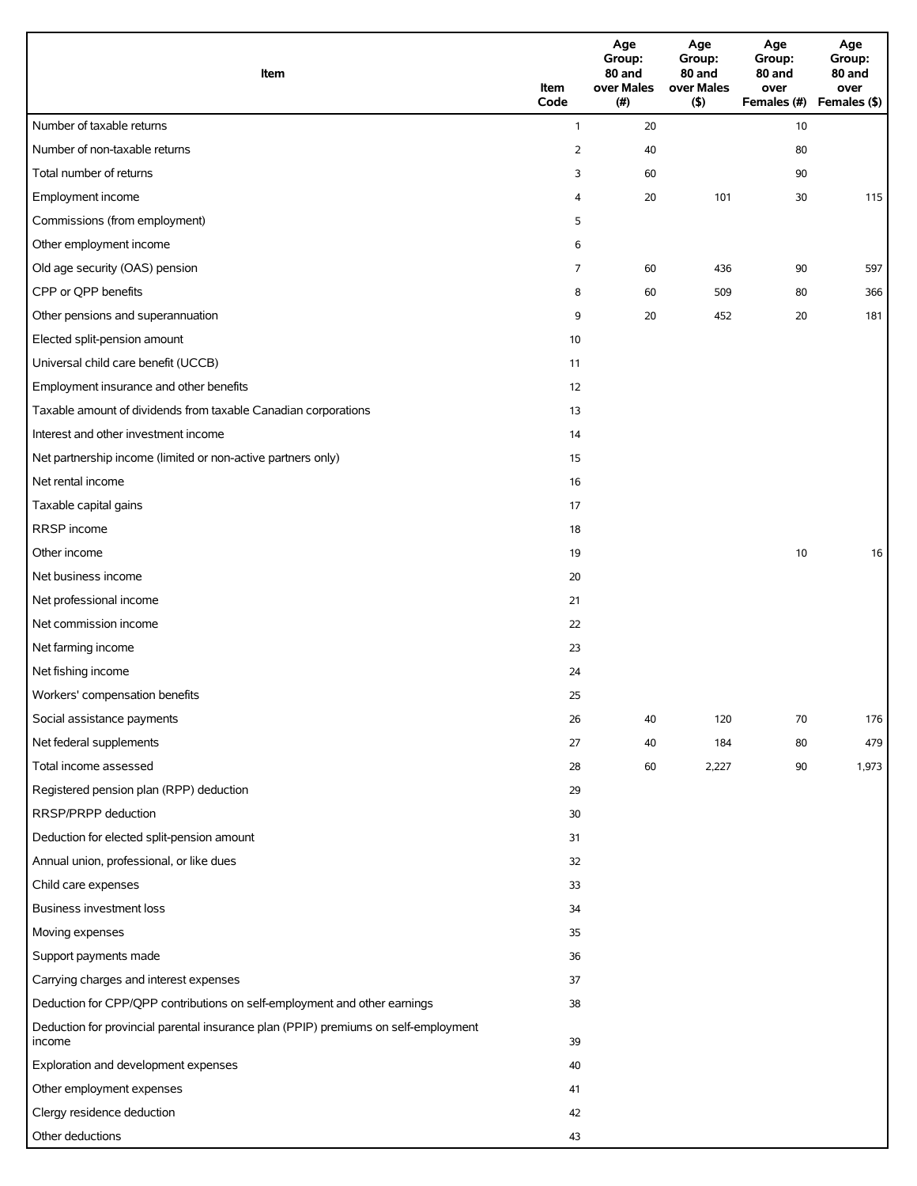| Item | Item Code | Age Group: 80 and over Males (#) | Age Group: 80 and over Males ($) | Age Group: 80 and over Females (#) | Age Group: 80 and over Females ($) |
|---|---|---|---|---|---|
| Number of taxable returns | 1 | 20 | | 10 | |
| Number of non-taxable returns | 2 | 40 | | 80 | |
| Total number of returns | 3 | 60 | | 90 | |
| Employment income | 4 | 20 | 101 | 30 | 115 |
| Commissions (from employment) | 5 | | | | |
| Other employment income | 6 | | | | |
| Old age security (OAS) pension | 7 | 60 | 436 | 90 | 597 |
| CPP or QPP benefits | 8 | 60 | 509 | 80 | 366 |
| Other pensions and superannuation | 9 | 20 | 452 | 20 | 181 |
| Elected split-pension amount | 10 | | | | |
| Universal child care benefit (UCCB) | 11 | | | | |
| Employment insurance and other benefits | 12 | | | | |
| Taxable amount of dividends from taxable Canadian corporations | 13 | | | | |
| Interest and other investment income | 14 | | | | |
| Net partnership income (limited or non-active partners only) | 15 | | | | |
| Net rental income | 16 | | | | |
| Taxable capital gains | 17 | | | | |
| RRSP income | 18 | | | | |
| Other income | 19 | | | 10 | 16 |
| Net business income | 20 | | | | |
| Net professional income | 21 | | | | |
| Net commission income | 22 | | | | |
| Net farming income | 23 | | | | |
| Net fishing income | 24 | | | | |
| Workers' compensation benefits | 25 | | | | |
| Social assistance payments | 26 | 40 | 120 | 70 | 176 |
| Net federal supplements | 27 | 40 | 184 | 80 | 479 |
| Total income assessed | 28 | 60 | 2,227 | 90 | 1,973 |
| Registered pension plan (RPP) deduction | 29 | | | | |
| RRSP/PRPP deduction | 30 | | | | |
| Deduction for elected split-pension amount | 31 | | | | |
| Annual union, professional, or like dues | 32 | | | | |
| Child care expenses | 33 | | | | |
| Business investment loss | 34 | | | | |
| Moving expenses | 35 | | | | |
| Support payments made | 36 | | | | |
| Carrying charges and interest expenses | 37 | | | | |
| Deduction for CPP/QPP contributions on self-employment and other earnings | 38 | | | | |
| Deduction for provincial parental insurance plan (PPIP) premiums on self-employment income | 39 | | | | |
| Exploration and development expenses | 40 | | | | |
| Other employment expenses | 41 | | | | |
| Clergy residence deduction | 42 | | | | |
| Other deductions | 43 | | | | |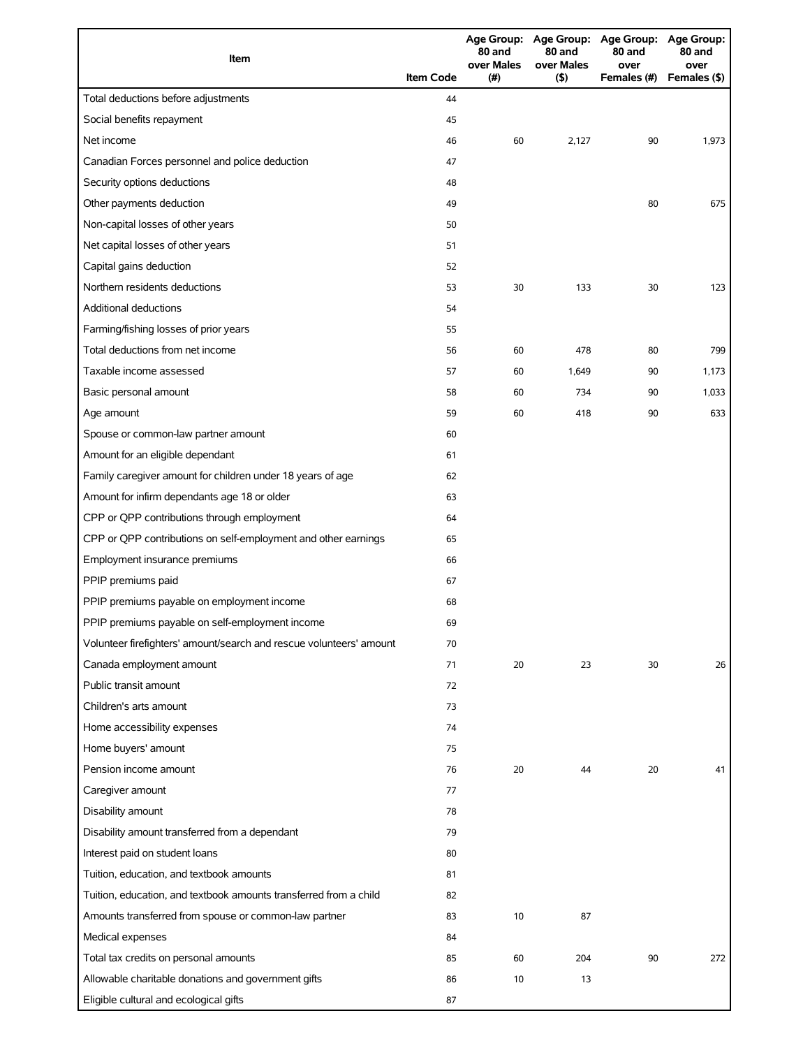| Item | Item Code | Age Group: 80 and over Males (#) | Age Group: 80 and over Males ($) | Age Group: 80 and over Females (#) | Age Group: 80 and over Females ($) |
|---|---|---|---|---|---|
| Total deductions before adjustments | 44 | | | | |
| Social benefits repayment | 45 | | | | |
| Net income | 46 | 60 | 2,127 | 90 | 1,973 |
| Canadian Forces personnel and police deduction | 47 | | | | |
| Security options deductions | 48 | | | | |
| Other payments deduction | 49 | | | 80 | 675 |
| Non-capital losses of other years | 50 | | | | |
| Net capital losses of other years | 51 | | | | |
| Capital gains deduction | 52 | | | | |
| Northern residents deductions | 53 | 30 | 133 | 30 | 123 |
| Additional deductions | 54 | | | | |
| Farming/fishing losses of prior years | 55 | | | | |
| Total deductions from net income | 56 | 60 | 478 | 80 | 799 |
| Taxable income assessed | 57 | 60 | 1,649 | 90 | 1,173 |
| Basic personal amount | 58 | 60 | 734 | 90 | 1,033 |
| Age amount | 59 | 60 | 418 | 90 | 633 |
| Spouse or common-law partner amount | 60 | | | | |
| Amount for an eligible dependant | 61 | | | | |
| Family caregiver amount for children under 18 years of age | 62 | | | | |
| Amount for infirm dependants age 18 or older | 63 | | | | |
| CPP or QPP contributions through employment | 64 | | | | |
| CPP or QPP contributions on self-employment and other earnings | 65 | | | | |
| Employment insurance premiums | 66 | | | | |
| PPIP premiums paid | 67 | | | | |
| PPIP premiums payable on employment income | 68 | | | | |
| PPIP premiums payable on self-employment income | 69 | | | | |
| Volunteer firefighters' amount/search and rescue volunteers' amount | 70 | | | | |
| Canada employment amount | 71 | 20 | 23 | 30 | 26 |
| Public transit amount | 72 | | | | |
| Children's arts amount | 73 | | | | |
| Home accessibility expenses | 74 | | | | |
| Home buyers' amount | 75 | | | | |
| Pension income amount | 76 | 20 | 44 | 20 | 41 |
| Caregiver amount | 77 | | | | |
| Disability amount | 78 | | | | |
| Disability amount transferred from a dependant | 79 | | | | |
| Interest paid on student loans | 80 | | | | |
| Tuition, education, and textbook amounts | 81 | | | | |
| Tuition, education, and textbook amounts transferred from a child | 82 | | | | |
| Amounts transferred from spouse or common-law partner | 83 | 10 | 87 | | |
| Medical expenses | 84 | | | | |
| Total tax credits on personal amounts | 85 | 60 | 204 | 90 | 272 |
| Allowable charitable donations and government gifts | 86 | 10 | 13 | | |
| Eligible cultural and ecological gifts | 87 | | | | |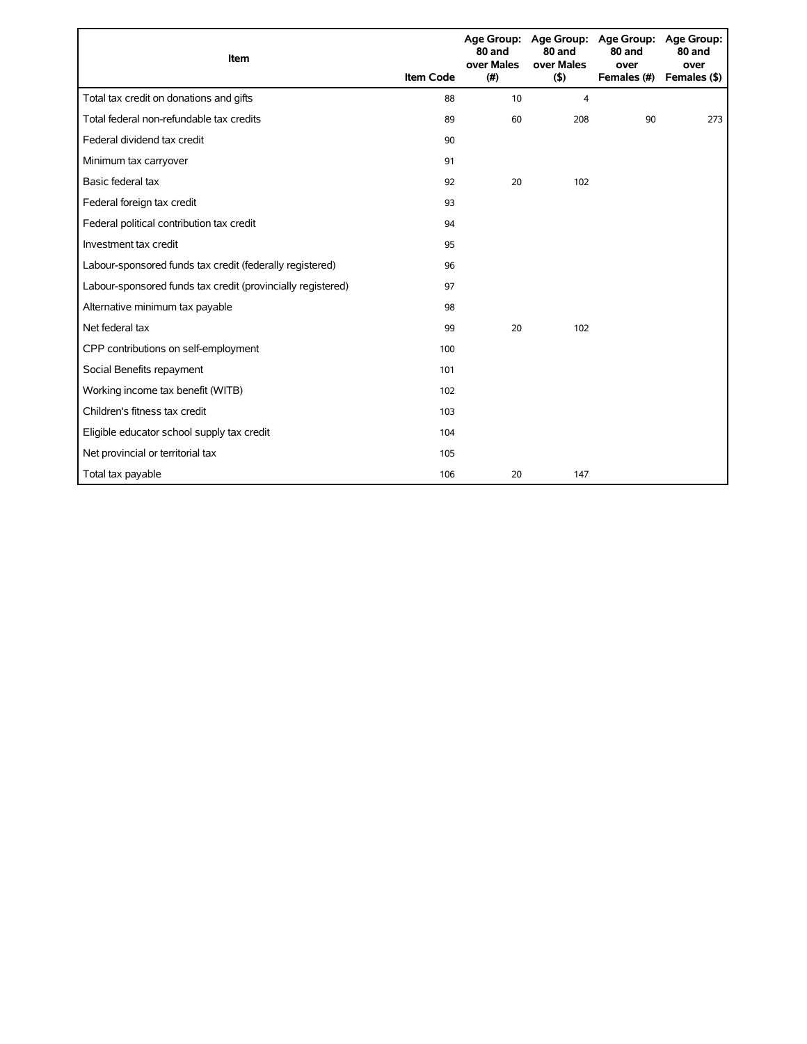| Item | Item Code | Age Group: 80 and over Males (#) | Age Group: 80 and over Males ($) | Age Group: 80 and over Females (#) | Age Group: 80 and over Females ($) |
|---|---|---|---|---|---|
| Total tax credit on donations and gifts | 88 | 10 | 4 | | |
| Total federal non-refundable tax credits | 89 | 60 | 208 | 90 | 273 |
| Federal dividend tax credit | 90 | | | | |
| Minimum tax carryover | 91 | | | | |
| Basic federal tax | 92 | 20 | 102 | | |
| Federal foreign tax credit | 93 | | | | |
| Federal political contribution tax credit | 94 | | | | |
| Investment tax credit | 95 | | | | |
| Labour-sponsored funds tax credit (federally registered) | 96 | | | | |
| Labour-sponsored funds tax credit (provincially registered) | 97 | | | | |
| Alternative minimum tax payable | 98 | | | | |
| Net federal tax | 99 | 20 | 102 | | |
| CPP contributions on self-employment | 100 | | | | |
| Social Benefits repayment | 101 | | | | |
| Working income tax benefit (WITB) | 102 | | | | |
| Children's fitness tax credit | 103 | | | | |
| Eligible educator school supply tax credit | 104 | | | | |
| Net provincial or territorial tax | 105 | | | | |
| Total tax payable | 106 | 20 | 147 | | |